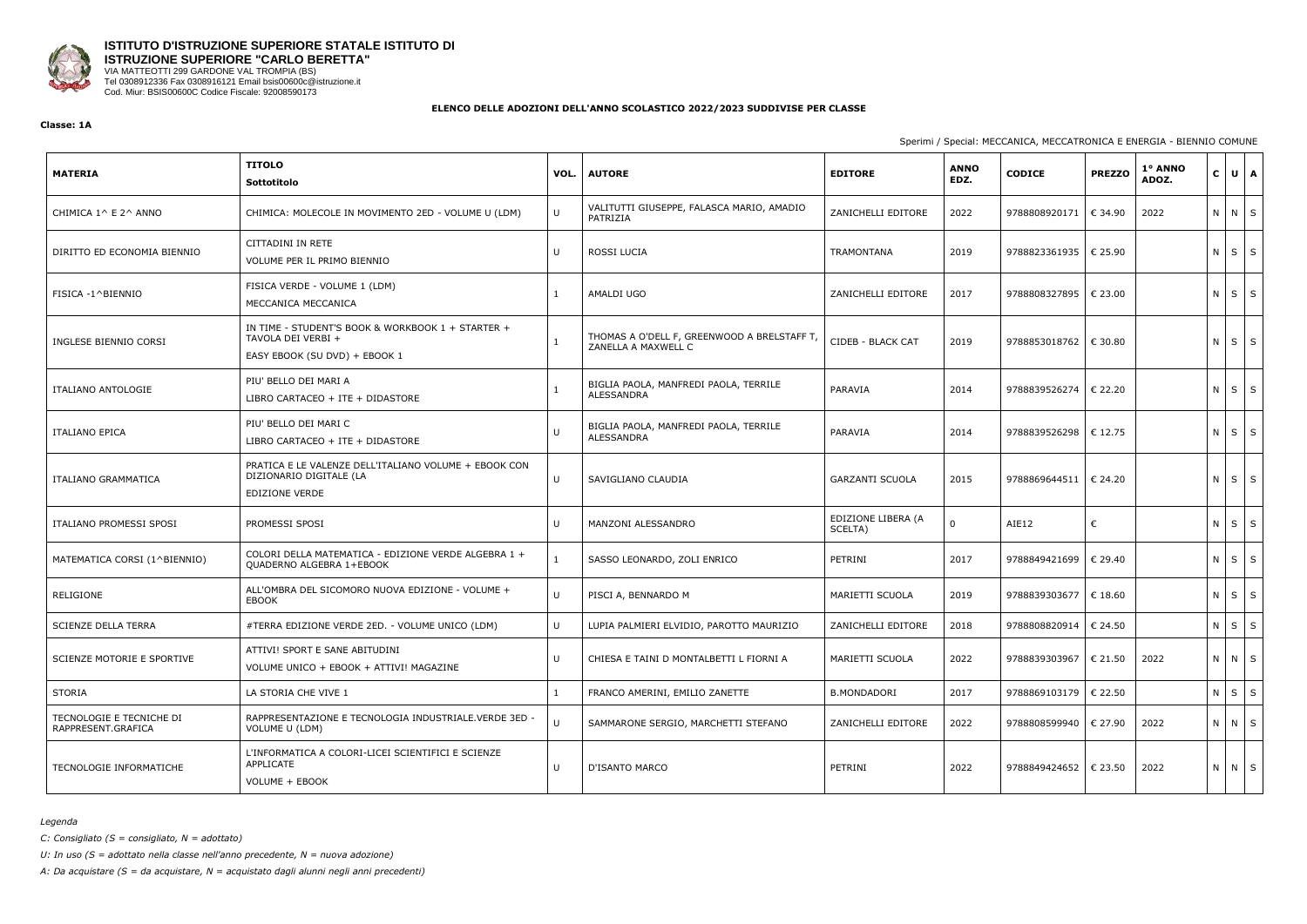**ISTITUTO D'ISTRUZIONE SUPERIORE STATALE ISTITUTO DI ISTRUZIONE SUPERIORE "CARLO BERETTA"**
VIA MATTEOTTI 299 GARDONE VAL TROMPIA (BS)
Tel 0308912336 Fax 0308916121 Email bsis00600c@istruzione.it
Cod. Miur: BSIS00600C Codice Fiscale: 92008590173

**ELENCO DELLE ADOZIONI DELL'ANNO SCOLASTICO 2022/2023 SUDDIVISE PER CLASSE**

**Classe: 1A**

Sperimi / Special: MECCANICA, MECCATRONICA E ENERGIA - BIENNIO COMUNE

| MATERIA | TITOLO Sottotitolo | VOL. | AUTORE | EDITORE | ANNO EDZ. | CODICE | PREZZO | 1° ANNO ADOZ. | C | U | A |
|---|---|---|---|---|---|---|---|---|---|---|---|
| CHIMICA 1^ E 2^ ANNO | CHIMICA: MOLECOLE IN MOVIMENTO 2ED - VOLUME U (LDM) | U | VALITUTTI GIUSEPPE, FALASCA MARIO, AMADIO PATRIZIA | ZANICHELLI EDITORE | 2022 | 9788808920171 | € 34.90 | 2022 | N | N | S |
| DIRITTO ED ECONOMIA BIENNIO | CITTADINI IN RETE<br>VOLUME PER IL PRIMO BIENNIO | U | ROSSI LUCIA | TRAMONTANA | 2019 | 9788823361935 | € 25.90 | | N | S | S |
| FISICA -1^BIENNIO | FISICA VERDE - VOLUME 1 (LDM)<br>MECCANICA MECCANICA | 1 | AMALDI UGO | ZANICHELLI EDITORE | 2017 | 9788808327895 | € 23.00 | | N | S | S |
| INGLESE BIENNIO CORSI | IN TIME - STUDENT'S BOOK & WORKBOOK 1 + STARTER + TAVOLA DEI VERBI +<br>EASY EBOOK (SU DVD) + EBOOK 1 | 1 | THOMAS A O'DELL F, GREENWOOD A BRELSTAFF T, ZANELLA A MAXWELL C | CIDEB - BLACK CAT | 2019 | 9788853018762 | € 30.80 | | N | S | S |
| ITALIANO ANTOLOGIE | PIU' BELLO DEI MARI A<br>LIBRO CARTACEO + ITE + DIDASTORE | 1 | BIGLIA PAOLA, MANFREDI PAOLA, TERRILE ALESSANDRA | PARAVIA | 2014 | 9788839526274 | € 22.20 | | N | S | S |
| ITALIANO EPICA | PIU' BELLO DEI MARI C<br>LIBRO CARTACEO + ITE + DIDASTORE | U | BIGLIA PAOLA, MANFREDI PAOLA, TERRILE ALESSANDRA | PARAVIA | 2014 | 9788839526298 | € 12.75 | | N | S | S |
| ITALIANO GRAMMATICA | PRATICA E LE VALENZE DELL'ITALIANO VOLUME + EBOOK CON DIZIONARIO DIGITALE (LA<br>EDIZIONE VERDE | U | SAVIGLIANO CLAUDIA | GARZANTI SCUOLA | 2015 | 9788869644511 | € 24.20 | | N | S | S |
| ITALIANO PROMESSI SPOSI | PROMESSI SPOSI | U | MANZONI ALESSANDRO | EDIZIONE LIBERA (A SCELTA) | 0 | AIE12 | € | | N | S | S |
| MATEMATICA CORSI (1^BIENNIO) | COLORI DELLA MATEMATICA - EDIZIONE VERDE ALGEBRA 1 + QUADERNO ALGEBRA 1+EBOOK | 1 | SASSO LEONARDO, ZOLI ENRICO | PETRINI | 2017 | 9788849421699 | € 29.40 | | N | S | S |
| RELIGIONE | ALL'OMBRA DEL SICOMORO NUOVA EDIZIONE - VOLUME + EBOOK | U | PISCI A, BENNARDO M | MARIETTI SCUOLA | 2019 | 9788839303677 | € 18.60 | | N | S | S |
| SCIENZE DELLA TERRA | #TERRA EDIZIONE VERDE 2ED. - VOLUME UNICO (LDM) | U | LUPIA PALMIERI ELVIDIO, PAROTTO MAURIZIO | ZANICHELLI EDITORE | 2018 | 9788808820914 | € 24.50 | | N | S | S |
| SCIENZE MOTORIE E SPORTIVE | ATTIVI! SPORT E SANE ABITUDINI<br>VOLUME UNICO + EBOOK + ATTIVI! MAGAZINE | U | CHIESA E TAINI D MONTALBETTI L FIORNI A | MARIETTI SCUOLA | 2022 | 9788839303967 | € 21.50 | 2022 | N | N | S |
| STORIA | LA STORIA CHE VIVE 1 | 1 | FRANCO AMERINI, EMILIO ZANETTE | B.MONDADORI | 2017 | 9788869103179 | € 22.50 | | N | S | S |
| TECNOLOGIE E TECNICHE DI RAPPRESENT.GRAFICA | RAPPRESENTAZIONE E TECNOLOGIA INDUSTRIALE.VERDE 3ED - VOLUME U (LDM) | U | SAMMARONE SERGIO, MARCHETTI STEFANO | ZANICHELLI EDITORE | 2022 | 9788808599940 | € 27.90 | 2022 | N | N | S |
| TECNOLOGIE INFORMATICHE | L'INFORMATICA A COLORI-LICEI SCIENTIFICI E SCIENZE APPLICATE<br>VOLUME + EBOOK | U | D'ISANTO MARCO | PETRINI | 2022 | 9788849424652 | € 23.50 | 2022 | N | N | S |

*Legenda*

*C: Consigliato (S = consigliato, N = adottato)*

*U: In uso (S = adottato nella classe nell'anno precedente, N = nuova adozione)*

*A: Da acquistare (S = da acquistare, N = acquistato dagli alunni negli anni precedenti)*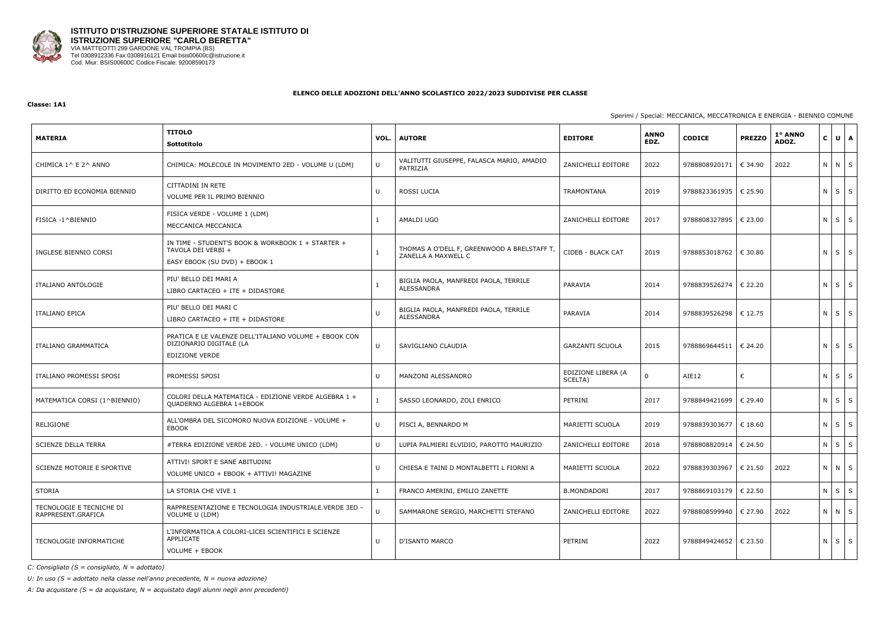**ISTITUTO D'ISTRUZIONE SUPERIORE STATALE ISTITUTO DI ISTRUZIONE SUPERIORE "CARLO BERETTA"**
VIA MATTEOTTI 299 GARDONE VAL TROMPIA (BS)
Tel 0308912336 Fax 0308916121 Email bsis00600c@istruzione.it
Cod. Miur: BSIS00600C Codice Fiscale: 92008590173

**ELENCO DELLE ADOZIONI DELL'ANNO SCOLASTICO 2022/2023 SUDDIVISE PER CLASSE**

**Classe: 1A1**

Sperimi / Special: MECCANICA, MECCATRONICA E ENERGIA - BIENNIO COMUNE

| MATERIA | TITOLO Sottotitolo | VOL. | AUTORE | EDITORE | ANNO EDZ. | CODICE | PREZZO | 1° ANNO ADOZ. | C | U | A |
|---|---|---|---|---|---|---|---|---|---|---|---|
| CHIMICA 1^ E 2^ ANNO | CHIMICA: MOLECOLE IN MOVIMENTO 2ED - VOLUME U (LDM) | U | VALITUTTI GIUSEPPE, FALASCA MARIO, AMADIO PATRIZIA | ZANICHELLI EDITORE | 2022 | 9788808920171 | € 34.90 | 2022 | N | N | S |
| DIRITTO ED ECONOMIA BIENNIO | CITTADINI IN RETE<br>VOLUME PER IL PRIMO BIENNIO | U | ROSSI LUCIA | TRAMONTANA | 2019 | 9788823361935 | € 25.90 | | N | S | S |
| FISICA -1^BIENNIO | FISICA VERDE - VOLUME 1 (LDM)<br>MECCANICA MECCANICA | 1 | AMALDI UGO | ZANICHELLI EDITORE | 2017 | 9788808327895 | € 23.00 | | N | S | S |
| INGLESE BIENNIO CORSI | IN TIME - STUDENT'S BOOK & WORKBOOK 1 + STARTER + TAVOLA DEI VERBI +<br>EASY EBOOK (SU DVD) + EBOOK 1 | 1 | THOMAS A O'DELL F, GREENWOOD A BRELSTAFF T, ZANELLA A MAXWELL C | CIDEB - BLACK CAT | 2019 | 9788853018762 | € 30.80 | | N | S | S |
| ITALIANO ANTOLOGIE | PIU' BELLO DEI MARI A<br>LIBRO CARTACEO + ITE + DIDASTORE | 1 | BIGLIA PAOLA, MANFREDI PAOLA, TERRILE ALESSANDRA | PARAVIA | 2014 | 9788839526274 | € 22.20 | | N | S | S |
| ITALIANO EPICA | PIU' BELLO DEI MARI C<br>LIBRO CARTACEO + ITE + DIDASTORE | U | BIGLIA PAOLA, MANFREDI PAOLA, TERRILE ALESSANDRA | PARAVIA | 2014 | 9788839526298 | € 12.75 | | N | S | S |
| ITALIANO GRAMMATICA | PRATICA E LE VALENZE DELL'ITALIANO VOLUME + EBOOK CON DIZIONARIO DIGITALE (LA<br>EDIZIONE VERDE | U | SAVIGLIANO CLAUDIA | GARZANTI SCUOLA | 2015 | 9788869644511 | € 24.20 | | N | S | S |
| ITALIANO PROMESSI SPOSI | PROMESSI SPOSI | U | MANZONI ALESSANDRO | EDIZIONE LIBERA (A SCELTA) | 0 | AIE12 | € | | N | S | S |
| MATEMATICA CORSI (1^BIENNIO) | COLORI DELLA MATEMATICA - EDIZIONE VERDE ALGEBRA 1 + QUADERNO ALGEBRA 1+EBOOK | 1 | SASSO LEONARDO, ZOLI ENRICO | PETRINI | 2017 | 9788849421699 | € 29.40 | | N | S | S |
| RELIGIONE | ALL'OMBRA DEL SICOMORO NUOVA EDIZIONE - VOLUME + EBOOK | U | PISCI A, BENNARDO M | MARIETTI SCUOLA | 2019 | 9788839303677 | € 18.60 | | N | S | S |
| SCIENZE DELLA TERRA | #TERRA EDIZIONE VERDE 2ED. - VOLUME UNICO (LDM) | U | LUPIA PALMIERI ELVIDIO, PAROTTO MAURIZIO | ZANICHELLI EDITORE | 2018 | 9788808820914 | € 24.50 | | N | S | S |
| SCIENZE MOTORIE E SPORTIVE | ATTIVI! SPORT E SANE ABITUDINI<br>VOLUME UNICO + EBOOK + ATTIVI! MAGAZINE | U | CHIESA E TAINI D MONTALBETTI L FIORNI A | MARIETTI SCUOLA | 2022 | 9788839303967 | € 21.50 | 2022 | N | N | S |
| STORIA | LA STORIA CHE VIVE 1 | 1 | FRANCO AMERINI, EMILIO ZANETTE | B.MONDADORI | 2017 | 9788869103179 | € 22.50 | | N | S | S |
| TECNOLOGIE E TECNICHE DI RAPPRESENT.GRAFICA | RAPPRESENTAZIONE E TECNOLOGIA INDUSTRIALE.VERDE 3ED - VOLUME U (LDM) | U | SAMMARONE SERGIO, MARCHETTI STEFANO | ZANICHELLI EDITORE | 2022 | 9788808599940 | € 27.90 | 2022 | N | N | S |
| TECNOLOGIE INFORMATICHE | L'INFORMATICA A COLORI-LICEI SCIENTIFICI E SCIENZE APPLICATE<br>VOLUME + EBOOK | U | D'ISANTO MARCO | PETRINI | 2022 | 9788849424652 | € 23.50 | | N | S | S |

*C: Consigliato (S = consigliato, N = adottato)*

*U: In uso (S = adottato nella classe nell'anno precedente, N = nuova adozione)*

*A: Da acquistare (S = da acquistare, N = acquistato dagli alunni negli anni precedenti)*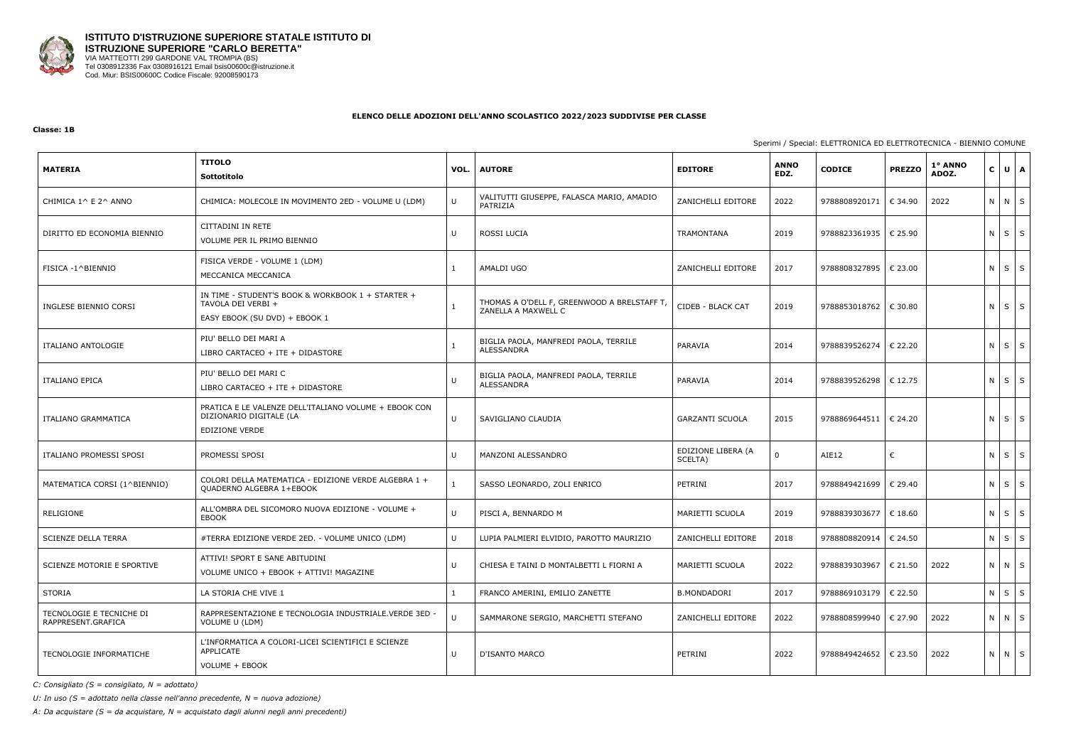**ISTITUTO D'ISTRUZIONE SUPERIORE STATALE ISTITUTO DI ISTRUZIONE SUPERIORE "CARLO BERETTA"**
VIA MATTEOTTI 299 GARDONE VAL TROMPIA (BS)
Tel 0308912336 Fax 0308916121 Email bsis00600c@istruzione.it
Cod. Miur: BSIS00600C Codice Fiscale: 92008590173

## ELENCO DELLE ADOZIONI DELL'ANNO SCOLASTICO 2022/2023 SUDDIVISE PER CLASSE

**Classe: 1B**

Sperimi / Special: ELETTRONICA ED ELETTROTECNICA - BIENNIO COMUNE

| MATERIA | TITOLO Sottotitolo | VOL. | AUTORE | EDITORE | ANNO EDZ. | CODICE | PREZZO | 1° ANNO ADOZ. | C | U | A |
|---|---|---|---|---|---|---|---|---|---|---|---|
| CHIMICA 1^ E 2^ ANNO | CHIMICA: MOLECOLE IN MOVIMENTO 2ED - VOLUME U (LDM) | U | VALITUTTI GIUSEPPE, FALASCA MARIO, AMADIO PATRIZIA | ZANICHELLI EDITORE | 2022 | 9788808920171 | € 34.90 | 2022 | N | N | S |
| DIRITTO ED ECONOMIA BIENNIO | CITTADINI IN RETE<br>VOLUME PER IL PRIMO BIENNIO | U | ROSSI LUCIA | TRAMONTANA | 2019 | 9788823361935 | € 25.90 | | N | S | S |
| FISICA -1^BIENNIO | FISICA VERDE - VOLUME 1 (LDM)<br>MECCANICA MECCANICA | 1 | AMALDI UGO | ZANICHELLI EDITORE | 2017 | 9788808327895 | € 23.00 | | N | S | S |
| INGLESE BIENNIO CORSI | IN TIME - STUDENT'S BOOK & WORKBOOK 1 + STARTER + TAVOLA DEI VERBI +<br>EASY EBOOK (SU DVD) + EBOOK 1 | 1 | THOMAS A O'DELL F, GREENWOOD A BRELSTAFF T, ZANELLA A MAXWELL C | CIDEB - BLACK CAT | 2019 | 9788853018762 | € 30.80 | | N | S | S |
| ITALIANO ANTOLOGIE | PIU' BELLO DEI MARI A<br>LIBRO CARTACEO + ITE + DIDASTORE | 1 | BIGLIA PAOLA, MANFREDI PAOLA, TERRILE ALESSANDRA | PARAVIA | 2014 | 9788839526274 | € 22.20 | | N | S | S |
| ITALIANO EPICA | PIU' BELLO DEI MARI C<br>LIBRO CARTACEO + ITE + DIDASTORE | U | BIGLIA PAOLA, MANFREDI PAOLA, TERRILE ALESSANDRA | PARAVIA | 2014 | 9788839526298 | € 12.75 | | N | S | S |
| ITALIANO GRAMMATICA | PRATICA E LE VALENZE DELL'ITALIANO VOLUME + EBOOK CON DIZIONARIO DIGITALE (LA<br>EDIZIONE VERDE | U | SAVIGLIANO CLAUDIA | GARZANTI SCUOLA | 2015 | 9788869644511 | € 24.20 | | N | S | S |
| ITALIANO PROMESSI SPOSI | PROMESSI SPOSI | U | MANZONI ALESSANDRO | EDIZIONE LIBERA (A SCELTA) | 0 | AIE12 | € | | N | S | S |
| MATEMATICA CORSI (1^BIENNIO) | COLORI DELLA MATEMATICA - EDIZIONE VERDE ALGEBRA 1 + QUADERNO ALGEBRA 1+EBOOK | 1 | SASSO LEONARDO, ZOLI ENRICO | PETRINI | 2017 | 9788849421699 | € 29.40 | | N | S | S |
| RELIGIONE | ALL'OMBRA DEL SICOMORO NUOVA EDIZIONE - VOLUME + EBOOK | U | PISCI A, BENNARDO M | MARIETTI SCUOLA | 2019 | 9788839303677 | € 18.60 | | N | S | S |
| SCIENZE DELLA TERRA | #TERRA EDIZIONE VERDE 2ED. - VOLUME UNICO (LDM) | U | LUPIA PALMIERI ELVIDIO, PAROTTO MAURIZIO | ZANICHELLI EDITORE | 2018 | 9788808820914 | € 24.50 | | N | S | S |
| SCIENZE MOTORIE E SPORTIVE | ATTIVI! SPORT E SANE ABITUDINI<br>VOLUME UNICO + EBOOK + ATTIVI! MAGAZINE | U | CHIESA E TAINI D MONTALBETTI L FIORNI A | MARIETTI SCUOLA | 2022 | 9788839303967 | € 21.50 | 2022 | N | N | S |
| STORIA | LA STORIA CHE VIVE 1 | 1 | FRANCO AMERINI, EMILIO ZANETTE | B.MONDADORI | 2017 | 9788869103179 | € 22.50 | | N | S | S |
| TECNOLOGIE E TECNICHE DI RAPPRESENT.GRAFICA | RAPPRESENTAZIONE E TECNOLOGIA INDUSTRIALE.VERDE 3ED - VOLUME U (LDM) | U | SAMMARONE SERGIO, MARCHETTI STEFANO | ZANICHELLI EDITORE | 2022 | 9788808599940 | € 27.90 | 2022 | N | N | S |
| TECNOLOGIE INFORMATICHE | L'INFORMATICA A COLORI-LICEI SCIENTIFICI E SCIENZE APPLICATE<br>VOLUME + EBOOK | U | D'ISANTO MARCO | PETRINI | 2022 | 9788849424652 | € 23.50 | 2022 | N | N | S |

*C: Consigliato (S = consigliato, N = adottato)*

*U: In uso (S = adottato nella classe nell'anno precedente, N = nuova adozione)*

*A: Da acquistare (S = da acquistare, N = acquistato dagli alunni negli anni precedenti)*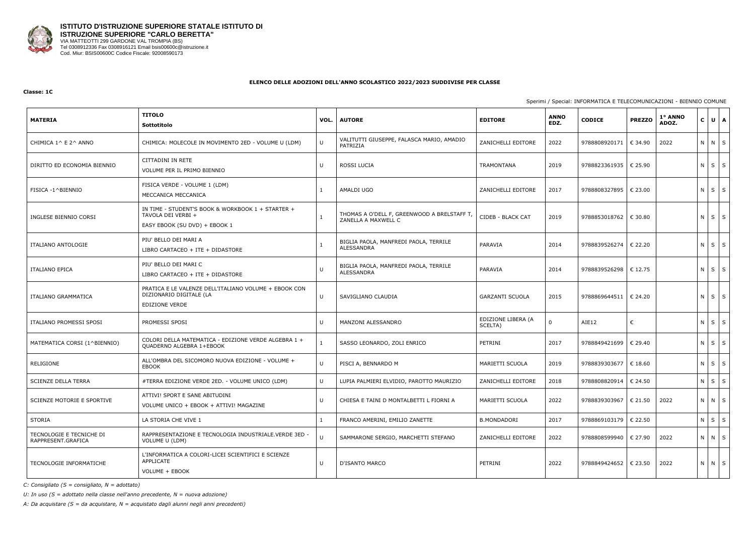**ISTITUTO D'ISTRUZIONE SUPERIORE STATALE ISTITUTO DI ISTRUZIONE SUPERIORE "CARLO BERETTA"**
VIA MATTEOTTI 299 GARDONE VAL TROMPIA (BS)
Tel 0308912336 Fax 0308916121 Email bsis00600c@istruzione.it
Cod. Miur: BSIS00600C Codice Fiscale: 92008590173

**ELENCO DELLE ADOZIONI DELL'ANNO SCOLASTICO 2022/2023 SUDDIVISE PER CLASSE**

**Classe: 1C**

Sperimi / Special: INFORMATICA E TELECOMUNICAZIONI - BIENNIO COMUNE

| MATERIA | TITOLO Sottotitolo | VOL. | AUTORE | EDITORE | ANNO EDZ. | CODICE | PREZZO | 1° ANNO ADOZ. | C | U | A |
|---|---|---|---|---|---|---|---|---|---|---|---|
| CHIMICA 1^ E 2^ ANNO | CHIMICA: MOLECOLE IN MOVIMENTO 2ED - VOLUME U (LDM) | U | VALITUTTI GIUSEPPE, FALASCA MARIO, AMADIO PATRIZIA | ZANICHELLI EDITORE | 2022 | 9788808920171 | € 34.90 | 2022 | N | N | S |
| DIRITTO ED ECONOMIA BIENNIO | CITTADINI IN RETE<br>VOLUME PER IL PRIMO BIENNIO | U | ROSSI LUCIA | TRAMONTANA | 2019 | 9788823361935 | € 25.90 | | N | S | S |
| FISICA -1^BIENNIO | FISICA VERDE - VOLUME 1 (LDM)<br>MECCANICA MECCANICA | 1 | AMALDI UGO | ZANICHELLI EDITORE | 2017 | 9788808327895 | € 23.00 | | N | S | S |
| INGLESE BIENNIO CORSI | IN TIME - STUDENT'S BOOK & WORKBOOK 1 + STARTER + TAVOLA DEI VERBI +<br>EASY EBOOK (SU DVD) + EBOOK 1 | 1 | THOMAS A O'DELL F, GREENWOOD A BRELSTAFF T, ZANELLA A MAXWELL C | CIDEB - BLACK CAT | 2019 | 9788853018762 | € 30.80 | | N | S | S |
| ITALIANO ANTOLOGIE | PIU' BELLO DEI MARI A<br>LIBRO CARTACEO + ITE + DIDASTORE | 1 | BIGLIA PAOLA, MANFREDI PAOLA, TERRILE ALESSANDRA | PARAVIA | 2014 | 9788839526274 | € 22.20 | | N | S | S |
| ITALIANO EPICA | PIU' BELLO DEI MARI C<br>LIBRO CARTACEO + ITE + DIDASTORE | U | BIGLIA PAOLA, MANFREDI PAOLA, TERRILE ALESSANDRA | PARAVIA | 2014 | 9788839526298 | € 12.75 | | N | S | S |
| ITALIANO GRAMMATICA | PRATICA E LE VALENZE DELL'ITALIANO VOLUME + EBOOK CON DIZIONARIO DIGITALE (LA<br>EDIZIONE VERDE | U | SAVIGLIANO CLAUDIA | GARZANTI SCUOLA | 2015 | 9788869644511 | € 24.20 | | N | S | S |
| ITALIANO PROMESSI SPOSI | PROMESSI SPOSI | U | MANZONI ALESSANDRO | EDIZIONE LIBERA (A SCELTA) | 0 | AIE12 | € | | N | S | S |
| MATEMATICA CORSI (1^BIENNIO) | COLORI DELLA MATEMATICA - EDIZIONE VERDE ALGEBRA 1 + QUADERNO ALGEBRA 1+EBOOK | 1 | SASSO LEONARDO, ZOLI ENRICO | PETRINI | 2017 | 9788849421699 | € 29.40 | | N | S | S |
| RELIGIONE | ALL'OMBRA DEL SICOMORO NUOVA EDIZIONE - VOLUME + EBOOK | U | PISCI A, BENNARDO M | MARIETTI SCUOLA | 2019 | 9788839303677 | € 18.60 | | N | S | S |
| SCIENZE DELLA TERRA | #TERRA EDIZIONE VERDE 2ED. - VOLUME UNICO (LDM) | U | LUPIA PALMIERI ELVIDIO, PAROTTO MAURIZIO | ZANICHELLI EDITORE | 2018 | 9788808820914 | € 24.50 | | N | S | S |
| SCIENZE MOTORIE E SPORTIVE | ATTIVI! SPORT E SANE ABITUDINI<br>VOLUME UNICO + EBOOK + ATTIVI! MAGAZINE | U | CHIESA E TAINI D MONTALBETTI L FIORNI A | MARIETTI SCUOLA | 2022 | 9788839303967 | € 21.50 | 2022 | N | N | S |
| STORIA | LA STORIA CHE VIVE 1 | 1 | FRANCO AMERINI, EMILIO ZANETTE | B.MONDADORI | 2017 | 9788869103179 | € 22.50 | | N | S | S |
| TECNOLOGIE E TECNICHE DI RAPPRESENT.GRAFICA | RAPPRESENTAZIONE E TECNOLOGIA INDUSTRIALE.VERDE 3ED - VOLUME U (LDM) | U | SAMMARONE SERGIO, MARCHETTI STEFANO | ZANICHELLI EDITORE | 2022 | 9788808599940 | € 27.90 | 2022 | N | N | S |
| TECNOLOGIE INFORMATICHE | L'INFORMATICA A COLORI-LICEI SCIENTIFICI E SCIENZE APPLICATE<br>VOLUME + EBOOK | U | D'ISANTO MARCO | PETRINI | 2022 | 9788849424652 | € 23.50 | 2022 | N | N | S |

*C: Consigliato (S = consigliato, N = adottato)*

*U: In uso (S = adottato nella classe nell'anno precedente, N = nuova adozione)*

*A: Da acquistare (S = da acquistare, N = acquistato dagli alunni negli anni precedenti)*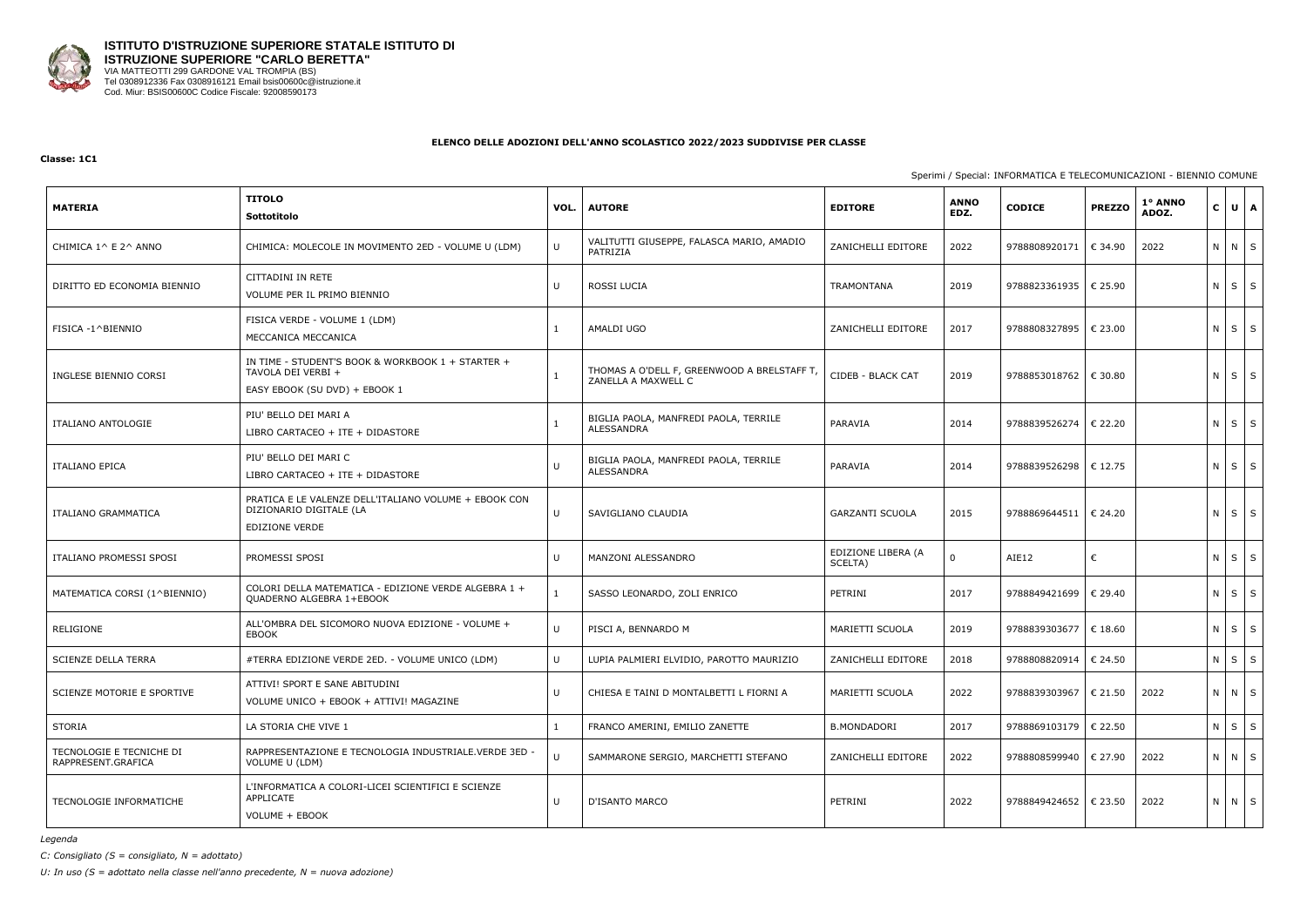**ISTITUTO D'ISTRUZIONE SUPERIORE STATALE ISTITUTO DI ISTRUZIONE SUPERIORE "CARLO BERETTA"**
VIA MATTEOTTI 299 GARDONE VAL TROMPIA (BS)
Tel 0308912336 Fax 0308916121 Email bsis00600c@istruzione.it
Cod. Miur: BSIS00600C Codice Fiscale: 92008590173

**ELENCO DELLE ADOZIONI DELL'ANNO SCOLASTICO 2022/2023 SUDDIVISE PER CLASSE**

**Classe: 1C1**

Sperimi / Special: INFORMATICA E TELECOMUNICAZIONI - BIENNIO COMUNE

| MATERIA | TITOLO Sottotitolo | VOL. | AUTORE | EDITORE | ANNO EDZ. | CODICE | PREZZO | 1° ANNO ADOZ. | C | U | A |
|---|---|---|---|---|---|---|---|---|---|---|---|
| CHIMICA 1^ E 2^ ANNO | CHIMICA: MOLECOLE IN MOVIMENTO 2ED - VOLUME U (LDM) | U | VALITUTTI GIUSEPPE, FALASCA MARIO, AMADIO PATRIZIA | ZANICHELLI EDITORE | 2022 | 9788808920171 | € 34.90 | 2022 | N | N | S |
| DIRITTO ED ECONOMIA BIENNIO | CITTADINI IN RETE<br>VOLUME PER IL PRIMO BIENNIO | U | ROSSI LUCIA | TRAMONTANA | 2019 | 9788823361935 | € 25.90 | | N | S | S |
| FISICA -1^BIENNIO | FISICA VERDE - VOLUME 1 (LDM)<br>MECCANICA MECCANICA | 1 | AMALDI UGO | ZANICHELLI EDITORE | 2017 | 9788808327895 | € 23.00 | | N | S | S |
| INGLESE BIENNIO CORSI | IN TIME - STUDENT'S BOOK & WORKBOOK 1 + STARTER + TAVOLA DEI VERBI +<br>EASY EBOOK (SU DVD) + EBOOK 1 | 1 | THOMAS A O'DELL F, GREENWOOD A BRELSTAFF T, ZANELLA A MAXWELL C | CIDEB - BLACK CAT | 2019 | 9788853018762 | € 30.80 | | N | S | S |
| ITALIANO ANTOLOGIE | PIU' BELLO DEI MARI A<br>LIBRO CARTACEO + ITE + DIDASTORE | 1 | BIGLIA PAOLA, MANFREDI PAOLA, TERRILE ALESSANDRA | PARAVIA | 2014 | 9788839526274 | € 22.20 | | N | S | S |
| ITALIANO EPICA | PIU' BELLO DEI MARI C<br>LIBRO CARTACEO + ITE + DIDASTORE | U | BIGLIA PAOLA, MANFREDI PAOLA, TERRILE ALESSANDRA | PARAVIA | 2014 | 9788839526298 | € 12.75 | | N | S | S |
| ITALIANO GRAMMATICA | PRATICA E LE VALENZE DELL'ITALIANO VOLUME + EBOOK CON DIZIONARIO DIGITALE (LA<br>EDIZIONE VERDE | U | SAVIGLIANO CLAUDIA | GARZANTI SCUOLA | 2015 | 9788869644511 | € 24.20 | | N | S | S |
| ITALIANO PROMESSI SPOSI | PROMESSI SPOSI | U | MANZONI ALESSANDRO | EDIZIONE LIBERA (A SCELTA) | 0 | AIE12 | € | | N | S | S |
| MATEMATICA CORSI (1^BIENNIO) | COLORI DELLA MATEMATICA - EDIZIONE VERDE ALGEBRA 1 + QUADERNO ALGEBRA 1+EBOOK | 1 | SASSO LEONARDO, ZOLI ENRICO | PETRINI | 2017 | 9788849421699 | € 29.40 | | N | S | S |
| RELIGIONE | ALL'OMBRA DEL SICOMORO NUOVA EDIZIONE - VOLUME + EBOOK | U | PISCI A, BENNARDO M | MARIETTI SCUOLA | 2019 | 9788839303677 | € 18.60 | | N | S | S |
| SCIENZE DELLA TERRA | #TERRA EDIZIONE VERDE 2ED. - VOLUME UNICO (LDM) | U | LUPIA PALMIERI ELVIDIO, PAROTTO MAURIZIO | ZANICHELLI EDITORE | 2018 | 9788808820914 | € 24.50 | | N | S | S |
| SCIENZE MOTORIE E SPORTIVE | ATTIVI! SPORT E SANE ABITUDINI<br>VOLUME UNICO + EBOOK + ATTIVI! MAGAZINE | U | CHIESA E TAINI D MONTALBETTI L FIORNI A | MARIETTI SCUOLA | 2022 | 9788839303967 | € 21.50 | 2022 | N | N | S |
| STORIA | LA STORIA CHE VIVE 1 | 1 | FRANCO AMERINI, EMILIO ZANETTE | B.MONDADORI | 2017 | 9788869103179 | € 22.50 | | N | S | S |
| TECNOLOGIE E TECNICHE DI RAPPRESENT.GRAFICA | RAPPRESENTAZIONE E TECNOLOGIA INDUSTRIALE.VERDE 3ED - VOLUME U (LDM) | U | SAMMARONE SERGIO, MARCHETTI STEFANO | ZANICHELLI EDITORE | 2022 | 9788808599940 | € 27.90 | 2022 | N | N | S |
| TECNOLOGIE INFORMATICHE | L'INFORMATICA A COLORI-LICEI SCIENTIFICI E SCIENZE APPLICATE<br>VOLUME + EBOOK | U | D'ISANTO MARCO | PETRINI | 2022 | 9788849424652 | € 23.50 | 2022 | N | N | S |

*Legenda*

*C: Consigliato (S = consigliato, N = adottato)*

*U: In uso (S = adottato nella classe nell'anno precedente, N = nuova adozione)*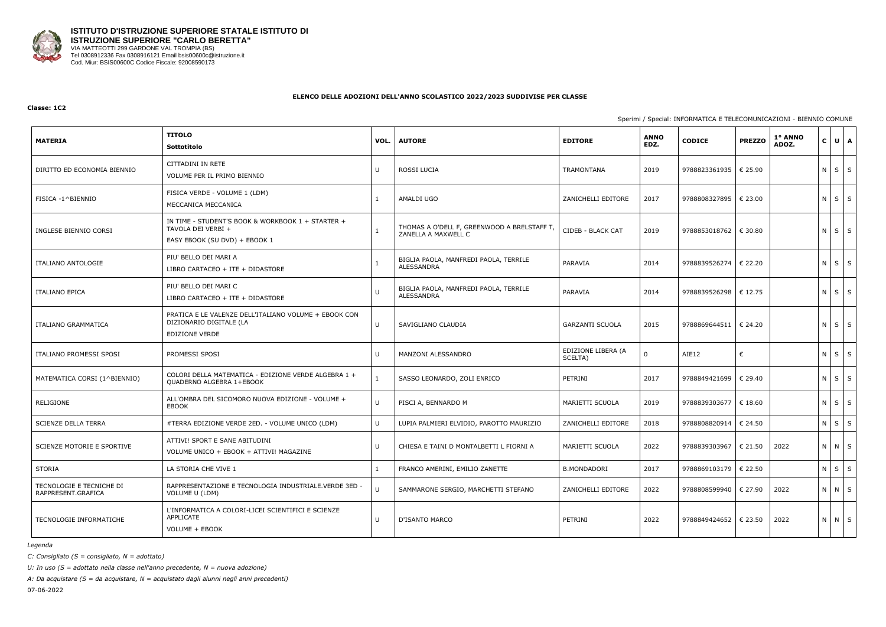**ISTITUTO D'ISTRUZIONE SUPERIORE STATALE ISTITUTO DI ISTRUZIONE SUPERIORE "CARLO BERETTA"**
VIA MATTEOTTI 299 GARDONE VAL TROMPIA (BS)
Tel 0308912336 Fax 0308916121 Email bsis00600c@istruzione.it
Cod. Miur: BSIS00600C Codice Fiscale: 92008590173

**ELENCO DELLE ADOZIONI DELL'ANNO SCOLASTICO 2022/2023 SUDDIVISE PER CLASSE**

**Classe: 1C2**

Sperimi / Special: INFORMATICA E TELECOMUNICAZIONI - BIENNIO COMUNE

| MATERIA | TITOLO Sottotitolo | VOL. | AUTORE | EDITORE | ANNO EDZ. | CODICE | PREZZO | 1° ANNO ADOZ. | C | U | A |
|---|---|---|---|---|---|---|---|---|---|---|---|
| DIRITTO ED ECONOMIA BIENNIO | CITTADINI IN RETE VOLUME PER IL PRIMO BIENNIO | U | ROSSI LUCIA | TRAMONTANA | 2019 | 9788823361935 | € 25.90 | | N | S | S |
| FISICA -1^BIENNIO | FISICA VERDE - VOLUME 1 (LDM) MECCANICA MECCANICA | 1 | AMALDI UGO | ZANICHELLI EDITORE | 2017 | 9788808327895 | € 23.00 | | N | S | S |
| INGLESE BIENNIO CORSI | IN TIME - STUDENT'S BOOK & WORKBOOK 1 + STARTER + TAVOLA DEI VERBI + EASY EBOOK (SU DVD) + EBOOK 1 | 1 | THOMAS A O'DELL F, GREENWOOD A BRELSTAFF T, ZANELLA A MAXWELL C | CIDEB - BLACK CAT | 2019 | 9788853018762 | € 30.80 | | N | S | S |
| ITALIANO ANTOLOGIE | PIU' BELLO DEI MARI A LIBRO CARTACEO + ITE + DIDASTORE | 1 | BIGLIA PAOLA, MANFREDI PAOLA, TERRILE ALESSANDRA | PARAVIA | 2014 | 9788839526274 | € 22.20 | | N | S | S |
| ITALIANO EPICA | PIU' BELLO DEI MARI C LIBRO CARTACEO + ITE + DIDASTORE | U | BIGLIA PAOLA, MANFREDI PAOLA, TERRILE ALESSANDRA | PARAVIA | 2014 | 9788839526298 | € 12.75 | | N | S | S |
| ITALIANO GRAMMATICA | PRATICA E LE VALENZE DELL'ITALIANO VOLUME + EBOOK CON DIZIONARIO DIGITALE (LA EDIZIONE VERDE | U | SAVIGLIANO CLAUDIA | GARZANTI SCUOLA | 2015 | 9788869644511 | € 24.20 | | N | S | S |
| ITALIANO PROMESSI SPOSI | PROMESSI SPOSI | U | MANZONI ALESSANDRO | EDIZIONE LIBERA (A SCELTA) | 0 | AIE12 | € | | N | S | S |
| MATEMATICA CORSI (1^BIENNIO) | COLORI DELLA MATEMATICA - EDIZIONE VERDE ALGEBRA 1 + QUADERNO ALGEBRA 1+EBOOK | 1 | SASSO LEONARDO, ZOLI ENRICO | PETRINI | 2017 | 9788849421699 | € 29.40 | | N | S | S |
| RELIGIONE | ALL'OMBRA DEL SICOMORO NUOVA EDIZIONE - VOLUME + EBOOK | U | PISCI A, BENNARDO M | MARIETTI SCUOLA | 2019 | 9788839303677 | € 18.60 | | N | S | S |
| SCIENZE DELLA TERRA | #TERRA EDIZIONE VERDE 2ED. - VOLUME UNICO (LDM) | U | LUPIA PALMIERI ELVIDIO, PAROTTO MAURIZIO | ZANICHELLI EDITORE | 2018 | 9788808820914 | € 24.50 | | N | S | S |
| SCIENZE MOTORIE E SPORTIVE | ATTIVI! SPORT E SANE ABITUDINI VOLUME UNICO + EBOOK + ATTIVI! MAGAZINE | U | CHIESA E TAINI D MONTALBETTI L FIORNI A | MARIETTI SCUOLA | 2022 | 9788839303967 | € 21.50 | 2022 | N | N | S |
| STORIA | LA STORIA CHE VIVE 1 | 1 | FRANCO AMERINI, EMILIO ZANETTE | B.MONDADORI | 2017 | 9788869103179 | € 22.50 | | N | S | S |
| TECNOLOGIE E TECNICHE DI RAPPRESENT.GRAFICA | RAPPRESENTAZIONE E TECNOLOGIA INDUSTRIALE.VERDE 3ED - VOLUME U (LDM) | U | SAMMARONE SERGIO, MARCHETTI STEFANO | ZANICHELLI EDITORE | 2022 | 9788808599940 | € 27.90 | 2022 | N | N | S |
| TECNOLOGIE INFORMATICHE | L'INFORMATICA A COLORI-LICEI SCIENTIFICI E SCIENZE APPLICATE VOLUME + EBOOK | U | D'ISANTO MARCO | PETRINI | 2022 | 9788849424652 | € 23.50 | 2022 | N | N | S |

*Legenda*

*C: Consigliato (S = consigliato, N = adottato)*

*U: In uso (S = adottato nella classe nell'anno precedente, N = nuova adozione)*

*A: Da acquistare (S = da acquistare, N = acquistato dagli alunni negli anni precedenti)*

07-06-2022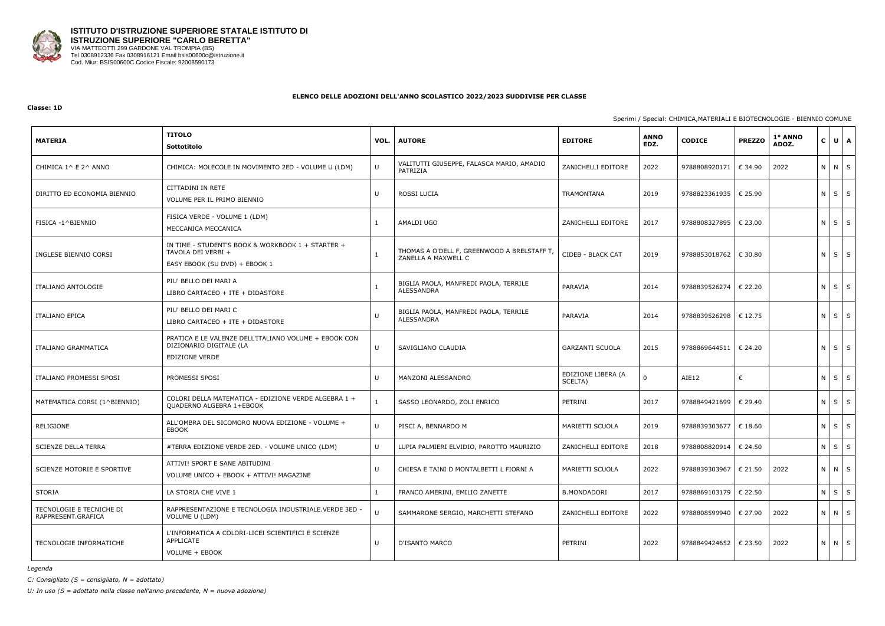**ISTITUTO D'ISTRUZIONE SUPERIORE STATALE ISTITUTO DI ISTRUZIONE SUPERIORE "CARLO BERETTA"**
VIA MATTEOTTI 299 GARDONE VAL TROMPIA (BS)
Tel 0308912336 Fax 0308916121 Email bsis00600c@istruzione.it
Cod. Miur: BSIS00600C Codice Fiscale: 92008590173

**ELENCO DELLE ADOZIONI DELL'ANNO SCOLASTICO 2022/2023 SUDDIVISE PER CLASSE**

**Classe: 1D**

Sperimi / Special: CHIMICA,MATERIALI E BIOTECNOLOGIE - BIENNIO COMUNE

| MATERIA | TITOLO Sottotitolo | VOL. | AUTORE | EDITORE | ANNO EDZ. | CODICE | PREZZO | 1° ANNO ADOZ. | C | U | A |
|---|---|---|---|---|---|---|---|---|---|---|---|
| CHIMICA 1^ E 2^ ANNO | CHIMICA: MOLECOLE IN MOVIMENTO 2ED - VOLUME U (LDM) | U | VALITUTTI GIUSEPPE, FALASCA MARIO, AMADIO PATRIZIA | ZANICHELLI EDITORE | 2022 | 9788808920171 | € 34.90 | 2022 | N | N | S |
| DIRITTO ED ECONOMIA BIENNIO | CITTADINI IN RETE<br>VOLUME PER IL PRIMO BIENNIO | U | ROSSI LUCIA | TRAMONTANA | 2019 | 9788823361935 | € 25.90 | | N | S | S |
| FISICA -1^BIENNIO | FISICA VERDE - VOLUME 1 (LDM)<br>MECCANICA MECCANICA | 1 | AMALDI UGO | ZANICHELLI EDITORE | 2017 | 9788808327895 | € 23.00 | | N | S | S |
| INGLESE BIENNIO CORSI | IN TIME - STUDENT'S BOOK & WORKBOOK 1 + STARTER + TAVOLA DEI VERBI +<br>EASY EBOOK (SU DVD) + EBOOK 1 | 1 | THOMAS A O'DELL F, GREENWOOD A BRELSTAFF T, ZANELLA A MAXWELL C | CIDEB - BLACK CAT | 2019 | 9788853018762 | € 30.80 | | N | S | S |
| ITALIANO ANTOLOGIE | PIU' BELLO DEI MARI A<br>LIBRO CARTACEO + ITE + DIDASTORE | 1 | BIGLIA PAOLA, MANFREDI PAOLA, TERRILE ALESSANDRA | PARAVIA | 2014 | 9788839526274 | € 22.20 | | N | S | S |
| ITALIANO EPICA | PIU' BELLO DEI MARI C<br>LIBRO CARTACEO + ITE + DIDASTORE | U | BIGLIA PAOLA, MANFREDI PAOLA, TERRILE ALESSANDRA | PARAVIA | 2014 | 9788839526298 | € 12.75 | | N | S | S |
| ITALIANO GRAMMATICA | PRATICA E LE VALENZE DELL'ITALIANO VOLUME + EBOOK CON DIZIONARIO DIGITALE (LA<br>EDIZIONE VERDE | U | SAVIGLIANO CLAUDIA | GARZANTI SCUOLA | 2015 | 9788869644511 | € 24.20 | | N | S | S |
| ITALIANO PROMESSI SPOSI | PROMESSI SPOSI | U | MANZONI ALESSANDRO | EDIZIONE LIBERA (A SCELTA) | 0 | AIE12 | € | | N | S | S |
| MATEMATICA CORSI (1^BIENNIO) | COLORI DELLA MATEMATICA - EDIZIONE VERDE ALGEBRA 1 + QUADERNO ALGEBRA 1+EBOOK | 1 | SASSO LEONARDO, ZOLI ENRICO | PETRINI | 2017 | 9788849421699 | € 29.40 | | N | S | S |
| RELIGIONE | ALL'OMBRA DEL SICOMORO NUOVA EDIZIONE - VOLUME + EBOOK | U | PISCI A, BENNARDO M | MARIETTI SCUOLA | 2019 | 9788839303677 | € 18.60 | | N | S | S |
| SCIENZE DELLA TERRA | #TERRA EDIZIONE VERDE 2ED. - VOLUME UNICO (LDM) | U | LUPIA PALMIERI ELVIDIO, PAROTTO MAURIZIO | ZANICHELLI EDITORE | 2018 | 9788808820914 | € 24.50 | | N | S | S |
| SCIENZE MOTORIE E SPORTIVE | ATTIVI! SPORT E SANE ABITUDINI<br>VOLUME UNICO + EBOOK + ATTIVI! MAGAZINE | U | CHIESA E TAINI D MONTALBETTI L FIORNI A | MARIETTI SCUOLA | 2022 | 9788839303967 | € 21.50 | 2022 | N | N | S |
| STORIA | LA STORIA CHE VIVE 1 | 1 | FRANCO AMERINI, EMILIO ZANETTE | B.MONDADORI | 2017 | 9788869103179 | € 22.50 | | N | S | S |
| TECNOLOGIE E TECNICHE DI RAPPRESENT.GRAFICA | RAPPRESENTAZIONE E TECNOLOGIA INDUSTRIALE.VERDE 3ED - VOLUME U (LDM) | U | SAMMARONE SERGIO, MARCHETTI STEFANO | ZANICHELLI EDITORE | 2022 | 9788808599940 | € 27.90 | 2022 | N | N | S |
| TECNOLOGIE INFORMATICHE | L'INFORMATICA A COLORI-LICEI SCIENTIFICI E SCIENZE APPLICATE<br>VOLUME + EBOOK | U | D'ISANTO MARCO | PETRINI | 2022 | 9788849424652 | € 23.50 | 2022 | N | N | S |

*Legenda*

*C: Consigliato (S = consigliato, N = adottato)*

*U: In uso (S = adottato nella classe nell'anno precedente, N = nuova adozione)*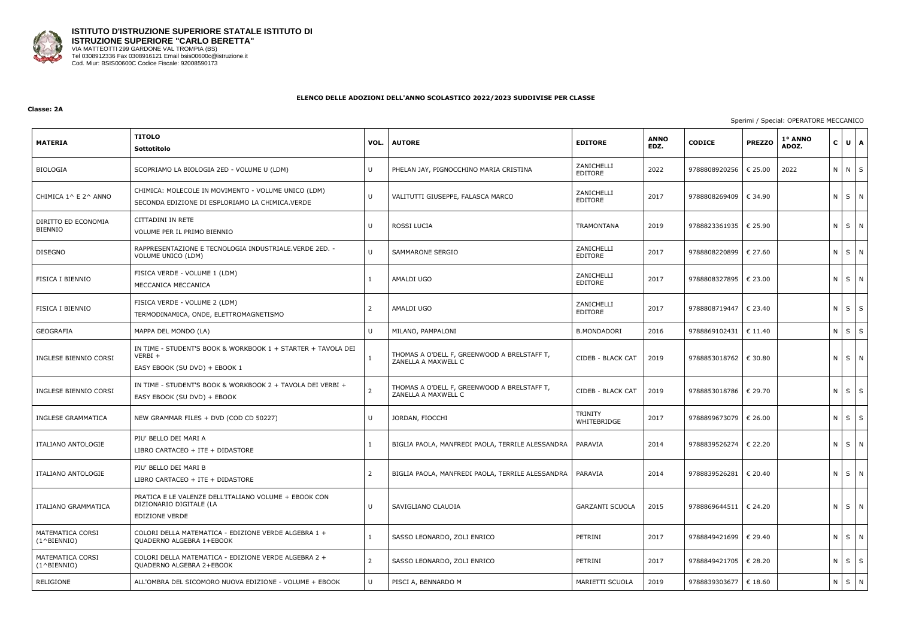**ISTITUTO D'ISTRUZIONE SUPERIORE STATALE ISTITUTO DI ISTRUZIONE SUPERIORE "CARLO BERETTA"**
VIA MATTEOTTI 299 GARDONE VAL TROMPIA (BS)
Tel 0308912336 Fax 0308916121 Email bsis00600c@istruzione.it
Cod. Miur: BSIS00600C Codice Fiscale: 92008590173

**ELENCO DELLE ADOZIONI DELL'ANNO SCOLASTICO 2022/2023 SUDDIVISE PER CLASSE**

**Classe: 2A**

Sperimi / Special: OPERATORE MECCANICO

| MATERIA | TITOLO Sottotitolo | VOL. | AUTORE | EDITORE | ANNO EDZ. | CODICE | PREZZO | 1° ANNO ADOZ. | C | U | A |
|---|---|---|---|---|---|---|---|---|---|---|---|
| BIOLOGIA | SCOPRIAMO LA BIOLOGIA 2ED - VOLUME U (LDM) | U | PHELAN JAY, PIGNOCCHINO MARIA CRISTINA | ZANICHELLI EDITORE | 2022 | 9788808920256 | € 25.00 | 2022 | N | N | S |
| CHIMICA 1^ E 2^ ANNO | CHIMICA: MOLECOLE IN MOVIMENTO - VOLUME UNICO (LDM) SECONDA EDIZIONE DI ESPLORIAMO LA CHIMICA.VERDE | U | VALITUTTI GIUSEPPE, FALASCA MARCO | ZANICHELLI EDITORE | 2017 | 9788808269409 | € 34.90 | | N | S | N |
| DIRITTO ED ECONOMIA BIENNIO | CITTADINI IN RETE VOLUME PER IL PRIMO BIENNIO | U | ROSSI LUCIA | TRAMONTANA | 2019 | 9788823361935 | € 25.90 | | N | S | N |
| DISEGNO | RAPPRESENTAZIONE E TECNOLOGIA INDUSTRIALE.VERDE 2ED. - VOLUME UNICO (LDM) | U | SAMMARONE SERGIO | ZANICHELLI EDITORE | 2017 | 9788808220899 | € 27.60 | | N | S | N |
| FISICA I BIENNIO | FISICA VERDE - VOLUME 1 (LDM) MECCANICA MECCANICA | 1 | AMALDI UGO | ZANICHELLI EDITORE | 2017 | 9788808327895 | € 23.00 | | N | S | N |
| FISICA I BIENNIO | FISICA VERDE - VOLUME 2 (LDM) TERMODINAMICA, ONDE, ELETTROMAGNETISMO | 2 | AMALDI UGO | ZANICHELLI EDITORE | 2017 | 9788808719447 | € 23.40 | | N | S | S |
| GEOGRAFIA | MAPPA DEL MONDO (LA) | U | MILANO, PAMPALONI | B.MONDADORI | 2016 | 9788869102431 | € 11.40 | | N | S | S |
| INGLESE BIENNIO CORSI | IN TIME - STUDENT'S BOOK & WORKBOOK 1 + STARTER + TAVOLA DEI VERBI + EASY EBOOK (SU DVD) + EBOOK 1 | 1 | THOMAS A O'DELL F, GREENWOOD A BRELSTAFF T, ZANELLA A MAXWELL C | CIDEB - BLACK CAT | 2019 | 9788853018762 | € 30.80 | | N | S | N |
| INGLESE BIENNIO CORSI | IN TIME - STUDENT'S BOOK & WORKBOOK 2 + TAVOLA DEI VERBI + EASY EBOOK (SU DVD) + EBOOK | 2 | THOMAS A O'DELL F, GREENWOOD A BRELSTAFF T, ZANELLA A MAXWELL C | CIDEB - BLACK CAT | 2019 | 9788853018786 | € 29.70 | | N | S | S |
| INGLESE GRAMMATICA | NEW GRAMMAR FILES + DVD (COD CD 50227) | U | JORDAN, FIOCCHI | TRINITY WHITEBRIDGE | 2017 | 9788899673079 | € 26.00 | | N | S | S |
| ITALIANO ANTOLOGIE | PIU' BELLO DEI MARI A LIBRO CARTACEO + ITE + DIDASTORE | 1 | BIGLIA PAOLA, MANFREDI PAOLA, TERRILE ALESSANDRA | PARAVIA | 2014 | 9788839526274 | € 22.20 | | N | S | N |
| ITALIANO ANTOLOGIE | PIU' BELLO DEI MARI B LIBRO CARTACEO + ITE + DIDASTORE | 2 | BIGLIA PAOLA, MANFREDI PAOLA, TERRILE ALESSANDRA | PARAVIA | 2014 | 9788839526281 | € 20.40 | | N | S | N |
| ITALIANO GRAMMATICA | PRATICA E LE VALENZE DELL'ITALIANO VOLUME + EBOOK CON DIZIONARIO DIGITALE (LA EDIZIONE VERDE | U | SAVIGLIANO CLAUDIA | GARZANTI SCUOLA | 2015 | 9788869644511 | € 24.20 | | N | S | N |
| MATEMATICA CORSI (1^BIENNIO) | COLORI DELLA MATEMATICA - EDIZIONE VERDE ALGEBRA 1 + QUADERNO ALGEBRA 1+EBOOK | 1 | SASSO LEONARDO, ZOLI ENRICO | PETRINI | 2017 | 9788849421699 | € 29.40 | | N | S | N |
| MATEMATICA CORSI (1^BIENNIO) | COLORI DELLA MATEMATICA - EDIZIONE VERDE ALGEBRA 2 + QUADERNO ALGEBRA 2+EBOOK | 2 | SASSO LEONARDO, ZOLI ENRICO | PETRINI | 2017 | 9788849421705 | € 28.20 | | N | S | S |
| RELIGIONE | ALL'OMBRA DEL SICOMORO NUOVA EDIZIONE - VOLUME + EBOOK | U | PISCI A, BENNARDO M | MARIETTI SCUOLA | 2019 | 9788839303677 | € 18.60 | | N | S | N |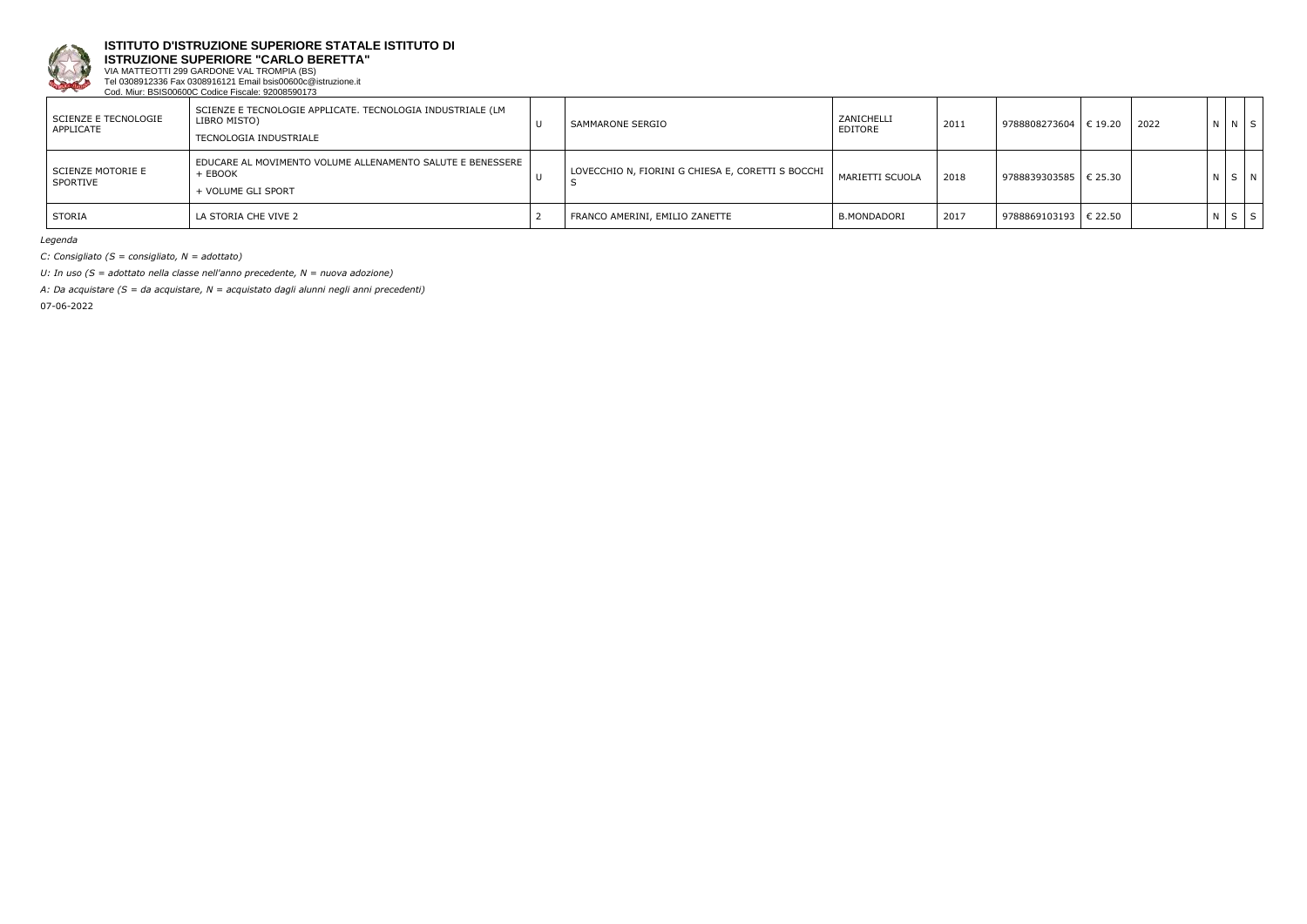**ISTITUTO D'ISTRUZIONE SUPERIORE STATALE ISTITUTO DI ISTRUZIONE SUPERIORE "CARLO BERETTA"**
VIA MATTEOTTI 299 GARDONE VAL TROMPIA (BS)
Tel 0308912336 Fax 0308916121 Email bsis00600c@istruzione.it
Cod. Miur: BSIS00600C Codice Fiscale: 92008590173

| | | | | | | | | | | | |
|---|---|---|---|---|---|---|---|---|---|---|---|
| SCIENZE E TECNOLOGIE APPLICATE | SCIENZE E TECNOLOGIE APPLICATE. TECNOLOGIA INDUSTRIALE (LM LIBRO MISTO)<br>TECNOLOGIA INDUSTRIALE | U | SAMMARONE SERGIO | ZANICHELLI EDITORE | 2011 | 9788808273604 | € 19.20 | 2022 | N | N | S |
| SCIENZE MOTORIE E SPORTIVE | EDUCARE AL MOVIMENTO VOLUME ALLENAMENTO SALUTE E BENESSERE + EBOOK<br>+ VOLUME GLI SPORT | U | LOVECCHIO N, FIORINI G CHIESA E, CORETTI S BOCCHI S | MARIETTI SCUOLA | 2018 | 9788839303585 | € 25.30 | | N | S | N |
| STORIA | LA STORIA CHE VIVE 2 | 2 | FRANCO AMERINI, EMILIO ZANETTE | B.MONDADORI | 2017 | 9788869103193 | € 22.50 | | N | S | S |

*Legenda*

*C: Consigliato (S = consigliato, N = adottato)*

*U: In uso (S = adottato nella classe nell'anno precedente, N = nuova adozione)*

*A: Da acquistare (S = da acquistare, N = acquistato dagli alunni negli anni precedenti)*

07-06-2022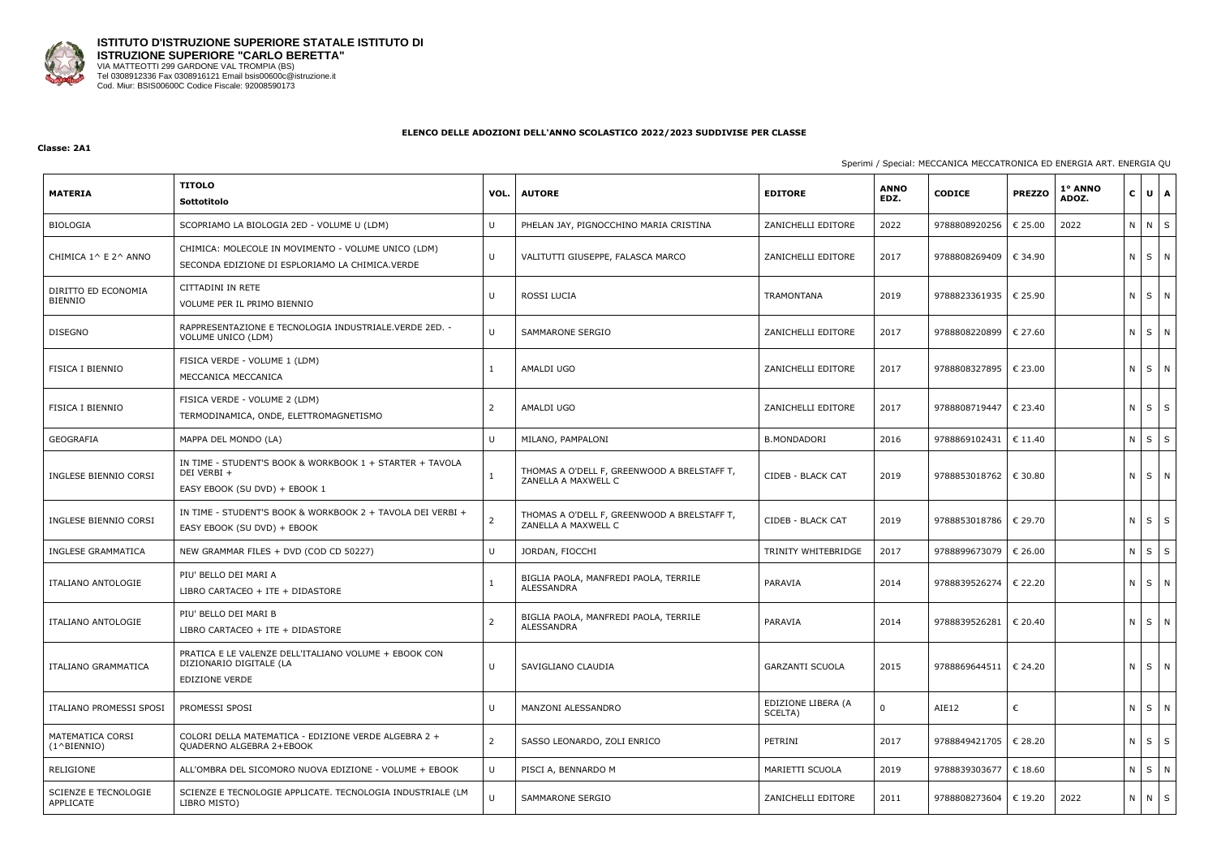**ISTITUTO D'ISTRUZIONE SUPERIORE STATALE ISTITUTO DI ISTRUZIONE SUPERIORE "CARLO BERETTA"**
VIA MATTEOTTI 299 GARDONE VAL TROMPIA (BS)
Tel 0308912336 Fax 0308916121 Email bsis00600c@istruzione.it
Cod. Miur: BSIS00600C Codice Fiscale: 92008590173

**ELENCO DELLE ADOZIONI DELL'ANNO SCOLASTICO 2022/2023 SUDDIVISE PER CLASSE**

**Classe: 2A1**

Sperimi / Special: MECCANICA MECCATRONICA ED ENERGIA ART. ENERGIA QU

| MATERIA | TITOLO Sottotitolo | VOL. | AUTORE | EDITORE | ANNO EDZ. | CODICE | PREZZO | 1° ANNO ADOZ. | C | U | A |
|---|---|---|---|---|---|---|---|---|---|---|---|
| BIOLOGIA | SCOPRIAMO LA BIOLOGIA 2ED - VOLUME U (LDM) | U | PHELAN JAY, PIGNOCCHINO MARIA CRISTINA | ZANICHELLI EDITORE | 2022 | 9788808920256 | € 25.00 | 2022 | N | N | S |
| CHIMICA 1^ E 2^ ANNO | CHIMICA: MOLECOLE IN MOVIMENTO - VOLUME UNICO (LDM) SECONDA EDIZIONE DI ESPLORIAMO LA CHIMICA.VERDE | U | VALITUTTI GIUSEPPE, FALASCA MARCO | ZANICHELLI EDITORE | 2017 | 9788808269409 | € 34.90 | | N | S | N |
| DIRITTO ED ECONOMIA BIENNIO | CITTADINI IN RETE VOLUME PER IL PRIMO BIENNIO | U | ROSSI LUCIA | TRAMONTANA | 2019 | 9788823361935 | € 25.90 | | N | S | N |
| DISEGNO | RAPPRESENTAZIONE E TECNOLOGIA INDUSTRIALE.VERDE 2ED. - VOLUME UNICO (LDM) | U | SAMMARONE SERGIO | ZANICHELLI EDITORE | 2017 | 9788808220899 | € 27.60 | | N | S | N |
| FISICA I BIENNIO | FISICA VERDE - VOLUME 1 (LDM) MECCANICA MECCANICA | 1 | AMALDI UGO | ZANICHELLI EDITORE | 2017 | 9788808327895 | € 23.00 | | N | S | N |
| FISICA I BIENNIO | FISICA VERDE - VOLUME 2 (LDM) TERMODINAMICA, ONDE, ELETTROMAGNETISMO | 2 | AMALDI UGO | ZANICHELLI EDITORE | 2017 | 9788808719447 | € 23.40 | | N | S | S |
| GEOGRAFIA | MAPPA DEL MONDO (LA) | U | MILANO, PAMPALONI | B.MONDADORI | 2016 | 9788869102431 | € 11.40 | | N | S | S |
| INGLESE BIENNIO CORSI | IN TIME - STUDENT'S BOOK & WORKBOOK 1 + STARTER + TAVOLA DEI VERBI + EASY EBOOK (SU DVD) + EBOOK 1 | 1 | THOMAS A O'DELL F, GREENWOOD A BRELSTAFF T, ZANELLA A MAXWELL C | CIDEB - BLACK CAT | 2019 | 9788853018762 | € 30.80 | | N | S | N |
| INGLESE BIENNIO CORSI | IN TIME - STUDENT'S BOOK & WORKBOOK 2 + TAVOLA DEI VERBI + EASY EBOOK (SU DVD) + EBOOK | 2 | THOMAS A O'DELL F, GREENWOOD A BRELSTAFF T, ZANELLA A MAXWELL C | CIDEB - BLACK CAT | 2019 | 9788853018786 | € 29.70 | | N | S | S |
| INGLESE GRAMMATICA | NEW GRAMMAR FILES + DVD (COD CD 50227) | U | JORDAN, FIOCCHI | TRINITY WHITEBRIDGE | 2017 | 9788899673079 | € 26.00 | | N | S | S |
| ITALIANO ANTOLOGIE | PIU' BELLO DEI MARI A LIBRO CARTACEO + ITE + DIDASTORE | 1 | BIGLIA PAOLA, MANFREDI PAOLA, TERRILE ALESSANDRA | PARAVIA | 2014 | 9788839526274 | € 22.20 | | N | S | N |
| ITALIANO ANTOLOGIE | PIU' BELLO DEI MARI B LIBRO CARTACEO + ITE + DIDASTORE | 2 | BIGLIA PAOLA, MANFREDI PAOLA, TERRILE ALESSANDRA | PARAVIA | 2014 | 9788839526281 | € 20.40 | | N | S | N |
| ITALIANO GRAMMATICA | PRATICA E LE VALENZE DELL'ITALIANO VOLUME + EBOOK CON DIZIONARIO DIGITALE (LA EDIZIONE VERDE | U | SAVIGLIANO CLAUDIA | GARZANTI SCUOLA | 2015 | 9788869644511 | € 24.20 | | N | S | N |
| ITALIANO PROMESSI SPOSI | PROMESSI SPOSI | U | MANZONI ALESSANDRO | EDIZIONE LIBERA (A SCELTA) | 0 | AIE12 | € | | N | S | N |
| MATEMATICA CORSI (1^BIENNIO) | COLORI DELLA MATEMATICA - EDIZIONE VERDE ALGEBRA 2 + QUADERNO ALGEBRA 2+EBOOK | 2 | SASSO LEONARDO, ZOLI ENRICO | PETRINI | 2017 | 9788849421705 | € 28.20 | | N | S | S |
| RELIGIONE | ALL'OMBRA DEL SICOMORO NUOVA EDIZIONE - VOLUME + EBOOK | U | PISCI A, BENNARDO M | MARIETTI SCUOLA | 2019 | 9788839303677 | € 18.60 | | N | S | N |
| SCIENZE E TECNOLOGIE APPLICATE | SCIENZE E TECNOLOGIE APPLICATE. TECNOLOGIA INDUSTRIALE (LM LIBRO MISTO) | U | SAMMARONE SERGIO | ZANICHELLI EDITORE | 2011 | 9788808273604 | € 19.20 | 2022 | N | N | S |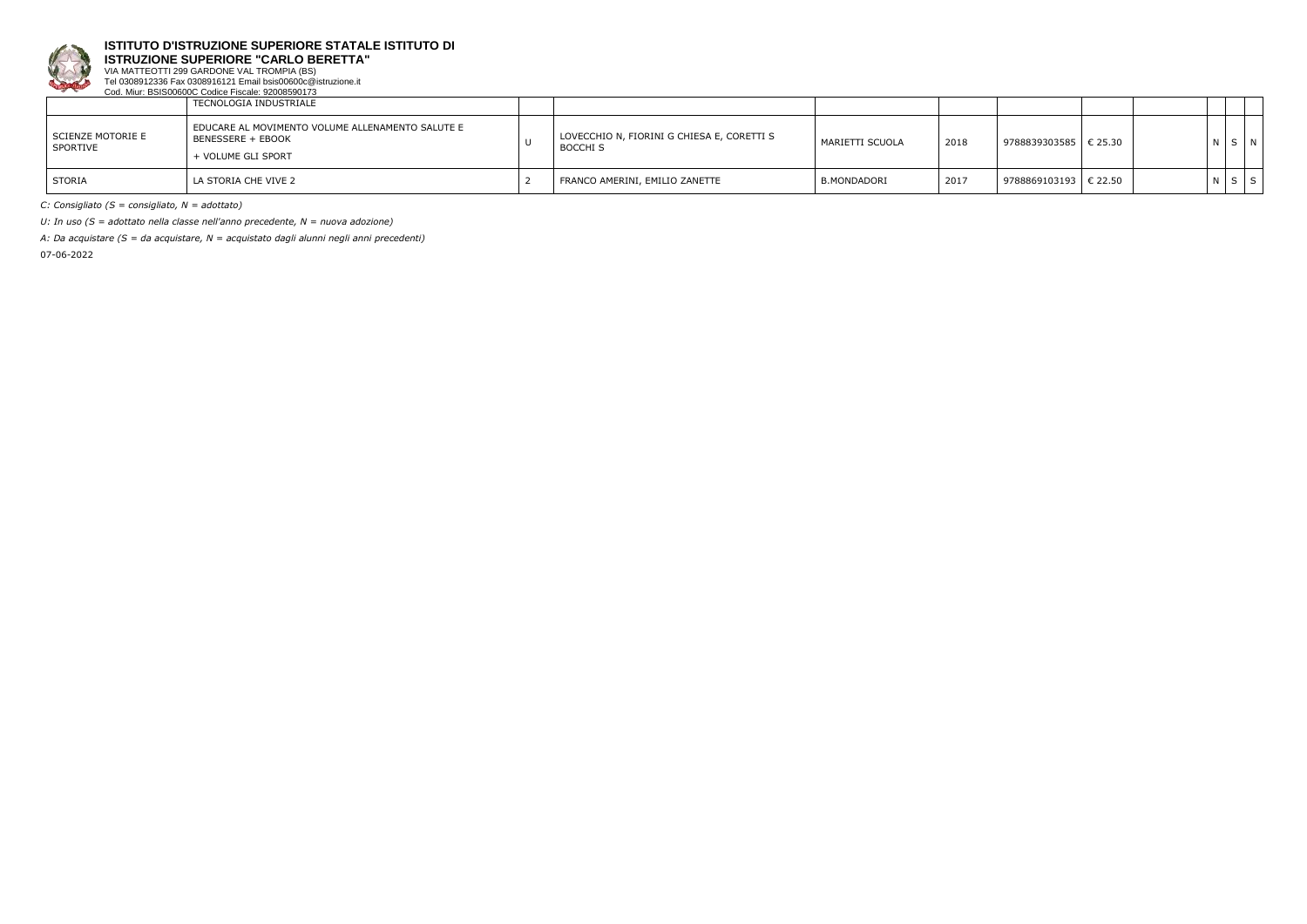**ISTITUTO D'ISTRUZIONE SUPERIORE STATALE ISTITUTO DI ISTRUZIONE SUPERIORE "CARLO BERETTA"**
VIA MATTEOTTI 299 GARDONE VAL TROMPIA (BS)
Tel 0308912336 Fax 0308916121 Email bsis00600c@istruzione.it
Cod. Miur: BSIS00600C Codice Fiscale: 92008590173

| | | | | | | | | | | | |
|---|---|---|---|---|---|---|---|---|---|---|---|
| | TECNOLOGIA INDUSTRIALE | | | | | | | | | | |
| SCIENZE MOTORIE E SPORTIVE | EDUCARE AL MOVIMENTO VOLUME ALLENAMENTO SALUTE E BENESSERE + EBOOK + VOLUME GLI SPORT | U | LOVECCHIO N, FIORINI G CHIESA E, CORETTI S BOCCHI S | MARIETTI SCUOLA | 2018 | 9788839303585 | € 25.30 | | N | S | N |
| STORIA | LA STORIA CHE VIVE 2 | 2 | FRANCO AMERINI, EMILIO ZANETTE | B.MONDADORI | 2017 | 9788869103193 | € 22.50 | | N | S | S |

*C: Consigliato (S = consigliato, N = adottato)*

*U: In uso (S = adottato nella classe nell'anno precedente, N = nuova adozione)*

*A: Da acquistare (S = da acquistare, N = acquistato dagli alunni negli anni precedenti)*

07-06-2022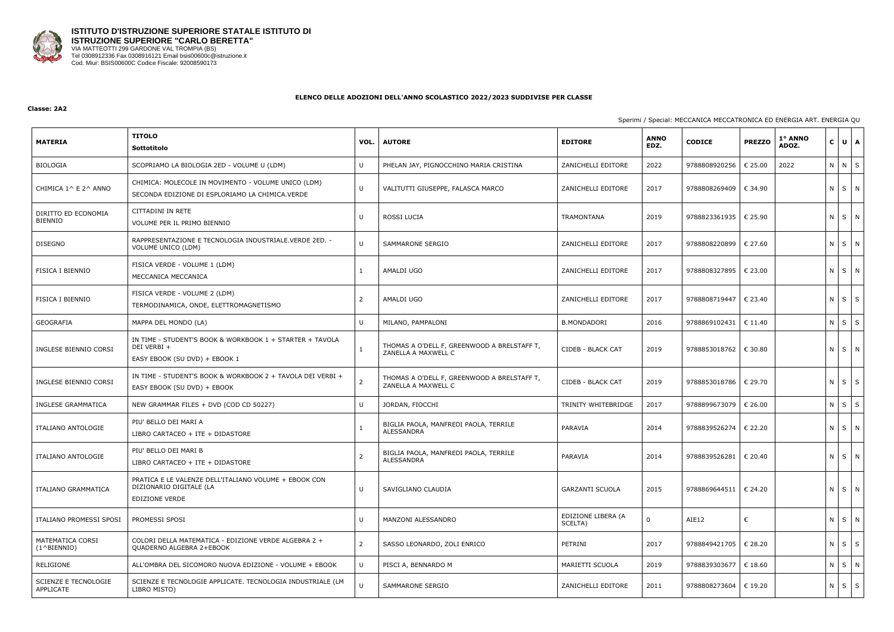**ISTITUTO D'ISTRUZIONE SUPERIORE STATALE ISTITUTO DI ISTRUZIONE SUPERIORE "CARLO BERETTA"**
VIA MATTEOTTI 299 GARDONE VAL TROMPIA (BS)
Tel 0308912336 Fax 0308916121 Email bsis00600c@istruzione.it
Cod. Miur: BSIS00600C Codice Fiscale: 92008590173

**ELENCO DELLE ADOZIONI DELL'ANNO SCOLASTICO 2022/2023 SUDDIVISE PER CLASSE**

**Classe: 2A2**

Sperimi / Special: MECCANICA MECCATRONICA ED ENERGIA ART. ENERGIA QU

| MATERIA | TITOLO Sottotitolo | VOL. | AUTORE | EDITORE | ANNO EDZ. | CODICE | PREZZO | 1° ANNO ADOZ. | C | U | A |
|---|---|---|---|---|---|---|---|---|---|---|---|
| BIOLOGIA | SCOPRIAMO LA BIOLOGIA 2ED - VOLUME U (LDM) | U | PHELAN JAY, PIGNOCCHINO MARIA CRISTINA | ZANICHELLI EDITORE | 2022 | 9788808920256 | € 25.00 | 2022 | N | N | S |
| CHIMICA 1^ E 2^ ANNO | CHIMICA: MOLECOLE IN MOVIMENTO - VOLUME UNICO (LDM) SECONDA EDIZIONE DI ESPLORIAMO LA CHIMICA.VERDE | U | VALITUTTI GIUSEPPE, FALASCA MARCO | ZANICHELLI EDITORE | 2017 | 9788808269409 | € 34.90 | | N | S | N |
| DIRITTO ED ECONOMIA BIENNIO | CITTADINI IN RETE VOLUME PER IL PRIMO BIENNIO | U | ROSSI LUCIA | TRAMONTANA | 2019 | 9788823361935 | € 25.90 | | N | S | N |
| DISEGNO | RAPPRESENTAZIONE E TECNOLOGIA INDUSTRIALE.VERDE 2ED. - VOLUME UNICO (LDM) | U | SAMMARONE SERGIO | ZANICHELLI EDITORE | 2017 | 9788808220899 | € 27.60 | | N | S | N |
| FISICA I BIENNIO | FISICA VERDE - VOLUME 1 (LDM) MECCANICA MECCANICA | 1 | AMALDI UGO | ZANICHELLI EDITORE | 2017 | 9788808327895 | € 23.00 | | N | S | N |
| FISICA I BIENNIO | FISICA VERDE - VOLUME 2 (LDM) TERMODINAMICA, ONDE, ELETTROMAGNETISMO | 2 | AMALDI UGO | ZANICHELLI EDITORE | 2017 | 9788808719447 | € 23.40 | | N | S | S |
| GEOGRAFIA | MAPPA DEL MONDO (LA) | U | MILANO, PAMPALONI | B.MONDADORI | 2016 | 9788869102431 | € 11.40 | | N | S | S |
| INGLESE BIENNIO CORSI | IN TIME - STUDENT'S BOOK & WORKBOOK 1 + STARTER + TAVOLA DEI VERBI + EASY EBOOK (SU DVD) + EBOOK 1 | 1 | THOMAS A O'DELL F, GREENWOOD A BRELSTAFF T, ZANELLA A MAXWELL C | CIDEB - BLACK CAT | 2019 | 9788853018762 | € 30.80 | | N | S | N |
| INGLESE BIENNIO CORSI | IN TIME - STUDENT'S BOOK & WORKBOOK 2 + TAVOLA DEI VERBI + EASY EBOOK (SU DVD) + EBOOK | 2 | THOMAS A O'DELL F, GREENWOOD A BRELSTAFF T, ZANELLA A MAXWELL C | CIDEB - BLACK CAT | 2019 | 9788853018786 | € 29.70 | | N | S | S |
| INGLESE GRAMMATICA | NEW GRAMMAR FILES + DVD (COD CD 50227) | U | JORDAN, FIOCCHI | TRINITY WHITEBRIDGE | 2017 | 9788899673079 | € 26.00 | | N | S | S |
| ITALIANO ANTOLOGIE | PIU' BELLO DEI MARI A LIBRO CARTACEO + ITE + DIDASTORE | 1 | BIGLIA PAOLA, MANFREDI PAOLA, TERRILE ALESSANDRA | PARAVIA | 2014 | 9788839526274 | € 22.20 | | N | S | N |
| ITALIANO ANTOLOGIE | PIU' BELLO DEI MARI B LIBRO CARTACEO + ITE + DIDASTORE | 2 | BIGLIA PAOLA, MANFREDI PAOLA, TERRILE ALESSANDRA | PARAVIA | 2014 | 9788839526281 | € 20.40 | | N | S | N |
| ITALIANO GRAMMATICA | PRATICA E LE VALENZE DELL'ITALIANO VOLUME + EBOOK CON DIZIONARIO DIGITALE (LA EDIZIONE VERDE | U | SAVIGLIANO CLAUDIA | GARZANTI SCUOLA | 2015 | 9788869644511 | € 24.20 | | N | S | N |
| ITALIANO PROMESSI SPOSI | PROMESSI SPOSI | U | MANZONI ALESSANDRO | EDIZIONE LIBERA (A SCELTA) | 0 | AIE12 | € | | N | S | N |
| MATEMATICA CORSI (1^BIENNIO) | COLORI DELLA MATEMATICA - EDIZIONE VERDE ALGEBRA 2 + QUADERNO ALGEBRA 2+EBOOK | 2 | SASSO LEONARDO, ZOLI ENRICO | PETRINI | 2017 | 9788849421705 | € 28.20 | | N | S | S |
| RELIGIONE | ALL'OMBRA DEL SICOMORO NUOVA EDIZIONE - VOLUME + EBOOK | U | PISCI A, BENNARDO M | MARIETTI SCUOLA | 2019 | 9788839303677 | € 18.60 | | N | S | N |
| SCIENZE E TECNOLOGIE APPLICATE | SCIENZE E TECNOLOGIE APPLICATE. TECNOLOGIA INDUSTRIALE (LM LIBRO MISTO) | U | SAMMARONE SERGIO | ZANICHELLI EDITORE | 2011 | 9788808273604 | € 19.20 | | N | S | S |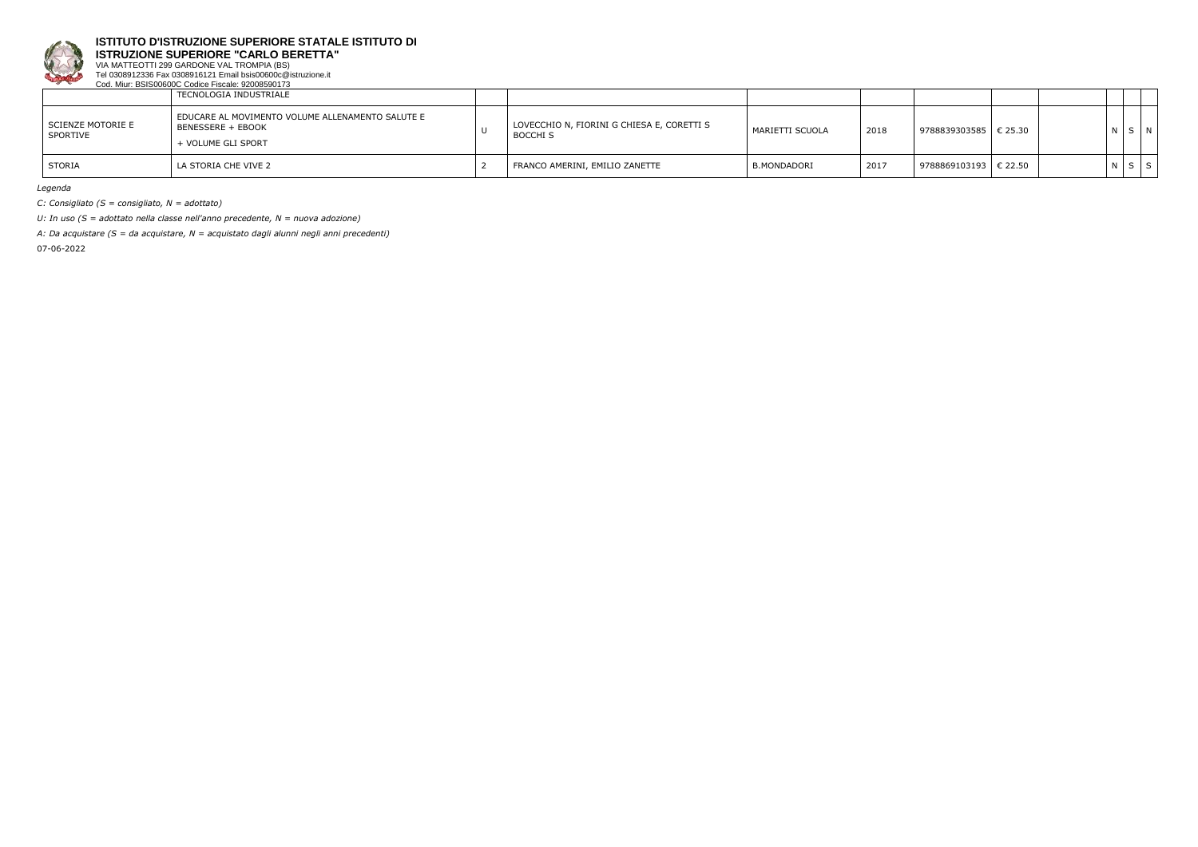**ISTITUTO D'ISTRUZIONE SUPERIORE STATALE ISTITUTO DI ISTRUZIONE SUPERIORE "CARLO BERETTA"**
VIA MATTEOTTI 299 GARDONE VAL TROMPIA (BS)
Tel 0308912336 Fax 0308916121 Email bsis00600c@istruzione.it
Cod. Miur: BSIS00600C Codice Fiscale: 92008590173

| | | | | | | | | | | | |
|---|---|---|---|---|---|---|---|---|---|---|---|
| | TECNOLOGIA INDUSTRIALE | | | | | | | | | | |
| SCIENZE MOTORIE E SPORTIVE | EDUCARE AL MOVIMENTO VOLUME ALLENAMENTO SALUTE E BENESSERE + EBOOK + VOLUME GLI SPORT | U | LOVECCHIO N, FIORINI G CHIESA E, CORETTI S BOCCHI S | MARIETTI SCUOLA | 2018 | 9788839303585 | € 25.30 | | N | S | N |
| STORIA | LA STORIA CHE VIVE 2 | 2 | FRANCO AMERINI, EMILIO ZANETTE | B.MONDADORI | 2017 | 9788869103193 | € 22.50 | | N | S | S |

*Legenda*

*C: Consigliato (S = consigliato, N = adottato)*

*U: In uso (S = adottato nella classe nell'anno precedente, N = nuova adozione)*

*A: Da acquistare (S = da acquistare, N = acquistato dagli alunni negli anni precedenti)*

07-06-2022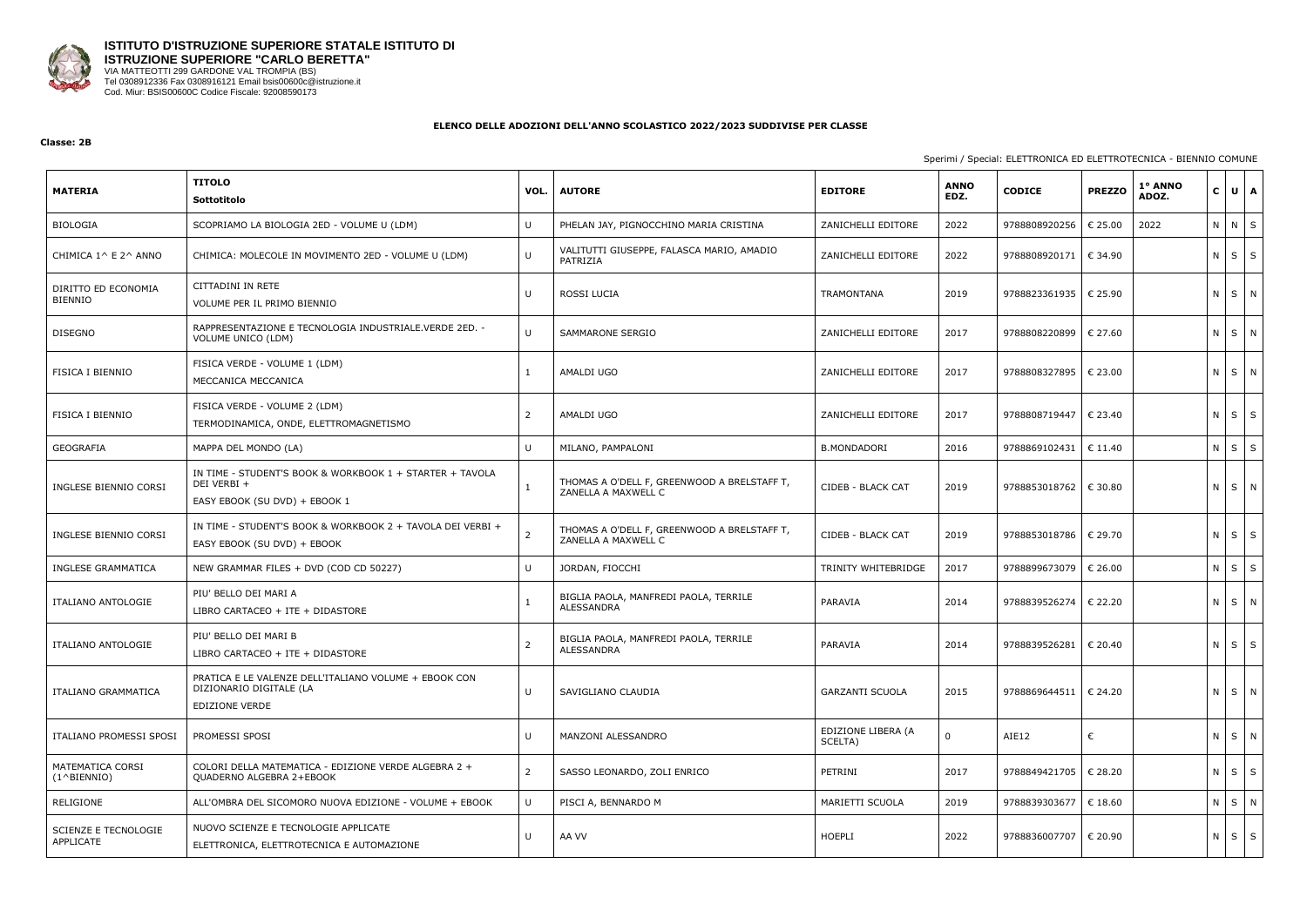**ISTITUTO D'ISTRUZIONE SUPERIORE STATALE ISTITUTO DI ISTRUZIONE SUPERIORE "CARLO BERETTA"**
VIA MATTEOTTI 299 GARDONE VAL TROMPIA (BS)
Tel 0308912336 Fax 0308916121 Email bsis00600c@istruzione.it
Cod. Miur: BSIS00600C Codice Fiscale: 92008590173

**ELENCO DELLE ADOZIONI DELL'ANNO SCOLASTICO 2022/2023 SUDDIVISE PER CLASSE**

**Classe: 2B**

Sperimi / Special: ELETTRONICA ED ELETTROTECNICA - BIENNIO COMUNE

| MATERIA | TITOLO<br>Sottotitolo | VOL. | AUTORE | EDITORE | ANNO EDZ. | CODICE | PREZZO | 1° ANNO ADOZ. | C | U | A |
|---|---|---|---|---|---|---|---|---|---|---|---|
| BIOLOGIA | SCOPRIAMO LA BIOLOGIA 2ED - VOLUME U (LDM) | U | PHELAN JAY, PIGNOCCHINO MARIA CRISTINA | ZANICHELLI EDITORE | 2022 | 9788808920256 | € 25.00 | 2022 | N | N | S |
| CHIMICA 1^ E 2^ ANNO | CHIMICA: MOLECOLE IN MOVIMENTO 2ED - VOLUME U (LDM) | U | VALITUTTI GIUSEPPE, FALASCA MARIO, AMADIO PATRIZIA | ZANICHELLI EDITORE | 2022 | 9788808920171 | € 34.90 | | N | S | S |
| DIRITTO ED ECONOMIA BIENNIO | CITTADINI IN RETE<br>VOLUME PER IL PRIMO BIENNIO | U | ROSSI LUCIA | TRAMONTANA | 2019 | 9788823361935 | € 25.90 | | N | S | N |
| DISEGNO | RAPPRESENTAZIONE E TECNOLOGIA INDUSTRIALE.VERDE 2ED. - VOLUME UNICO (LDM) | U | SAMMARONE SERGIO | ZANICHELLI EDITORE | 2017 | 9788808220899 | € 27.60 | | N | S | N |
| FISICA I BIENNIO | FISICA VERDE - VOLUME 1 (LDM)<br>MECCANICA MECCANICA | 1 | AMALDI UGO | ZANICHELLI EDITORE | 2017 | 9788808327895 | € 23.00 | | N | S | N |
| FISICA I BIENNIO | FISICA VERDE - VOLUME 2 (LDM)<br>TERMODINAMICA, ONDE, ELETTROMAGNETISMO | 2 | AMALDI UGO | ZANICHELLI EDITORE | 2017 | 9788808719447 | € 23.40 | | N | S | S |
| GEOGRAFIA | MAPPA DEL MONDO (LA) | U | MILANO, PAMPALONI | B.MONDADORI | 2016 | 9788869102431 | € 11.40 | | N | S | S |
| INGLESE BIENNIO CORSI | IN TIME - STUDENT'S BOOK & WORKBOOK 1 + STARTER + TAVOLA DEI VERBI +<br>EASY EBOOK (SU DVD) + EBOOK 1 | 1 | THOMAS A O'DELL F, GREENWOOD A BRELSTAFF T, ZANELLA A MAXWELL C | CIDEB - BLACK CAT | 2019 | 9788853018762 | € 30.80 | | N | S | N |
| INGLESE BIENNIO CORSI | IN TIME - STUDENT'S BOOK & WORKBOOK 2 + TAVOLA DEI VERBI +<br>EASY EBOOK (SU DVD) + EBOOK | 2 | THOMAS A O'DELL F, GREENWOOD A BRELSTAFF T, ZANELLA A MAXWELL C | CIDEB - BLACK CAT | 2019 | 9788853018786 | € 29.70 | | N | S | S |
| INGLESE GRAMMATICA | NEW GRAMMAR FILES + DVD (COD CD 50227) | U | JORDAN, FIOCCHI | TRINITY WHITEBRIDGE | 2017 | 9788899673079 | € 26.00 | | N | S | S |
| ITALIANO ANTOLOGIE | PIU' BELLO DEI MARI A<br>LIBRO CARTACEO + ITE + DIDASTORE | 1 | BIGLIA PAOLA, MANFREDI PAOLA, TERRILE ALESSANDRA | PARAVIA | 2014 | 9788839526274 | € 22.20 | | N | S | N |
| ITALIANO ANTOLOGIE | PIU' BELLO DEI MARI B<br>LIBRO CARTACEO + ITE + DIDASTORE | 2 | BIGLIA PAOLA, MANFREDI PAOLA, TERRILE ALESSANDRA | PARAVIA | 2014 | 9788839526281 | € 20.40 | | N | S | S |
| ITALIANO GRAMMATICA | PRATICA E LE VALENZE DELL'ITALIANO VOLUME + EBOOK CON DIZIONARIO DIGITALE (LA<br>EDIZIONE VERDE | U | SAVIGLIANO CLAUDIA | GARZANTI SCUOLA | 2015 | 9788869644511 | € 24.20 | | N | S | N |
| ITALIANO PROMESSI SPOSI | PROMESSI SPOSI | U | MANZONI ALESSANDRO | EDIZIONE LIBERA (A SCELTA) | 0 | AIE12 | € | | N | S | N |
| MATEMATICA CORSI (1^BIENNIO) | COLORI DELLA MATEMATICA - EDIZIONE VERDE ALGEBRA 2 + QUADERNO ALGEBRA 2+EBOOK | 2 | SASSO LEONARDO, ZOLI ENRICO | PETRINI | 2017 | 9788849421705 | € 28.20 | | N | S | S |
| RELIGIONE | ALL'OMBRA DEL SICOMORO NUOVA EDIZIONE - VOLUME + EBOOK | U | PISCI A, BENNARDO M | MARIETTI SCUOLA | 2019 | 9788839303677 | € 18.60 | | N | S | N |
| SCIENZE E TECNOLOGIE APPLICATE | NUOVO SCIENZE E TECNOLOGIE APPLICATE<br>ELETTRONICA, ELETTROTECNICA E AUTOMAZIONE | U | AA VV | HOEPLI | 2022 | 9788836007707 | € 20.90 | | N | S | S |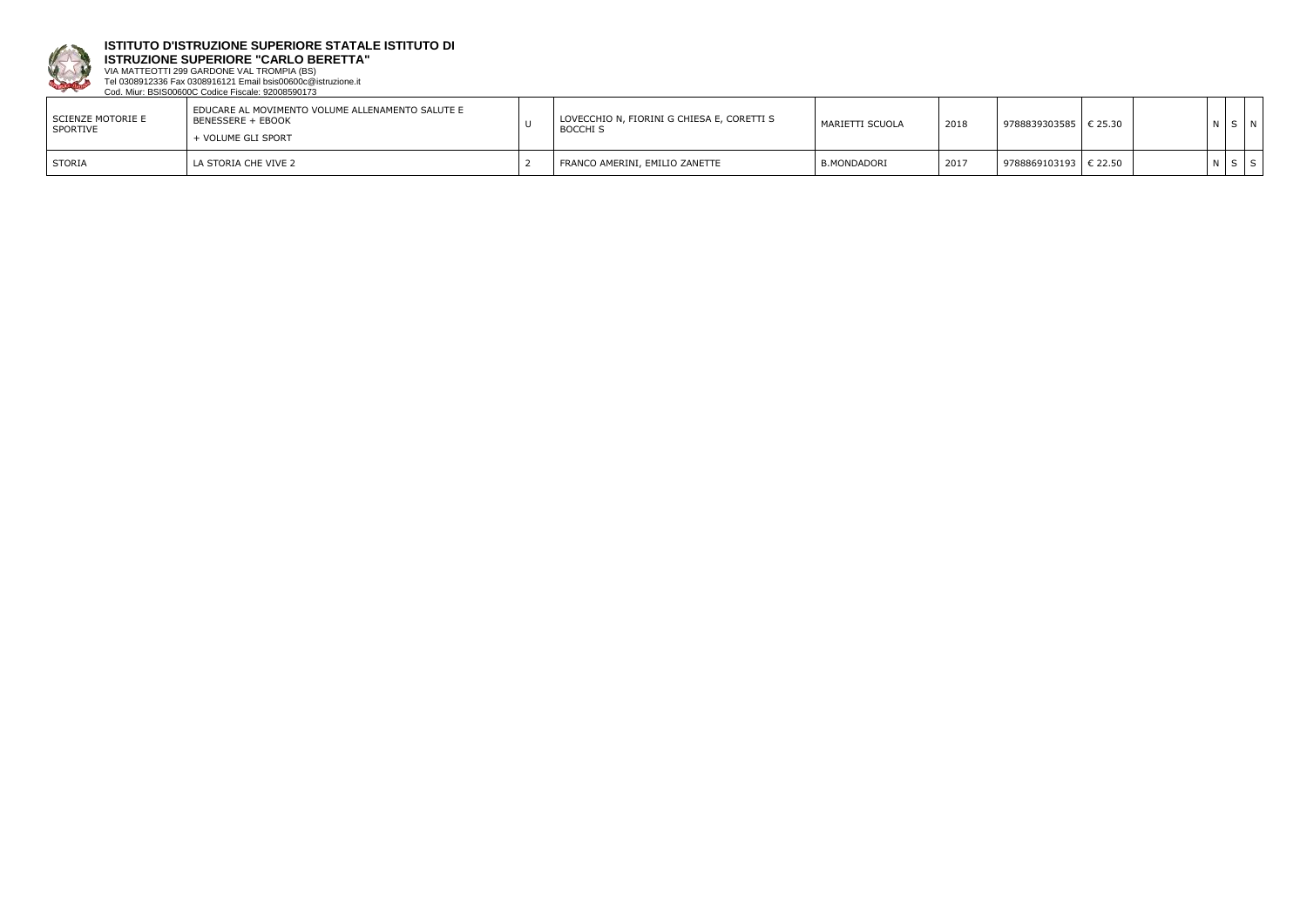| | | | | | | | | | | | |
|---|---|---|---|---|---|---|---|---|---|---|---|
| SCIENZE MOTORIE E SPORTIVE | EDUCARE AL MOVIMENTO VOLUME ALLENAMENTO SALUTE E BENESSERE + EBOOK + VOLUME GLI SPORT | U | LOVECCHIO N, FIORINI G CHIESA E, CORETTI S BOCCHI S | MARIETTI SCUOLA | 2018 | 9788839303585 | € 25.30 | | N | S | N |
| STORIA | LA STORIA CHE VIVE 2 | 2 | FRANCO AMERINI, EMILIO ZANETTE | B.MONDADORI | 2017 | 9788869103193 | € 22.50 | | N | S | S |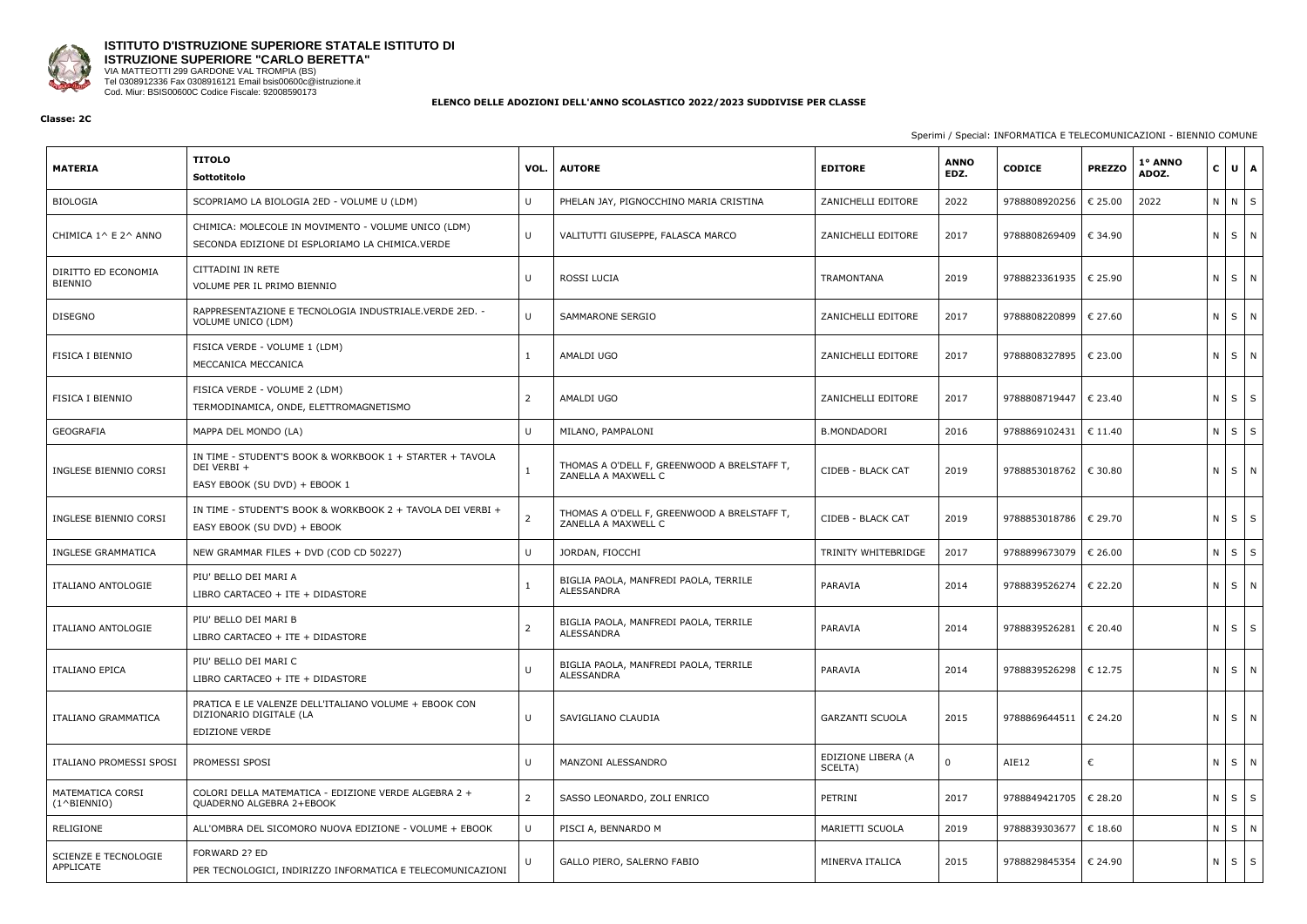**ISTITUTO D'ISTRUZIONE SUPERIORE STATALE ISTITUTO DI ISTRUZIONE SUPERIORE "CARLO BERETTA"**
VIA MATTEOTTI 299 GARDONE VAL TROMPIA (BS)
Tel 0308912336 Fax 0308916121 Email bsis00600c@istruzione.it
Cod. Miur: BSIS00600C Codice Fiscale: 92008590173

**ELENCO DELLE ADOZIONI DELL'ANNO SCOLASTICO 2022/2023 SUDDIVISE PER CLASSE**

**Classe: 2C**

Sperimi / Special: INFORMATICA E TELECOMUNICAZIONI - BIENNIO COMUNE

| MATERIA | TITOLO<br>Sottotitolo | VOL. | AUTORE | EDITORE | ANNO EDZ. | CODICE | PREZZO | 1° ANNO ADOZ. | C | U | A |
|---|---|---|---|---|---|---|---|---|---|---|---|
| BIOLOGIA | SCOPRIAMO LA BIOLOGIA 2ED - VOLUME U (LDM) | U | PHELAN JAY, PIGNOCCHINO MARIA CRISTINA | ZANICHELLI EDITORE | 2022 | 9788808920256 | € 25.00 | 2022 | N | N | S |
| CHIMICA 1^ E 2^ ANNO | CHIMICA: MOLECOLE IN MOVIMENTO - VOLUME UNICO (LDM)<br>SECONDA EDIZIONE DI ESPLORIAMO LA CHIMICA.VERDE | U | VALITUTTI GIUSEPPE, FALASCA MARCO | ZANICHELLI EDITORE | 2017 | 9788808269409 | € 34.90 | | N | S | N |
| DIRITTO ED ECONOMIA BIENNIO | CITTADINI IN RETE<br>VOLUME PER IL PRIMO BIENNIO | U | ROSSI LUCIA | TRAMONTANA | 2019 | 9788823361935 | € 25.90 | | N | S | N |
| DISEGNO | RAPPRESENTAZIONE E TECNOLOGIA INDUSTRIALE.VERDE 2ED. - VOLUME UNICO (LDM) | U | SAMMARONE SERGIO | ZANICHELLI EDITORE | 2017 | 9788808220899 | € 27.60 | | N | S | N |
| FISICA I BIENNIO | FISICA VERDE - VOLUME 1 (LDM)<br>MECCANICA MECCANICA | 1 | AMALDI UGO | ZANICHELLI EDITORE | 2017 | 9788808327895 | € 23.00 | | N | S | N |
| FISICA I BIENNIO | FISICA VERDE - VOLUME 2 (LDM)<br>TERMODINAMICA, ONDE, ELETTROMAGNETISMO | 2 | AMALDI UGO | ZANICHELLI EDITORE | 2017 | 9788808719447 | € 23.40 | | N | S | S |
| GEOGRAFIA | MAPPA DEL MONDO (LA) | U | MILANO, PAMPALONI | B.MONDADORI | 2016 | 9788869102431 | € 11.40 | | N | S | S |
| INGLESE BIENNIO CORSI | IN TIME - STUDENT'S BOOK & WORKBOOK 1 + STARTER + TAVOLA DEI VERBI +<br>EASY EBOOK (SU DVD) + EBOOK 1 | 1 | THOMAS A O'DELL F, GREENWOOD A BRELSTAFF T, ZANELLA A MAXWELL C | CIDEB - BLACK CAT | 2019 | 9788853018762 | € 30.80 | | N | S | N |
| INGLESE BIENNIO CORSI | IN TIME - STUDENT'S BOOK & WORKBOOK 2 + TAVOLA DEI VERBI +<br>EASY EBOOK (SU DVD) + EBOOK | 2 | THOMAS A O'DELL F, GREENWOOD A BRELSTAFF T, ZANELLA A MAXWELL C | CIDEB - BLACK CAT | 2019 | 9788853018786 | € 29.70 | | N | S | S |
| INGLESE GRAMMATICA | NEW GRAMMAR FILES + DVD (COD CD 50227) | U | JORDAN, FIOCCHI | TRINITY WHITEBRIDGE | 2017 | 9788899673079 | € 26.00 | | N | S | S |
| ITALIANO ANTOLOGIE | PIU' BELLO DEI MARI A<br>LIBRO CARTACEO + ITE + DIDASTORE | 1 | BIGLIA PAOLA, MANFREDI PAOLA, TERRILE ALESSANDRA | PARAVIA | 2014 | 9788839526274 | € 22.20 | | N | S | N |
| ITALIANO ANTOLOGIE | PIU' BELLO DEI MARI B<br>LIBRO CARTACEO + ITE + DIDASTORE | 2 | BIGLIA PAOLA, MANFREDI PAOLA, TERRILE ALESSANDRA | PARAVIA | 2014 | 9788839526281 | € 20.40 | | N | S | S |
| ITALIANO EPICA | PIU' BELLO DEI MARI C<br>LIBRO CARTACEO + ITE + DIDASTORE | U | BIGLIA PAOLA, MANFREDI PAOLA, TERRILE ALESSANDRA | PARAVIA | 2014 | 9788839526298 | € 12.75 | | N | S | N |
| ITALIANO GRAMMATICA | PRATICA E LE VALENZE DELL'ITALIANO VOLUME + EBOOK CON DIZIONARIO DIGITALE (LA<br>EDIZIONE VERDE | U | SAVIGLIANO CLAUDIA | GARZANTI SCUOLA | 2015 | 9788869644511 | € 24.20 | | N | S | N |
| ITALIANO PROMESSI SPOSI | PROMESSI SPOSI | U | MANZONI ALESSANDRO | EDIZIONE LIBERA (A SCELTA) | 0 | AIE12 | € | | N | S | N |
| MATEMATICA CORSI (1^BIENNIO) | COLORI DELLA MATEMATICA - EDIZIONE VERDE ALGEBRA 2 + QUADERNO ALGEBRA 2+EBOOK | 2 | SASSO LEONARDO, ZOLI ENRICO | PETRINI | 2017 | 9788849421705 | € 28.20 | | N | S | S |
| RELIGIONE | ALL'OMBRA DEL SICOMORO NUOVA EDIZIONE - VOLUME + EBOOK | U | PISCI A, BENNARDO M | MARIETTI SCUOLA | 2019 | 9788839303677 | € 18.60 | | N | S | N |
| SCIENZE E TECNOLOGIE APPLICATE | FORWARD 2? ED<br>PER TECNOLOGICI, INDIRIZZO INFORMATICA E TELECOMUNICAZIONI | U | GALLO PIERO, SALERNO FABIO | MINERVA ITALICA | 2015 | 9788829845354 | € 24.90 | | N | S | S |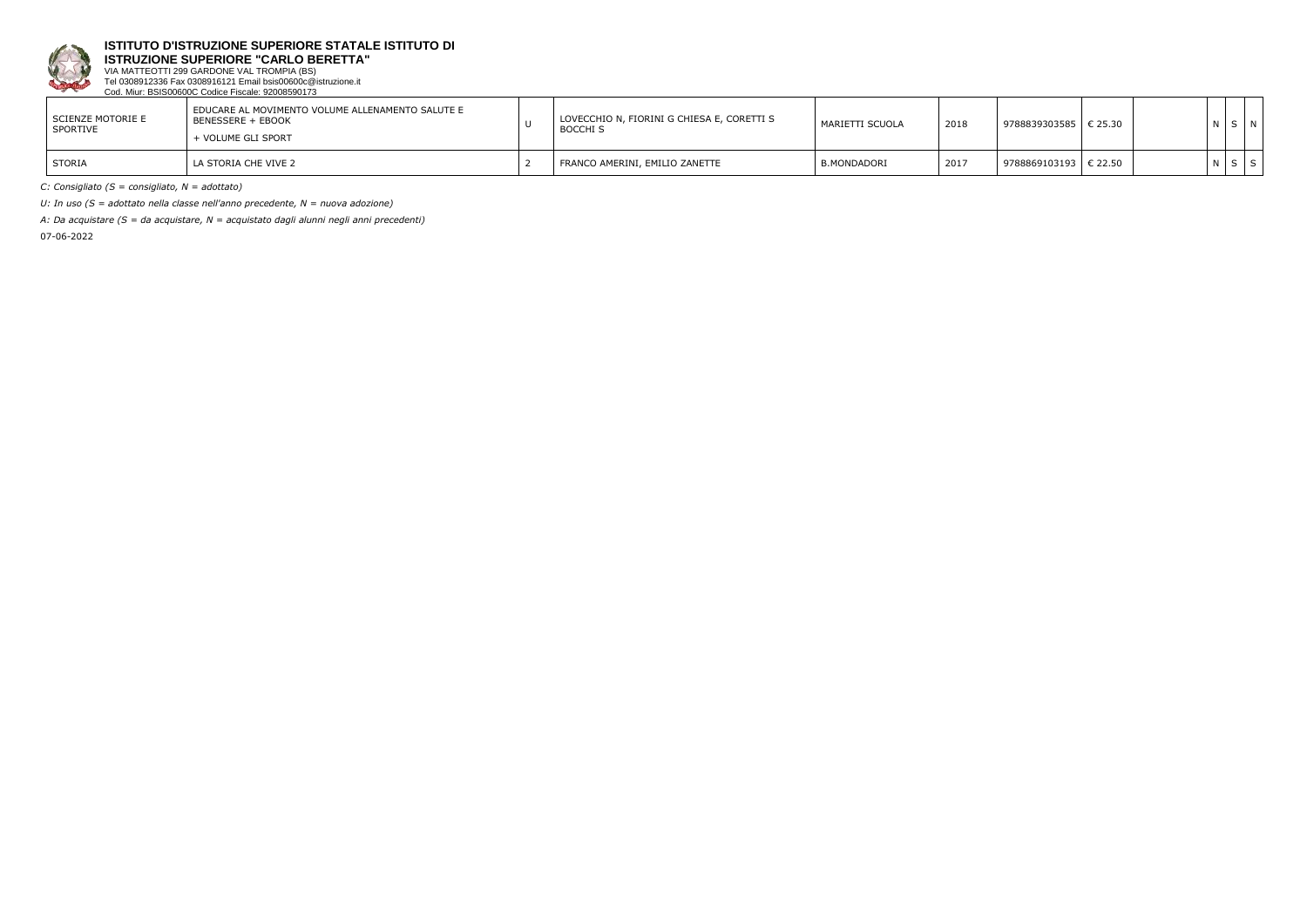**ISTITUTO D'ISTRUZIONE SUPERIORE STATALE ISTITUTO DI ISTRUZIONE SUPERIORE "CARLO BERETTA"**
VIA MATTEOTTI 299 GARDONE VAL TROMPIA (BS)
Tel 0308912336 Fax 0308916121 Email bsis00600c@istruzione.it
Cod. Miur: BSIS00600C Codice Fiscale: 92008590173

| | | | | | | | | | | | |
|---|---|---|---|---|---|---|---|---|---|---|---|
| SCIENZE MOTORIE E SPORTIVE | EDUCARE AL MOVIMENTO VOLUME ALLENAMENTO SALUTE E BENESSERE + EBOOK + VOLUME GLI SPORT | U | LOVECCHIO N, FIORINI G CHIESA E, CORETTI S BOCCHI S | MARIETTI SCUOLA | 2018 | 9788839303585 | € 25.30 | | N | S | N |
| STORIA | LA STORIA CHE VIVE 2 | 2 | FRANCO AMERINI, EMILIO ZANETTE | B.MONDADORI | 2017 | 9788869103193 | € 22.50 | | N | S | S |

*C: Consigliato (S = consigliato, N = adottato)*

*U: In uso (S = adottato nella classe nell'anno precedente, N = nuova adozione)*

*A: Da acquistare (S = da acquistare, N = acquistato dagli alunni negli anni precedenti)*

07-06-2022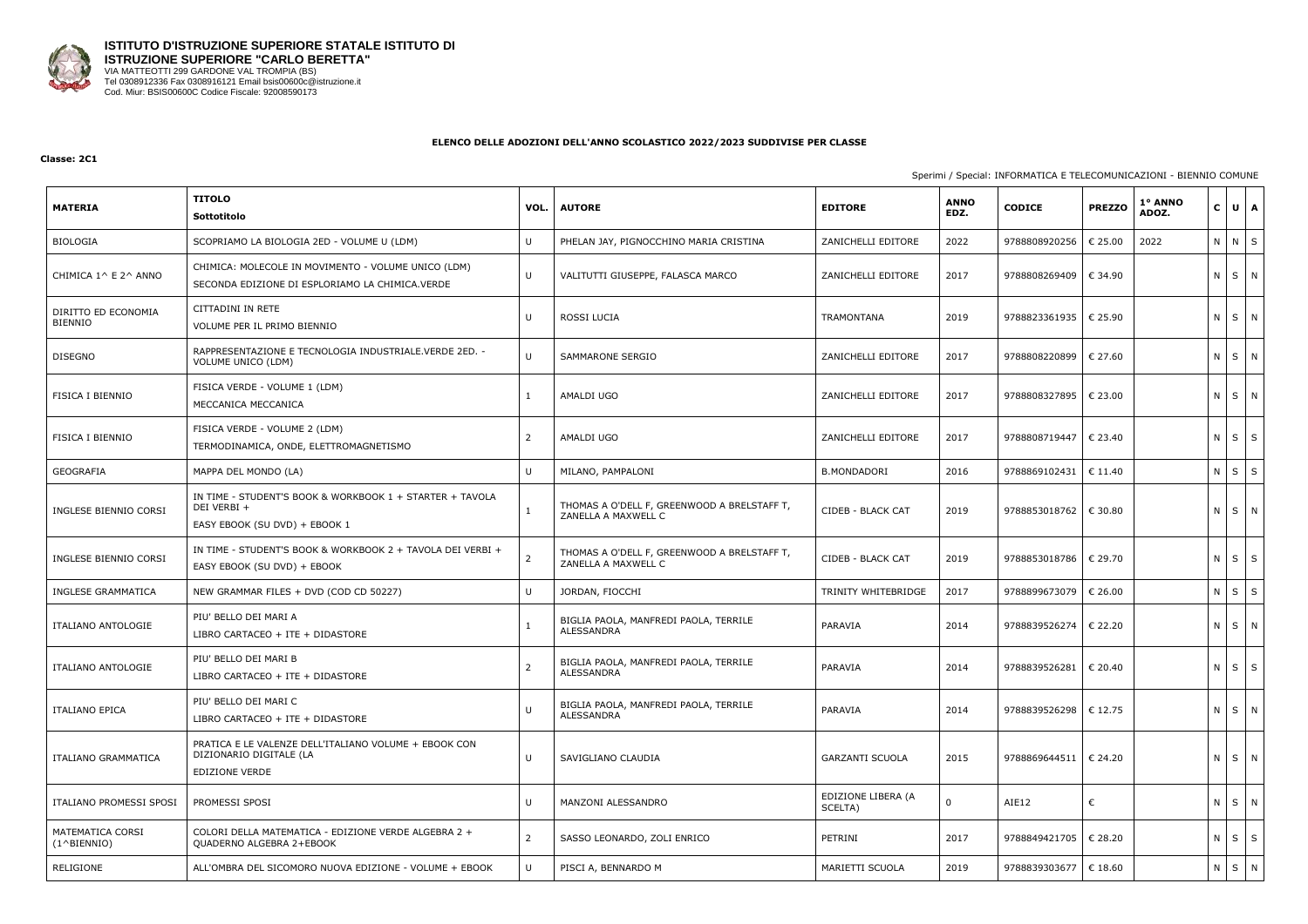**ISTITUTO D'ISTRUZIONE SUPERIORE STATALE ISTITUTO DI ISTRUZIONE SUPERIORE "CARLO BERETTA"**
VIA MATTEOTTI 299 GARDONE VAL TROMPIA (BS)
Tel 0308912336 Fax 0308916121 Email bsis00600c@istruzione.it
Cod. Miur: BSIS00600C Codice Fiscale: 92008590173

**ELENCO DELLE ADOZIONI DELL'ANNO SCOLASTICO 2022/2023 SUDDIVISE PER CLASSE**

**Classe: 2C1**

Sperimi / Special: INFORMATICA E TELECOMUNICAZIONI - BIENNIO COMUNE

| MATERIA | TITOLO Sottotitolo | VOL. | AUTORE | EDITORE | ANNO EDZ. | CODICE | PREZZO | 1° ANNO ADOZ. | C | U | A |
|---|---|---|---|---|---|---|---|---|---|---|---|
| BIOLOGIA | SCOPRIAMO LA BIOLOGIA 2ED - VOLUME U (LDM) | U | PHELAN JAY, PIGNOCCHINO MARIA CRISTINA | ZANICHELLI EDITORE | 2022 | 9788808920256 | € 25.00 | 2022 | N | N | S |
| CHIMICA 1^ E 2^ ANNO | CHIMICA: MOLECOLE IN MOVIMENTO - VOLUME UNICO (LDM) SECONDA EDIZIONE DI ESPLORIAMO LA CHIMICA.VERDE | U | VALITUTTI GIUSEPPE, FALASCA MARCO | ZANICHELLI EDITORE | 2017 | 9788808269409 | € 34.90 | | N | S | N |
| DIRITTO ED ECONOMIA BIENNIO | CITTADINI IN RETE VOLUME PER IL PRIMO BIENNIO | U | ROSSI LUCIA | TRAMONTANA | 2019 | 9788823361935 | € 25.90 | | N | S | N |
| DISEGNO | RAPPRESENTAZIONE E TECNOLOGIA INDUSTRIALE.VERDE 2ED. - VOLUME UNICO (LDM) | U | SAMMARONE SERGIO | ZANICHELLI EDITORE | 2017 | 9788808220899 | € 27.60 | | N | S | N |
| FISICA I BIENNIO | FISICA VERDE - VOLUME 1 (LDM) MECCANICA MECCANICA | 1 | AMALDI UGO | ZANICHELLI EDITORE | 2017 | 9788808327895 | € 23.00 | | N | S | N |
| FISICA I BIENNIO | FISICA VERDE - VOLUME 2 (LDM) TERMODINAMICA, ONDE, ELETTROMAGNETISMO | 2 | AMALDI UGO | ZANICHELLI EDITORE | 2017 | 9788808719447 | € 23.40 | | N | S | S |
| GEOGRAFIA | MAPPA DEL MONDO (LA) | U | MILANO, PAMPALONI | B.MONDADORI | 2016 | 9788869102431 | € 11.40 | | N | S | S |
| INGLESE BIENNIO CORSI | IN TIME - STUDENT'S BOOK & WORKBOOK 1 + STARTER + TAVOLA DEI VERBI + EASY EBOOK (SU DVD) + EBOOK 1 | 1 | THOMAS A O'DELL F, GREENWOOD A BRELSTAFF T, ZANELLA A MAXWELL C | CIDEB - BLACK CAT | 2019 | 9788853018762 | € 30.80 | | N | S | N |
| INGLESE BIENNIO CORSI | IN TIME - STUDENT'S BOOK & WORKBOOK 2 + TAVOLA DEI VERBI + EASY EBOOK (SU DVD) + EBOOK | 2 | THOMAS A O'DELL F, GREENWOOD A BRELSTAFF T, ZANELLA A MAXWELL C | CIDEB - BLACK CAT | 2019 | 9788853018786 | € 29.70 | | N | S | S |
| INGLESE GRAMMATICA | NEW GRAMMAR FILES + DVD (COD CD 50227) | U | JORDAN, FIOCCHI | TRINITY WHITEBRIDGE | 2017 | 9788899673079 | € 26.00 | | N | S | S |
| ITALIANO ANTOLOGIE | PIU' BELLO DEI MARI A LIBRO CARTACEO + ITE + DIDASTORE | 1 | BIGLIA PAOLA, MANFREDI PAOLA, TERRILE ALESSANDRA | PARAVIA | 2014 | 9788839526274 | € 22.20 | | N | S | N |
| ITALIANO ANTOLOGIE | PIU' BELLO DEI MARI B LIBRO CARTACEO + ITE + DIDASTORE | 2 | BIGLIA PAOLA, MANFREDI PAOLA, TERRILE ALESSANDRA | PARAVIA | 2014 | 9788839526281 | € 20.40 | | N | S | S |
| ITALIANO EPICA | PIU' BELLO DEI MARI C LIBRO CARTACEO + ITE + DIDASTORE | U | BIGLIA PAOLA, MANFREDI PAOLA, TERRILE ALESSANDRA | PARAVIA | 2014 | 9788839526298 | € 12.75 | | N | S | N |
| ITALIANO GRAMMATICA | PRATICA E LE VALENZE DELL'ITALIANO VOLUME + EBOOK CON DIZIONARIO DIGITALE (LA EDIZIONE VERDE | U | SAVIGLIANO CLAUDIA | GARZANTI SCUOLA | 2015 | 9788869644511 | € 24.20 | | N | S | N |
| ITALIANO PROMESSI SPOSI | PROMESSI SPOSI | U | MANZONI ALESSANDRO | EDIZIONE LIBERA (A SCELTA) | 0 | AIE12 | € | | N | S | N |
| MATEMATICA CORSI (1^BIENNIO) | COLORI DELLA MATEMATICA - EDIZIONE VERDE ALGEBRA 2 + QUADERNO ALGEBRA 2+EBOOK | 2 | SASSO LEONARDO, ZOLI ENRICO | PETRINI | 2017 | 9788849421705 | € 28.20 | | N | S | S |
| RELIGIONE | ALL'OMBRA DEL SICOMORO NUOVA EDIZIONE - VOLUME + EBOOK | U | PISCI A, BENNARDO M | MARIETTI SCUOLA | 2019 | 9788839303677 | € 18.60 | | N | S | N |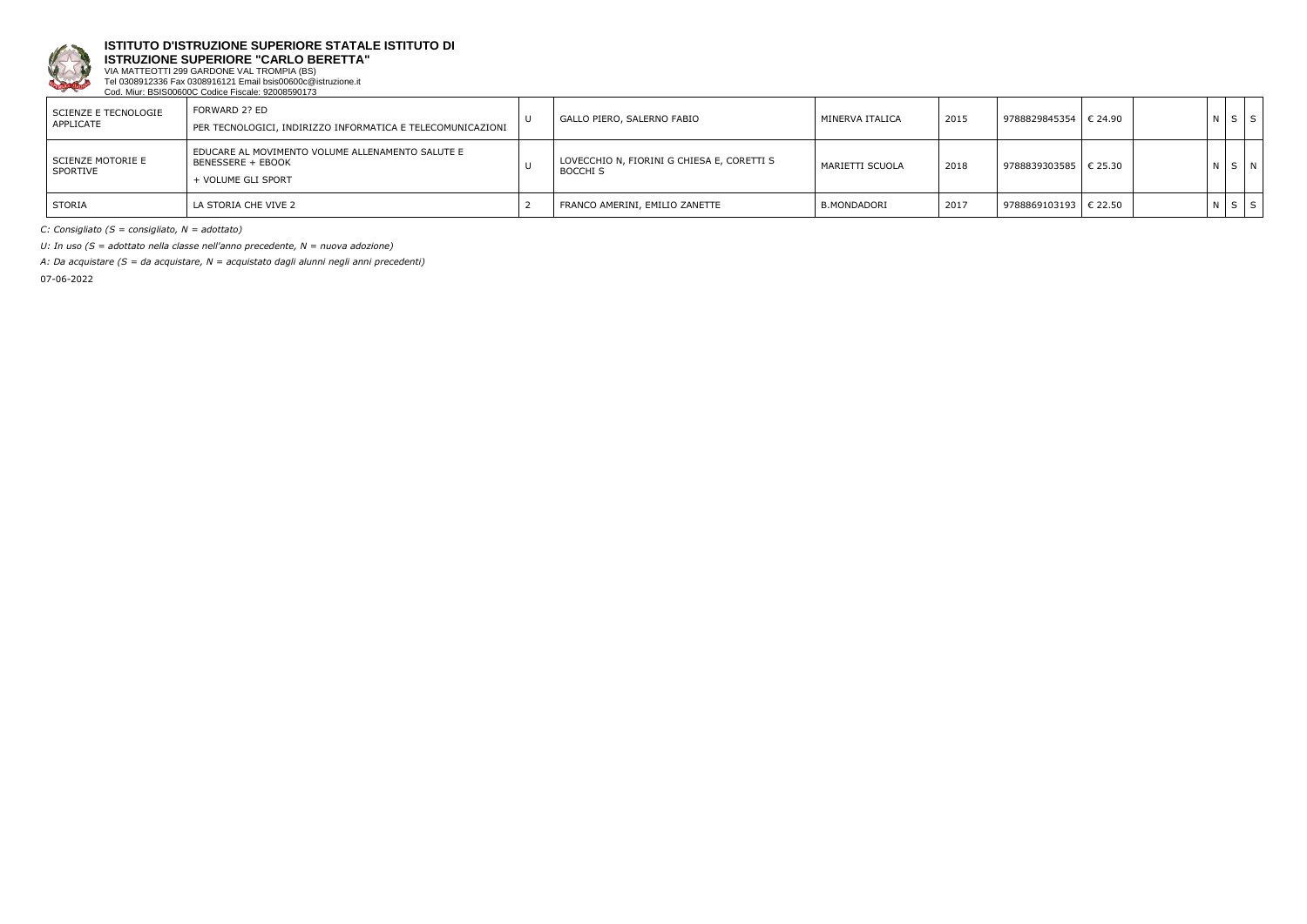**ISTITUTO D'ISTRUZIONE SUPERIORE STATALE ISTITUTO DI ISTRUZIONE SUPERIORE "CARLO BERETTA"**
VIA MATTEOTTI 299 GARDONE VAL TROMPIA (BS)
Tel 0308912336 Fax 0308916121 Email bsis00600c@istruzione.it
Cod. Miur: BSIS00600C Codice Fiscale: 92008590173

| | | | | | | | | | | | |
|---|---|---|---|---|---|---|---|---|---|---|---|
| SCIENZE E TECNOLOGIE APPLICATE | FORWARD 2? ED PER TECNOLOGICI, INDIRIZZO INFORMATICA E TELECOMUNICAZIONI | U | GALLO PIERO, SALERNO FABIO | MINERVA ITALICA | 2015 | 9788829845354 | € 24.90 | | N | S | S |
| SCIENZE MOTORIE E SPORTIVE | EDUCARE AL MOVIMENTO VOLUME ALLENAMENTO SALUTE E BENESSERE + EBOOK + VOLUME GLI SPORT | U | LOVECCHIO N, FIORINI G CHIESA E, CORETTI S BOCCHI S | MARIETTI SCUOLA | 2018 | 9788839303585 | € 25.30 | | N | S | N |
| STORIA | LA STORIA CHE VIVE 2 | 2 | FRANCO AMERINI, EMILIO ZANETTE | B.MONDADORI | 2017 | 9788869103193 | € 22.50 | | N | S | S |

*C: Consigliato (S = consigliato, N = adottato)*

*U: In uso (S = adottato nella classe nell'anno precedente, N = nuova adozione)*

*A: Da acquistare (S = da acquistare, N = acquistato dagli alunni negli anni precedenti)*

07-06-2022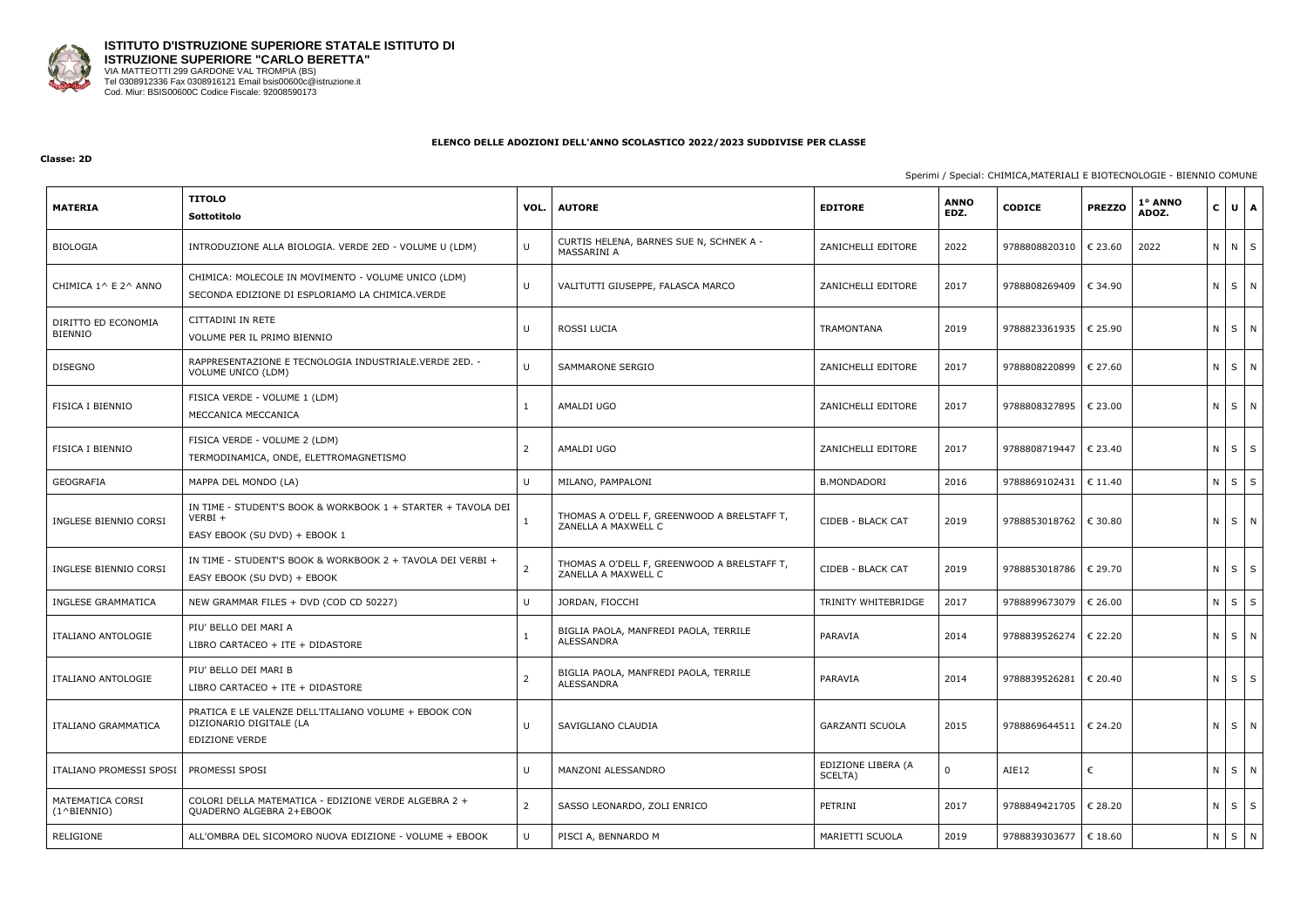**ISTITUTO D'ISTRUZIONE SUPERIORE STATALE ISTITUTO DI ISTRUZIONE SUPERIORE "CARLO BERETTA"**
VIA MATTEOTTI 299 GARDONE VAL TROMPIA (BS)
Tel 0308912336 Fax 0308916121 Email bsis00600c@istruzione.it
Cod. Miur: BSIS00600C Codice Fiscale: 92008590173

**ELENCO DELLE ADOZIONI DELL'ANNO SCOLASTICO 2022/2023 SUDDIVISE PER CLASSE**

**Classe: 2D**

Sperimi / Special: CHIMICA,MATERIALI E BIOTECNOLOGIE - BIENNIO COMUNE

| MATERIA | TITOLO Sottotitolo | VOL. | AUTORE | EDITORE | ANNO EDZ. | CODICE | PREZZO | 1° ANNO ADOZ. | C | U | A |
|---|---|---|---|---|---|---|---|---|---|---|---|
| BIOLOGIA | INTRODUZIONE ALLA BIOLOGIA. VERDE 2ED - VOLUME U (LDM) | U | CURTIS HELENA, BARNES SUE N, SCHNEK A - MASSARINI A | ZANICHELLI EDITORE | 2022 | 9788808820310 | € 23.60 | 2022 | N | N | S |
| CHIMICA 1^ E 2^ ANNO | CHIMICA: MOLECOLE IN MOVIMENTO - VOLUME UNICO (LDM) SECONDA EDIZIONE DI ESPLORIAMO LA CHIMICA.VERDE | U | VALITUTTI GIUSEPPE, FALASCA MARCO | ZANICHELLI EDITORE | 2017 | 9788808269409 | € 34.90 | | N | S | N |
| DIRITTO ED ECONOMIA BIENNIO | CITTADINI IN RETE VOLUME PER IL PRIMO BIENNIO | U | ROSSI LUCIA | TRAMONTANA | 2019 | 9788823361935 | € 25.90 | | N | S | N |
| DISEGNO | RAPPRESENTAZIONE E TECNOLOGIA INDUSTRIALE.VERDE 2ED. - VOLUME UNICO (LDM) | U | SAMMARONE SERGIO | ZANICHELLI EDITORE | 2017 | 9788808220899 | € 27.60 | | N | S | N |
| FISICA I BIENNIO | FISICA VERDE - VOLUME 1 (LDM) MECCANICA MECCANICA | 1 | AMALDI UGO | ZANICHELLI EDITORE | 2017 | 9788808327895 | € 23.00 | | N | S | N |
| FISICA I BIENNIO | FISICA VERDE - VOLUME 2 (LDM) TERMODINAMICA, ONDE, ELETTROMAGNETISMO | 2 | AMALDI UGO | ZANICHELLI EDITORE | 2017 | 9788808719447 | € 23.40 | | N | S | S |
| GEOGRAFIA | MAPPA DEL MONDO (LA) | U | MILANO, PAMPALONI | B.MONDADORI | 2016 | 9788869102431 | € 11.40 | | N | S | S |
| INGLESE BIENNIO CORSI | IN TIME - STUDENT'S BOOK & WORKBOOK 1 + STARTER + TAVOLA DEI VERBI + EASY EBOOK (SU DVD) + EBOOK 1 | 1 | THOMAS A O'DELL F, GREENWOOD A BRELSTAFF T, ZANELLA A MAXWELL C | CIDEB - BLACK CAT | 2019 | 9788853018762 | € 30.80 | | N | S | N |
| INGLESE BIENNIO CORSI | IN TIME - STUDENT'S BOOK & WORKBOOK 2 + TAVOLA DEI VERBI + EASY EBOOK (SU DVD) + EBOOK | 2 | THOMAS A O'DELL F, GREENWOOD A BRELSTAFF T, ZANELLA A MAXWELL C | CIDEB - BLACK CAT | 2019 | 9788853018786 | € 29.70 | | N | S | S |
| INGLESE GRAMMATICA | NEW GRAMMAR FILES + DVD (COD CD 50227) | U | JORDAN, FIOCCHI | TRINITY WHITEBRIDGE | 2017 | 9788899673079 | € 26.00 | | N | S | S |
| ITALIANO ANTOLOGIE | PIU' BELLO DEI MARI A LIBRO CARTACEO + ITE + DIDASTORE | 1 | BIGLIA PAOLA, MANFREDI PAOLA, TERRILE ALESSANDRA | PARAVIA | 2014 | 9788839526274 | € 22.20 | | N | S | N |
| ITALIANO ANTOLOGIE | PIU' BELLO DEI MARI B LIBRO CARTACEO + ITE + DIDASTORE | 2 | BIGLIA PAOLA, MANFREDI PAOLA, TERRILE ALESSANDRA | PARAVIA | 2014 | 9788839526281 | € 20.40 | | N | S | S |
| ITALIANO GRAMMATICA | PRATICA E LE VALENZE DELL'ITALIANO VOLUME + EBOOK CON DIZIONARIO DIGITALE (LA EDIZIONE VERDE | U | SAVIGLIANO CLAUDIA | GARZANTI SCUOLA | 2015 | 9788869644511 | € 24.20 | | N | S | N |
| ITALIANO PROMESSI SPOSI | PROMESSI SPOSI | U | MANZONI ALESSANDRO | EDIZIONE LIBERA (A SCELTA) | 0 | AIE12 | € | | N | S | N |
| MATEMATICA CORSI (1^BIENNIO) | COLORI DELLA MATEMATICA - EDIZIONE VERDE ALGEBRA 2 + QUADERNO ALGEBRA 2+EBOOK | 2 | SASSO LEONARDO, ZOLI ENRICO | PETRINI | 2017 | 9788849421705 | € 28.20 | | N | S | S |
| RELIGIONE | ALL'OMBRA DEL SICOMORO NUOVA EDIZIONE - VOLUME + EBOOK | U | PISCI A, BENNARDO M | MARIETTI SCUOLA | 2019 | 9788839303677 | € 18.60 | | N | S | N |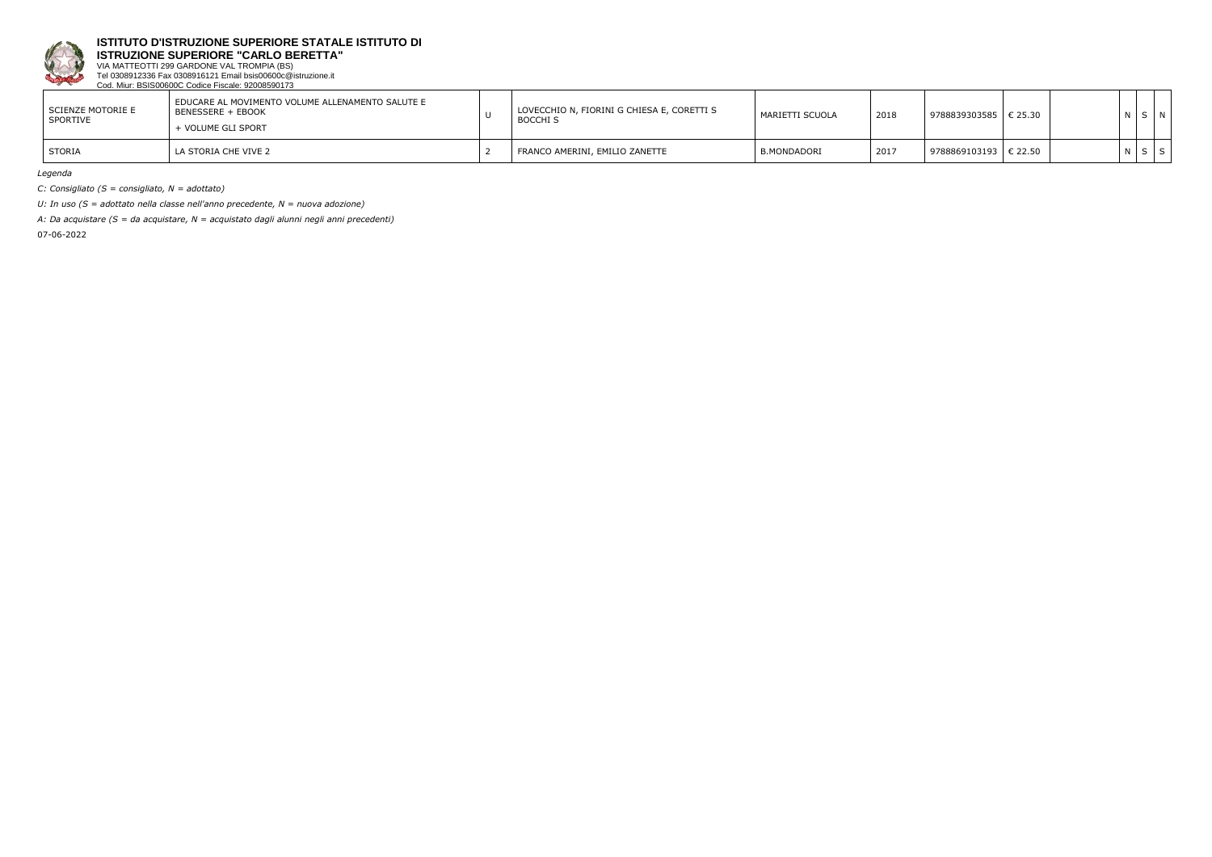**ISTITUTO D'ISTRUZIONE SUPERIORE STATALE ISTITUTO DI ISTRUZIONE SUPERIORE "CARLO BERETTA"**
VIA MATTEOTTI 299 GARDONE VAL TROMPIA (BS)
Tel 0308912336 Fax 0308916121 Email bsis00600c@istruzione.it
Cod. Miur: BSIS00600C Codice Fiscale: 92008590173

| | | | | | | | | | | | |
|---|---|---|---|---|---|---|---|---|---|---|---|
| SCIENZE MOTORIE E SPORTIVE | EDUCARE AL MOVIMENTO VOLUME ALLENAMENTO SALUTE E BENESSERE + EBOOK + VOLUME GLI SPORT | U | LOVECCHIO N, FIORINI G CHIESA E, CORETTI S BOCCHI S | MARIETTI SCUOLA | 2018 | 9788839303585 | € 25.30 | | N | S | N |
| STORIA | LA STORIA CHE VIVE 2 | 2 | FRANCO AMERINI, EMILIO ZANETTE | B.MONDADORI | 2017 | 9788869103193 | € 22.50 | | N | S | S |

*Legenda*

*C: Consigliato (S = consigliato, N = adottato)*

*U: In uso (S = adottato nella classe nell'anno precedente, N = nuova adozione)*

*A: Da acquistare (S = da acquistare, N = acquistato dagli alunni negli anni precedenti)*

07-06-2022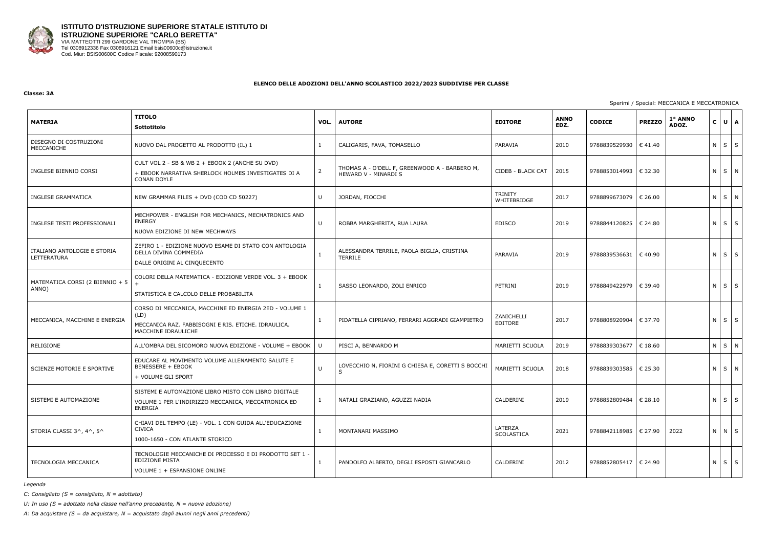**ISTITUTO D'ISTRUZIONE SUPERIORE STATALE ISTITUTO DI ISTRUZIONE SUPERIORE "CARLO BERETTA"**
VIA MATTEOTTI 299 GARDONE VAL TROMPIA (BS)
Tel 0308912336 Fax 0308916121 Email bsis00600c@istruzione.it
Cod. Miur: BSIS00600C Codice Fiscale: 92008590173

**ELENCO DELLE ADOZIONI DELL'ANNO SCOLASTICO 2022/2023 SUDDIVISE PER CLASSE**

**Classe: 3A**

Sperimi / Special: MECCANICA E MECCATRONICA

| MATERIA | TITOLO<br>Sottotitolo | VOL. | AUTORE | EDITORE | ANNO EDZ. | CODICE | PREZZO | 1° ANNO ADOZ. | C | U | A |
|---|---|---|---|---|---|---|---|---|---|---|---|
| DISEGNO DI COSTRUZIONI MECCANICHE | NUOVO DAL PROGETTO AL PRODOTTO (IL) 1 | 1 | CALIGARIS, FAVA, TOMASELLO | PARAVIA | 2010 | 9788839529930 | € 41.40 | | N | S | S |
| INGLESE BIENNIO CORSI | CULT VOL 2 - SB & WB 2 + EBOOK 2 (ANCHE SU DVD)<br>+ EBOOK NARRATIVA SHERLOCK HOLMES INVESTIGATES DI A CONAN DOYLE | 2 | THOMAS A - O'DELL F, GREENWOOD A - BARBERO M, HEWARD V - MINARDI S | CIDEB - BLACK CAT | 2015 | 9788853014993 | € 32.30 | | N | S | N |
| INGLESE GRAMMATICA | NEW GRAMMAR FILES + DVD (COD CD 50227) | U | JORDAN, FIOCCHI | TRINITY WHITEBRIDGE | 2017 | 9788899673079 | € 26.00 | | N | S | N |
| INGLESE TESTI PROFESSIONALI | MECHPOWER - ENGLISH FOR MECHANICS, MECHATRONICS AND ENERGY<br>NUOVA EDIZIONE DI NEW MECHWAYS | U | ROBBA MARGHERITA, RUA LAURA | EDISCO | 2019 | 9788844120825 | € 24.80 | | N | S | S |
| ITALIANO ANTOLOGIE E STORIA LETTERATURA | ZEFIRO 1 - EDIZIONE NUOVO ESAME DI STATO CON ANTOLOGIA DELLA DIVINA COMMEDIA<br>DALLE ORIGINI AL CINQUECENTO | 1 | ALESSANDRA TERRILE, PAOLA BIGLIA, CRISTINA TERRILE | PARAVIA | 2019 | 9788839536631 | € 40.90 | | N | S | S |
| MATEMATICA CORSI (2 BIENNIO + 5 ANNO) | COLORI DELLA MATEMATICA - EDIZIONE VERDE VOL. 3 + EBOOK +<br>STATISTICA E CALCOLO DELLE PROBABILITA | 1 | SASSO LEONARDO, ZOLI ENRICO | PETRINI | 2019 | 9788849422979 | € 39.40 | | N | S | S |
| MECCANICA, MACCHINE E ENERGIA | CORSO DI MECCANICA, MACCHINE ED ENERGIA 2ED - VOLUME 1 (LD)<br>MECCANICA RAZ. FABBISOGNI E RIS. ETICHE. IDRAULICA. MACCHINE IDRAULICHE | 1 | PIDATELLA CIPRIANO, FERRARI AGGRADI GIAMPIETRO | ZANICHELLI EDITORE | 2017 | 9788808920904 | € 37.70 | | N | S | S |
| RELIGIONE | ALL'OMBRA DEL SICOMORO NUOVA EDIZIONE - VOLUME + EBOOK | U | PISCI A, BENNARDO M | MARIETTI SCUOLA | 2019 | 9788839303677 | € 18.60 | | N | S | N |
| SCIENZE MOTORIE E SPORTIVE | EDUCARE AL MOVIMENTO VOLUME ALLENAMENTO SALUTE E BENESSERE + EBOOK<br>+ VOLUME GLI SPORT | U | LOVECCHIO N, FIORINI G CHIESA E, CORETTI S BOCCHI S | MARIETTI SCUOLA | 2018 | 9788839303585 | € 25.30 | | N | S | N |
| SISTEMI E AUTOMAZIONE | SISTEMI E AUTOMAZIONE LIBRO MISTO CON LIBRO DIGITALE<br>VOLUME 1 PER L'INDIRIZZO MECCANICA, MECCATRONICA ED ENERGIA | 1 | NATALI GRAZIANO, AGUZZI NADIA | CALDERINI | 2019 | 9788852809484 | € 28.10 | | N | S | S |
| STORIA CLASSI 3^, 4^, 5^ | CHIAVI DEL TEMPO (LE) - VOL. 1 CON GUIDA ALL'EDUCAZIONE CIVICA<br>1000-1650 - CON ATLANTE STORICO | 1 | MONTANARI MASSIMO | LATERZA SCOLASTICA | 2021 | 9788842118985 | € 27.90 | 2022 | N | N | S |
| TECNOLOGIA MECCANICA | TECNOLOGIE MECCANICHE DI PROCESSO E DI PRODOTTO SET 1 - EDIZIONE MISTA<br>VOLUME 1 + ESPANSIONE ONLINE | 1 | PANDOLFO ALBERTO, DEGLI ESPOSTI GIANCARLO | CALDERINI | 2012 | 9788852805417 | € 24.90 | | N | S | S |

*Legenda*

*C: Consigliato (S = consigliato, N = adottato)*

*U: In uso (S = adottato nella classe nell'anno precedente, N = nuova adozione)*

*A: Da acquistare (S = da acquistare, N = acquistato dagli alunni negli anni precedenti)*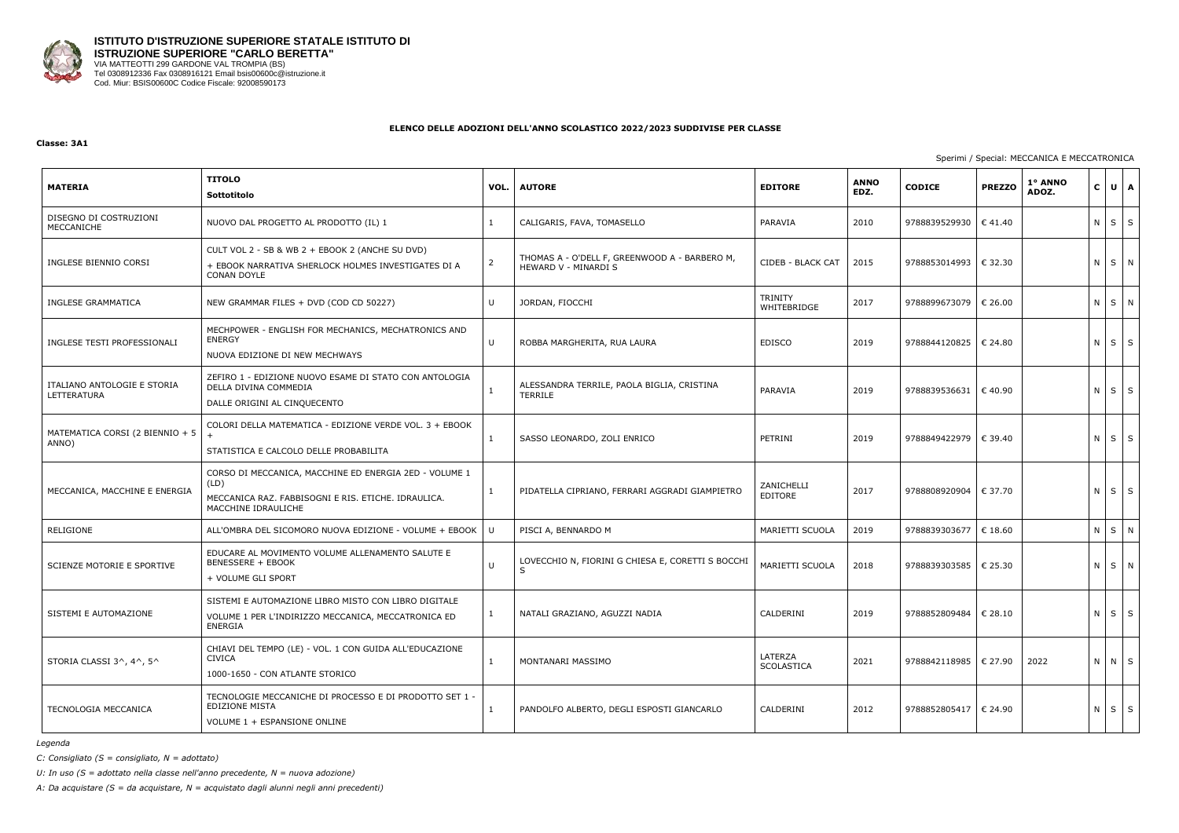**ISTITUTO D'ISTRUZIONE SUPERIORE STATALE ISTITUTO DI ISTRUZIONE SUPERIORE "CARLO BERETTA"**
VIA MATTEOTTI 299 GARDONE VAL TROMPIA (BS)
Tel 0308912336 Fax 0308916121 Email bsis00600c@istruzione.it
Cod. Miur: BSIS00600C Codice Fiscale: 92008590173

## ELENCO DELLE ADOZIONI DELL'ANNO SCOLASTICO 2022/2023 SUDDIVISE PER CLASSE

**Classe: 3A1**

Sperimi / Special: MECCANICA E MECCATRONICA

| MATERIA | TITOLO Sottotitolo | VOL. | AUTORE | EDITORE | ANNO EDZ. | CODICE | PREZZO | 1° ANNO ADOZ. | C | U | A |
|---|---|---|---|---|---|---|---|---|---|---|---|
| DISEGNO DI COSTRUZIONI MECCANICHE | NUOVO DAL PROGETTO AL PRODOTTO (IL) 1 | 1 | CALIGARIS, FAVA, TOMASELLO | PARAVIA | 2010 | 9788839529930 | € 41.40 | | N | S | S |
| INGLESE BIENNIO CORSI | CULT VOL 2 - SB & WB 2 + EBOOK 2 (ANCHE SU DVD) + EBOOK NARRATIVA SHERLOCK HOLMES INVESTIGATES DI A CONAN DOYLE | 2 | THOMAS A - O'DELL F, GREENWOOD A - BARBERO M, HEWARD V - MINARDI S | CIDEB - BLACK CAT | 2015 | 9788853014993 | € 32.30 | | N | S | N |
| INGLESE GRAMMATICA | NEW GRAMMAR FILES + DVD (COD CD 50227) | U | JORDAN, FIOCCHI | TRINITY WHITEBRIDGE | 2017 | 9788899673079 | € 26.00 | | N | S | N |
| INGLESE TESTI PROFESSIONALI | MECHPOWER - ENGLISH FOR MECHANICS, MECHATRONICS AND ENERGY NUOVA EDIZIONE DI NEW MECHWAYS | U | ROBBA MARGHERITA, RUA LAURA | EDISCO | 2019 | 9788844120825 | € 24.80 | | N | S | S |
| ITALIANO ANTOLOGIE E STORIA LETTERATURA | ZEFIRO 1 - EDIZIONE NUOVO ESAME DI STATO CON ANTOLOGIA DELLA DIVINA COMMEDIA DALLE ORIGINI AL CINQUECENTO | 1 | ALESSANDRA TERRILE, PAOLA BIGLIA, CRISTINA TERRILE | PARAVIA | 2019 | 9788839536631 | € 40.90 | | N | S | S |
| MATEMATICA CORSI (2 BIENNIO + 5 ANNO) | COLORI DELLA MATEMATICA - EDIZIONE VERDE VOL. 3 + EBOOK + STATISTICA E CALCOLO DELLE PROBABILITA | 1 | SASSO LEONARDO, ZOLI ENRICO | PETRINI | 2019 | 9788849422979 | € 39.40 | | N | S | S |
| MECCANICA, MACCHINE E ENERGIA | CORSO DI MECCANICA, MACCHINE ED ENERGIA 2ED - VOLUME 1 (LD) MECCANICA RAZ. FABBISOGNI E RIS. ETICHE. IDRAULICA. MACCHINE IDRAULICHE | 1 | PIDATELLA CIPRIANO, FERRARI AGGRADI GIAMPIETRO | ZANICHELLI EDITORE | 2017 | 9788808920904 | € 37.70 | | N | S | S |
| RELIGIONE | ALL'OMBRA DEL SICOMORO NUOVA EDIZIONE - VOLUME + EBOOK | U | PISCI A, BENNARDO M | MARIETTI SCUOLA | 2019 | 9788839303677 | € 18.60 | | N | S | N |
| SCIENZE MOTORIE E SPORTIVE | EDUCARE AL MOVIMENTO VOLUME ALLENAMENTO SALUTE E BENESSERE + EBOOK + VOLUME GLI SPORT | U | LOVECCHIO N, FIORINI G CHIESA E, CORETTI S BOCCHI S | MARIETTI SCUOLA | 2018 | 9788839303585 | € 25.30 | | N | S | N |
| SISTEMI E AUTOMAZIONE | SISTEMI E AUTOMAZIONE LIBRO MISTO CON LIBRO DIGITALE VOLUME 1 PER L'INDIRIZZO MECCANICA, MECCATRONICA ED ENERGIA | 1 | NATALI GRAZIANO, AGUZZI NADIA | CALDERINI | 2019 | 9788852809484 | € 28.10 | | N | S | S |
| STORIA CLASSI 3^, 4^, 5^ | CHIAVI DEL TEMPO (LE) - VOL. 1 CON GUIDA ALL'EDUCAZIONE CIVICA 1000-1650 - CON ATLANTE STORICO | 1 | MONTANARI MASSIMO | LATERZA SCOLASTICA | 2021 | 9788842118985 | € 27.90 | 2022 | N | N | S |
| TECNOLOGIA MECCANICA | TECNOLOGIE MECCANICHE DI PROCESSO E DI PRODOTTO SET 1 - EDIZIONE MISTA VOLUME 1 + ESPANSIONE ONLINE | 1 | PANDOLFO ALBERTO, DEGLI ESPOSTI GIANCARLO | CALDERINI | 2012 | 9788852805417 | € 24.90 | | N | S | S |

*Legenda*

*C: Consigliato (S = consigliato, N = adottato)*

*U: In uso (S = adottato nella classe nell'anno precedente, N = nuova adozione)*

*A: Da acquistare (S = da acquistare, N = acquistato dagli alunni negli anni precedenti)*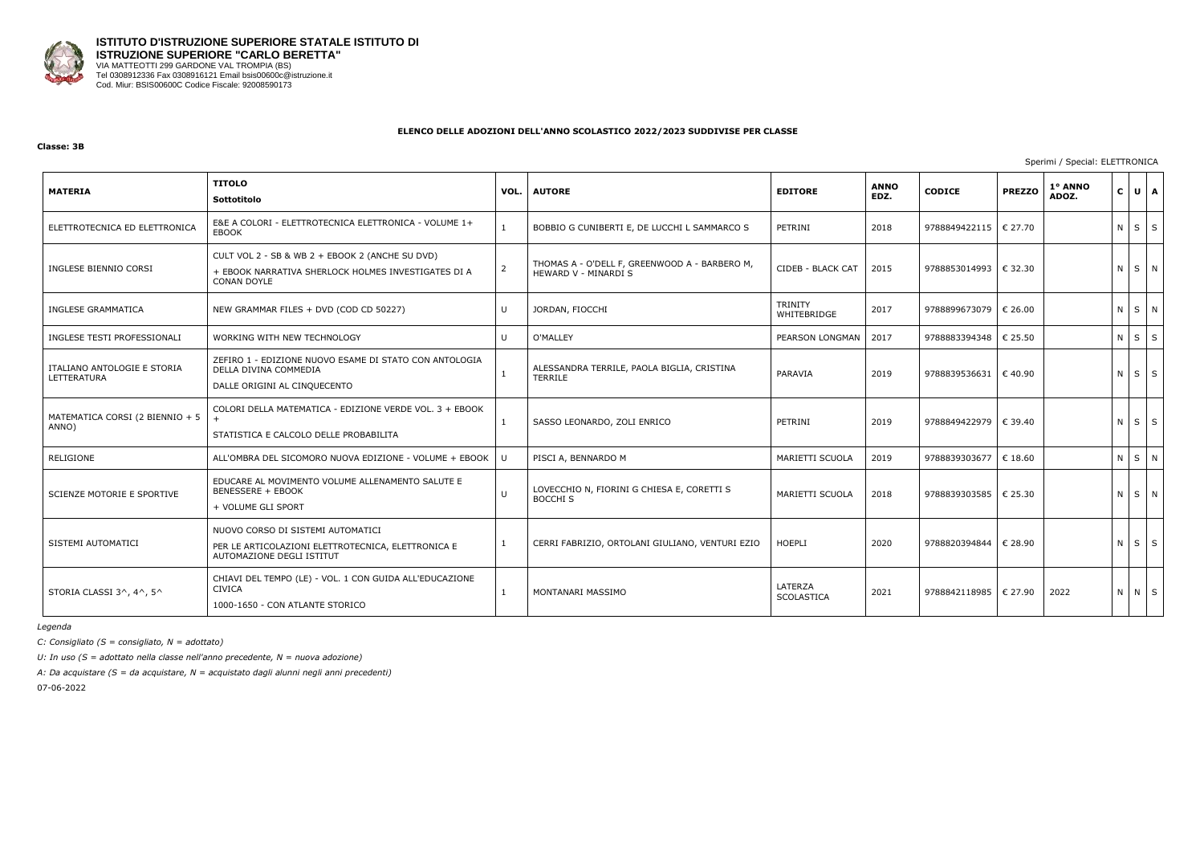**ISTITUTO D'ISTRUZIONE SUPERIORE STATALE ISTITUTO DI ISTRUZIONE SUPERIORE "CARLO BERETTA"**
VIA MATTEOTTI 299 GARDONE VAL TROMPIA (BS)
Tel 0308912336 Fax 0308916121 Email bsis00600c@istruzione.it
Cod. Miur: BSIS00600C Codice Fiscale: 92008590173

**ELENCO DELLE ADOZIONI DELL'ANNO SCOLASTICO 2022/2023 SUDDIVISE PER CLASSE**

**Classe: 3B**

Sperimi / Special: ELETTRONICA

| MATERIA | TITOLO Sottotitolo | VOL. | AUTORE | EDITORE | ANNO EDZ. | CODICE | PREZZO | 1° ANNO ADOZ. | C | U | A |
|---|---|---|---|---|---|---|---|---|---|---|---|
| ELETTROTECNICA ED ELETTRONICA | E&E A COLORI - ELETTROTECNICA ELETTRONICA - VOLUME 1+ EBOOK | 1 | BOBBIO G CUNIBERTI E, DE LUCCHI L SAMMARCO S | PETRINI | 2018 | 9788849422115 | € 27.70 | | N | S | S |
| INGLESE BIENNIO CORSI | CULT VOL 2 - SB & WB 2 + EBOOK 2 (ANCHE SU DVD) + EBOOK NARRATIVA SHERLOCK HOLMES INVESTIGATES DI A CONAN DOYLE | 2 | THOMAS A - O'DELL F, GREENWOOD A - BARBERO M, HEWARD V - MINARDI S | CIDEB - BLACK CAT | 2015 | 9788853014993 | € 32.30 | | N | S | N |
| INGLESE GRAMMATICA | NEW GRAMMAR FILES + DVD (COD CD 50227) | U | JORDAN, FIOCCHI | TRINITY WHITEBRIDGE | 2017 | 9788899673079 | € 26.00 | | N | S | N |
| INGLESE TESTI PROFESSIONALI | WORKING WITH NEW TECHNOLOGY | U | O'MALLEY | PEARSON LONGMAN | 2017 | 9788883394348 | € 25.50 | | N | S | S |
| ITALIANO ANTOLOGIE E STORIA LETTERATURA | ZEFIRO 1 - EDIZIONE NUOVO ESAME DI STATO CON ANTOLOGIA DELLA DIVINA COMMEDIA DALLE ORIGINI AL CINQUECENTO | 1 | ALESSANDRA TERRILE, PAOLA BIGLIA, CRISTINA TERRILE | PARAVIA | 2019 | 9788839536631 | € 40.90 | | N | S | S |
| MATEMATICA CORSI (2 BIENNIO + 5 ANNO) | COLORI DELLA MATEMATICA - EDIZIONE VERDE VOL. 3 + EBOOK + STATISTICA E CALCOLO DELLE PROBABILITA | 1 | SASSO LEONARDO, ZOLI ENRICO | PETRINI | 2019 | 9788849422979 | € 39.40 | | N | S | S |
| RELIGIONE | ALL'OMBRA DEL SICOMORO NUOVA EDIZIONE - VOLUME + EBOOK | U | PISCI A, BENNARDO M | MARIETTI SCUOLA | 2019 | 9788839303677 | € 18.60 | | N | S | N |
| SCIENZE MOTORIE E SPORTIVE | EDUCARE AL MOVIMENTO VOLUME ALLENAMENTO SALUTE E BENESSERE + EBOOK + VOLUME GLI SPORT | U | LOVECCHIO N, FIORINI G CHIESA E, CORETTI S BOCCHI S | MARIETTI SCUOLA | 2018 | 9788839303585 | € 25.30 | | N | S | N |
| SISTEMI AUTOMATICI | NUOVO CORSO DI SISTEMI AUTOMATICI PER LE ARTICOLAZIONI ELETTROTECNICA, ELETTRONICA E AUTOMAZIONE DEGLI ISTITUT | 1 | CERRI FABRIZIO, ORTOLANI GIULIANO, VENTURI EZIO | HOEPLI | 2020 | 9788820394844 | € 28.90 | | N | S | S |
| STORIA CLASSI 3^, 4^, 5^ | CHIAVI DEL TEMPO (LE) - VOL. 1 CON GUIDA ALL'EDUCAZIONE CIVICA 1000-1650 - CON ATLANTE STORICO | 1 | MONTANARI MASSIMO | LATERZA SCOLASTICA | 2021 | 9788842118985 | € 27.90 | 2022 | N | N | S |

*Legenda*

*C: Consigliato (S = consigliato, N = adottato)*

*U: In uso (S = adottato nella classe nell'anno precedente, N = nuova adozione)*

*A: Da acquistare (S = da acquistare, N = acquistato dagli alunni negli anni precedenti)*

07-06-2022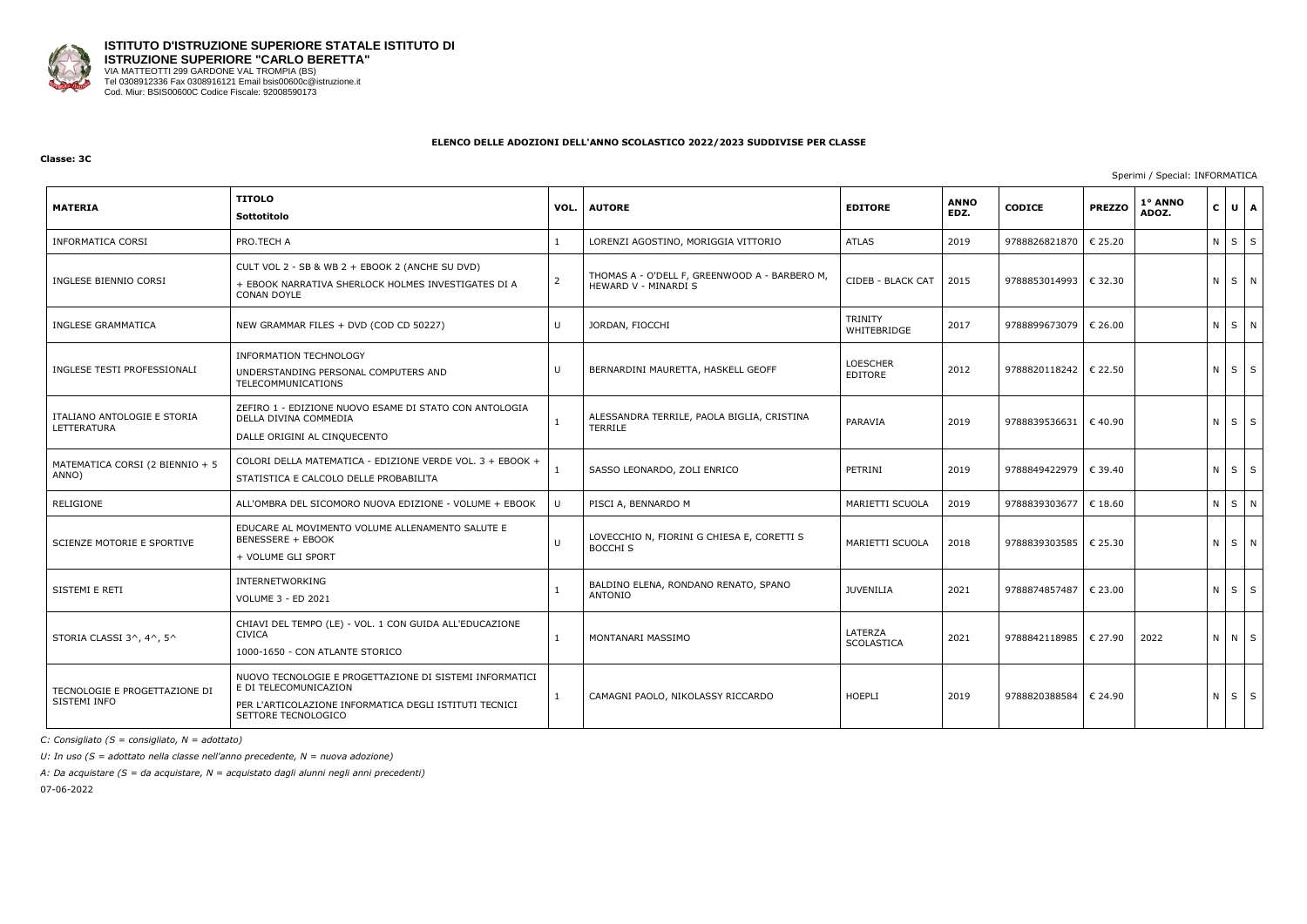**ISTITUTO D'ISTRUZIONE SUPERIORE STATALE ISTITUTO DI ISTRUZIONE SUPERIORE "CARLO BERETTA"**
VIA MATTEOTTI 299 GARDONE VAL TROMPIA (BS)
Tel 0308912336 Fax 0308916121 Email bsis00600c@istruzione.it
Cod. Miur: BSIS00600C Codice Fiscale: 92008590173

**ELENCO DELLE ADOZIONI DELL'ANNO SCOLASTICO 2022/2023 SUDDIVISE PER CLASSE**

**Classe: 3C**

Sperimi / Special: INFORMATICA

| MATERIA | TITOLO<br>Sottotitolo | VOL. | AUTORE | EDITORE | ANNO EDZ. | CODICE | PREZZO | 1° ANNO ADOZ. | C | U | A |
|---|---|---|---|---|---|---|---|---|---|---|---|
| INFORMATICA CORSI | PRO.TECH A | 1 | LORENZI AGOSTINO, MORIGGIA VITTORIO | ATLAS | 2019 | 9788826821870 | € 25.20 | | N | S | S |
| INGLESE BIENNIO CORSI | CULT VOL 2 - SB & WB 2 + EBOOK 2 (ANCHE SU DVD)<br>+ EBOOK NARRATIVA SHERLOCK HOLMES INVESTIGATES DI A CONAN DOYLE | 2 | THOMAS A - O'DELL F, GREENWOOD A - BARBERO M, HEWARD V - MINARDI S | CIDEB - BLACK CAT | 2015 | 9788853014993 | € 32.30 | | N | S | N |
| INGLESE GRAMMATICA | NEW GRAMMAR FILES + DVD (COD CD 50227) | U | JORDAN, FIOCCHI | TRINITY WHITEBRIDGE | 2017 | 9788899673079 | € 26.00 | | N | S | N |
| INGLESE TESTI PROFESSIONALI | INFORMATION TECHNOLOGY<br>UNDERSTANDING PERSONAL COMPUTERS AND TELECOMMUNICATIONS | U | BERNARDINI MAURETTA, HASKELL GEOFF | LOESCHER EDITORE | 2012 | 9788820118242 | € 22.50 | | N | S | S |
| ITALIANO ANTOLOGIE E STORIA LETTERATURA | ZEFIRO 1 - EDIZIONE NUOVO ESAME DI STATO CON ANTOLOGIA DELLA DIVINA COMMEDIA<br>DALLE ORIGINI AL CINQUECENTO | 1 | ALESSANDRA TERRILE, PAOLA BIGLIA, CRISTINA TERRILE | PARAVIA | 2019 | 9788839536631 | € 40.90 | | N | S | S |
| MATEMATICA CORSI (2 BIENNIO + 5 ANNO) | COLORI DELLA MATEMATICA - EDIZIONE VERDE VOL. 3 + EBOOK +<br>STATISTICA E CALCOLO DELLE PROBABILITA | 1 | SASSO LEONARDO, ZOLI ENRICO | PETRINI | 2019 | 9788849422979 | € 39.40 | | N | S | S |
| RELIGIONE | ALL'OMBRA DEL SICOMORO NUOVA EDIZIONE - VOLUME + EBOOK | U | PISCI A, BENNARDO M | MARIETTI SCUOLA | 2019 | 9788839303677 | € 18.60 | | N | S | N |
| SCIENZE MOTORIE E SPORTIVE | EDUCARE AL MOVIMENTO VOLUME ALLENAMENTO SALUTE E BENESSERE + EBOOK<br>+ VOLUME GLI SPORT | U | LOVECCHIO N, FIORINI G CHIESA E, CORETTI S BOCCHI S | MARIETTI SCUOLA | 2018 | 9788839303585 | € 25.30 | | N | S | N |
| SISTEMI E RETI | INTERNETWORKING<br>VOLUME 3 - ED 2021 | 1 | BALDINO ELENA, RONDANO RENATO, SPANO ANTONIO | JUVENILIA | 2021 | 9788874857487 | € 23.00 | | N | S | S |
| STORIA CLASSI 3^, 4^, 5^ | CHIAVI DEL TEMPO (LE) - VOL. 1 CON GUIDA ALL'EDUCAZIONE CIVICA<br>1000-1650 - CON ATLANTE STORICO | 1 | MONTANARI MASSIMO | LATERZA SCOLASTICA | 2021 | 9788842118985 | € 27.90 | 2022 | N | N | S |
| TECNOLOGIE E PROGETTAZIONE DI SISTEMI INFO | NUOVO TECNOLOGIE E PROGETTAZIONE DI SISTEMI INFORMATICI E DI TELECOMUNICAZION<br>PER L'ARTICOLAZIONE INFORMATICA DEGLI ISTITUTI TECNICI SETTORE TECNOLOGICO | 1 | CAMAGNI PAOLO, NIKOLASSY RICCARDO | HOEPLI | 2019 | 9788820388584 | € 24.90 | | N | S | S |

*C: Consigliato (S = consigliato, N = adottato)*

*U: In uso (S = adottato nella classe nell'anno precedente, N = nuova adozione)*

*A: Da acquistare (S = da acquistare, N = acquistato dagli alunni negli anni precedenti)*

07-06-2022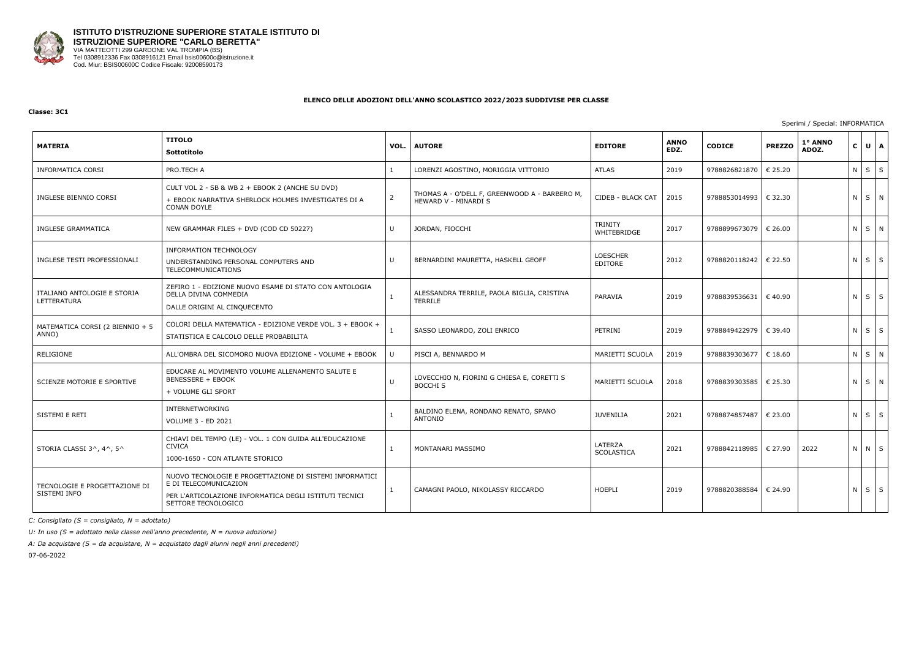**ISTITUTO D'ISTRUZIONE SUPERIORE STATALE ISTITUTO DI ISTRUZIONE SUPERIORE "CARLO BERETTA"**
VIA MATTEOTTI 299 GARDONE VAL TROMPIA (BS)
Tel 0308912336 Fax 0308916121 Email bsis00600c@istruzione.it
Cod. Miur: BSIS00600C Codice Fiscale: 92008590173

**ELENCO DELLE ADOZIONI DELL'ANNO SCOLASTICO 2022/2023 SUDDIVISE PER CLASSE**

**Classe: 3C1**

Sperimi / Special: INFORMATICA

| MATERIA | TITOLO Sottotitolo | VOL. | AUTORE | EDITORE | ANNO EDZ. | CODICE | PREZZO | 1° ANNO ADOZ. | C | U | A |
|---|---|---|---|---|---|---|---|---|---|---|---|
| INFORMATICA CORSI | PRO.TECH A | 1 | LORENZI AGOSTINO, MORIGGIA VITTORIO | ATLAS | 2019 | 9788826821870 | € 25.20 | | N | S | S |
| INGLESE BIENNIO CORSI | CULT VOL 2 - SB & WB 2 + EBOOK 2 (ANCHE SU DVD) + EBOOK NARRATIVA SHERLOCK HOLMES INVESTIGATES DI A CONAN DOYLE | 2 | THOMAS A - O'DELL F, GREENWOOD A - BARBERO M, HEWARD V - MINARDI S | CIDEB - BLACK CAT | 2015 | 9788853014993 | € 32.30 | | N | S | N |
| INGLESE GRAMMATICA | NEW GRAMMAR FILES + DVD (COD CD 50227) | U | JORDAN, FIOCCHI | TRINITY WHITEBRIDGE | 2017 | 9788899673079 | € 26.00 | | N | S | N |
| INGLESE TESTI PROFESSIONALI | INFORMATION TECHNOLOGY UNDERSTANDING PERSONAL COMPUTERS AND TELECOMMUNICATIONS | U | BERNARDINI MAURETTA, HASKELL GEOFF | LOESCHER EDITORE | 2012 | 9788820118242 | € 22.50 | | N | S | S |
| ITALIANO ANTOLOGIE E STORIA LETTERATURA | ZEFIRO 1 - EDIZIONE NUOVO ESAME DI STATO CON ANTOLOGIA DELLA DIVINA COMMEDIA DALLE ORIGINI AL CINQUECENTO | 1 | ALESSANDRA TERRILE, PAOLA BIGLIA, CRISTINA TERRILE | PARAVIA | 2019 | 9788839536631 | € 40.90 | | N | S | S |
| MATEMATICA CORSI (2 BIENNIO + 5 ANNO) | COLORI DELLA MATEMATICA - EDIZIONE VERDE VOL. 3 + EBOOK + STATISTICA E CALCOLO DELLE PROBABILITA | 1 | SASSO LEONARDO, ZOLI ENRICO | PETRINI | 2019 | 9788849422979 | € 39.40 | | N | S | S |
| RELIGIONE | ALL'OMBRA DEL SICOMORO NUOVA EDIZIONE - VOLUME + EBOOK | U | PISCI A, BENNARDO M | MARIETTI SCUOLA | 2019 | 9788839303677 | € 18.60 | | N | S | N |
| SCIENZE MOTORIE E SPORTIVE | EDUCARE AL MOVIMENTO VOLUME ALLENAMENTO SALUTE E BENESSERE + EBOOK + VOLUME GLI SPORT | U | LOVECCHIO N, FIORINI G CHIESA E, CORETTI S BOCCHI S | MARIETTI SCUOLA | 2018 | 9788839303585 | € 25.30 | | N | S | N |
| SISTEMI E RETI | INTERNETWORKING VOLUME 3 - ED 2021 | 1 | BALDINO ELENA, RONDANO RENATO, SPANO ANTONIO | JUVENILIA | 2021 | 9788874857487 | € 23.00 | | N | S | S |
| STORIA CLASSI 3^, 4^, 5^ | CHIAVI DEL TEMPO (LE) - VOL. 1 CON GUIDA ALL'EDUCAZIONE CIVICA 1000-1650 - CON ATLANTE STORICO | 1 | MONTANARI MASSIMO | LATERZA SCOLASTICA | 2021 | 9788842118985 | € 27.90 | 2022 | N | N | S |
| TECNOLOGIE E PROGETTAZIONE DI SISTEMI INFO | NUOVO TECNOLOGIE E PROGETTAZIONE DI SISTEMI INFORMATICI E DI TELECOMUNICAZION PER L'ARTICOLAZIONE INFORMATICA DEGLI ISTITUTI TECNICI SETTORE TECNOLOGICO | 1 | CAMAGNI PAOLO, NIKOLASSY RICCARDO | HOEPLI | 2019 | 9788820388584 | € 24.90 | | N | S | S |

*C: Consigliato (S = consigliato, N = adottato)*

*U: In uso (S = adottato nella classe nell'anno precedente, N = nuova adozione)*

*A: Da acquistare (S = da acquistare, N = acquistato dagli alunni negli anni precedenti)*

07-06-2022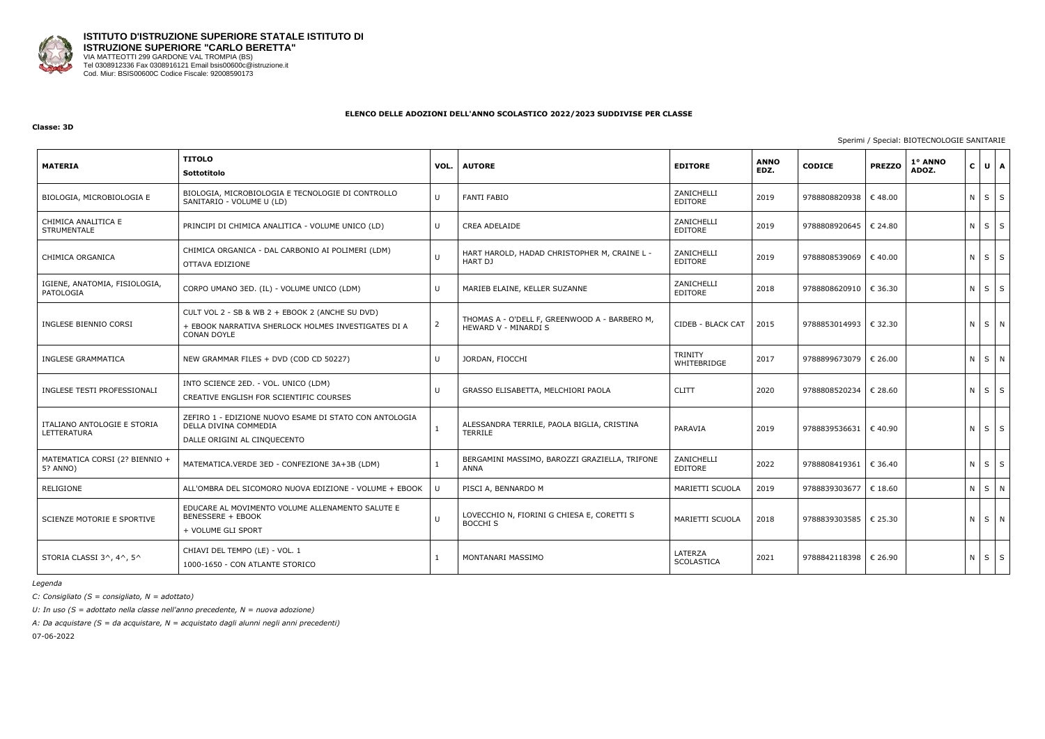**ISTITUTO D'ISTRUZIONE SUPERIORE STATALE ISTITUTO DI ISTRUZIONE SUPERIORE "CARLO BERETTA"**
VIA MATTEOTTI 299 GARDONE VAL TROMPIA (BS)
Tel 0308912336 Fax 0308916121 Email bsis00600c@istruzione.it
Cod. Miur: BSIS00600C Codice Fiscale: 92008590173

## ELENCO DELLE ADOZIONI DELL'ANNO SCOLASTICO 2022/2023 SUDDIVISE PER CLASSE

**Classe: 3D**

Sperimi / Special: BIOTECNOLOGIE SANITARIE

| MATERIA | TITOLO Sottotitolo | VOL. | AUTORE | EDITORE | ANNO EDZ. | CODICE | PREZZO | 1° ANNO ADOZ. | C | U | A |
|---|---|---|---|---|---|---|---|---|---|---|---|
| BIOLOGIA, MICROBIOLOGIA E | BIOLOGIA, MICROBIOLOGIA E TECNOLOGIE DI CONTROLLO SANITARIO - VOLUME U (LD) | U | FANTI FABIO | ZANICHELLI EDITORE | 2019 | 9788808820938 | € 48.00 | | N | S | S |
| CHIMICA ANALITICA E STRUMENTALE | PRINCIPI DI CHIMICA ANALITICA - VOLUME UNICO (LD) | U | CREA ADELAIDE | ZANICHELLI EDITORE | 2019 | 9788808920645 | € 24.80 | | N | S | S |
| CHIMICA ORGANICA | CHIMICA ORGANICA - DAL CARBONIO AI POLIMERI (LDM) OTTAVA EDIZIONE | U | HART HAROLD, HADAD CHRISTOPHER M, CRAINE L - HART DJ | ZANICHELLI EDITORE | 2019 | 9788808539069 | € 40.00 | | N | S | S |
| IGIENE, ANATOMIA, FISIOLOGIA, PATOLOGIA | CORPO UMANO 3ED. (IL) - VOLUME UNICO (LDM) | U | MARIEB ELAINE, KELLER SUZANNE | ZANICHELLI EDITORE | 2018 | 9788808620910 | € 36.30 | | N | S | S |
| INGLESE BIENNIO CORSI | CULT VOL 2 - SB & WB 2 + EBOOK 2 (ANCHE SU DVD) + EBOOK NARRATIVA SHERLOCK HOLMES INVESTIGATES DI A CONAN DOYLE | 2 | THOMAS A - O'DELL F, GREENWOOD A - BARBERO M, HEWARD V - MINARDI S | CIDEB - BLACK CAT | 2015 | 9788853014993 | € 32.30 | | N | S | N |
| INGLESE GRAMMATICA | NEW GRAMMAR FILES + DVD (COD CD 50227) | U | JORDAN, FIOCCHI | TRINITY WHITEBRIDGE | 2017 | 9788899673079 | € 26.00 | | N | S | N |
| INGLESE TESTI PROFESSIONALI | INTO SCIENCE 2ED. - VOL. UNICO (LDM) CREATIVE ENGLISH FOR SCIENTIFIC COURSES | U | GRASSO ELISABETTA, MELCHIORI PAOLA | CLITT | 2020 | 9788808520234 | € 28.60 | | N | S | S |
| ITALIANO ANTOLOGIE E STORIA LETTERATURA | ZEFIRO 1 - EDIZIONE NUOVO ESAME DI STATO CON ANTOLOGIA DELLA DIVINA COMMEDIA DALLE ORIGINI AL CINQUECENTO | 1 | ALESSANDRA TERRILE, PAOLA BIGLIA, CRISTINA TERRILE | PARAVIA | 2019 | 9788839536631 | € 40.90 | | N | S | S |
| MATEMATICA CORSI (2? BIENNIO + 5? ANNO) | MATEMATICA.VERDE 3ED - CONFEZIONE 3A+3B (LDM) | 1 | BERGAMINI MASSIMO, BAROZZI GRAZIELLA, TRIFONE ANNA | ZANICHELLI EDITORE | 2022 | 9788808419361 | € 36.40 | | N | S | S |
| RELIGIONE | ALL'OMBRA DEL SICOMORO NUOVA EDIZIONE - VOLUME + EBOOK | U | PISCI A, BENNARDO M | MARIETTI SCUOLA | 2019 | 9788839303677 | € 18.60 | | N | S | N |
| SCIENZE MOTORIE E SPORTIVE | EDUCARE AL MOVIMENTO VOLUME ALLENAMENTO SALUTE E BENESSERE + EBOOK + VOLUME GLI SPORT | U | LOVECCHIO N, FIORINI G CHIESA E, CORETTI S BOCCHI S | MARIETTI SCUOLA | 2018 | 9788839303585 | € 25.30 | | N | S | N |
| STORIA CLASSI 3^, 4^, 5^ | CHIAVI DEL TEMPO (LE) - VOL. 1 1000-1650 - CON ATLANTE STORICO | 1 | MONTANARI MASSIMO | LATERZA SCOLASTICA | 2021 | 9788842118398 | € 26.90 | | N | S | S |

*Legenda*

*C: Consigliato (S = consigliato, N = adottato)*

*U: In uso (S = adottato nella classe nell'anno precedente, N = nuova adozione)*

*A: Da acquistare (S = da acquistare, N = acquistato dagli alunni negli anni precedenti)*

07-06-2022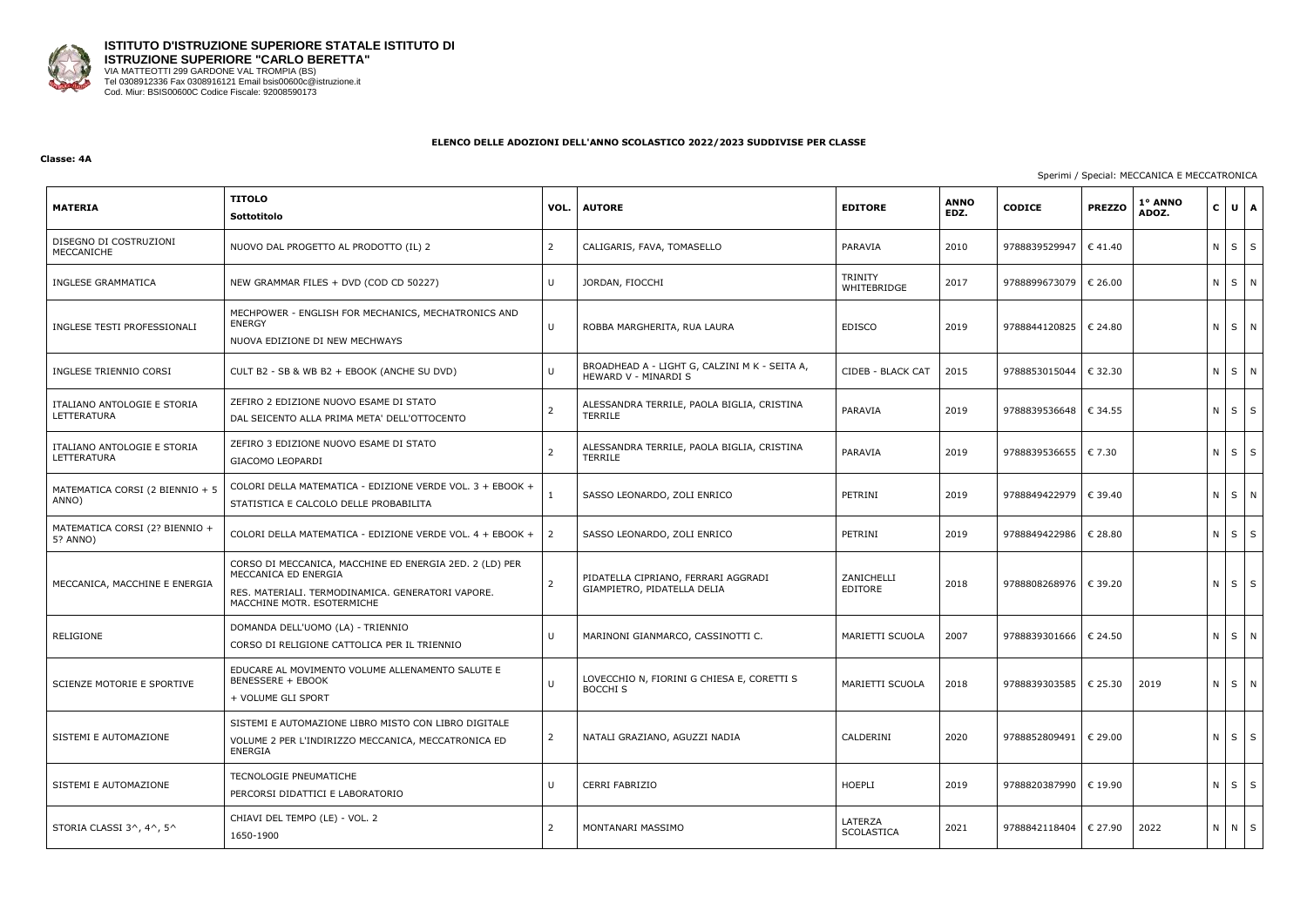**ISTITUTO D'ISTRUZIONE SUPERIORE STATALE ISTITUTO DI ISTRUZIONE SUPERIORE "CARLO BERETTA"**
VIA MATTEOTTI 299 GARDONE VAL TROMPIA (BS)
Tel 0308912336 Fax 0308916121 Email bsis00600c@istruzione.it
Cod. Miur: BSIS00600C Codice Fiscale: 92008590173

**ELENCO DELLE ADOZIONI DELL'ANNO SCOLASTICO 2022/2023 SUDDIVISE PER CLASSE**

**Classe: 4A**

Sperimi / Special: MECCANICA E MECCATRONICA

| MATERIA | TITOLO / Sottotitolo | VOL. | AUTORE | EDITORE | ANNO EDZ. | CODICE | PREZZO | 1° ANNO ADOZ. | C | U | A |
|---|---|---|---|---|---|---|---|---|---|---|---|
| DISEGNO DI COSTRUZIONI MECCANICHE | NUOVO DAL PROGETTO AL PRODOTTO (IL) 2 | 2 | CALIGARIS, FAVA, TOMASELLO | PARAVIA | 2010 | 9788839529947 | € 41.40 | | N | S | S |
| INGLESE GRAMMATICA | NEW GRAMMAR FILES + DVD (COD CD 50227) | U | JORDAN, FIOCCHI | TRINITY WHITEBRIDGE | 2017 | 9788899673079 | € 26.00 | | N | S | N |
| INGLESE TESTI PROFESSIONALI | MECHPOWER - ENGLISH FOR MECHANICS, MECHATRONICS AND ENERGY<br>NUOVA EDIZIONE DI NEW MECHWAYS | U | ROBBA MARGHERITA, RUA LAURA | EDISCO | 2019 | 9788844120825 | € 24.80 | | N | S | N |
| INGLESE TRIENNIO CORSI | CULT B2 - SB & WB B2 + EBOOK (ANCHE SU DVD) | U | BROADHEAD A - LIGHT G, CALZINI M K - SEITA A, HEWARD V - MINARDI S | CIDEB - BLACK CAT | 2015 | 9788853015044 | € 32.30 | | N | S | N |
| ITALIANO ANTOLOGIE E STORIA LETTERATURA | ZEFIRO 2 EDIZIONE NUOVO ESAME DI STATO<br>DAL SEICENTO ALLA PRIMA META' DELL'OTTOCENTO | 2 | ALESSANDRA TERRILE, PAOLA BIGLIA, CRISTINA TERRILE | PARAVIA | 2019 | 9788839536648 | € 34.55 | | N | S | S |
| ITALIANO ANTOLOGIE E STORIA LETTERATURA | ZEFIRO 3 EDIZIONE NUOVO ESAME DI STATO<br>GIACOMO LEOPARDI | 2 | ALESSANDRA TERRILE, PAOLA BIGLIA, CRISTINA TERRILE | PARAVIA | 2019 | 9788839536655 | € 7.30 | | N | S | S |
| MATEMATICA CORSI (2 BIENNIO + 5 ANNO) | COLORI DELLA MATEMATICA - EDIZIONE VERDE VOL. 3 + EBOOK +<br>STATISTICA E CALCOLO DELLE PROBABILITA | 1 | SASSO LEONARDO, ZOLI ENRICO | PETRINI | 2019 | 9788849422979 | € 39.40 | | N | S | N |
| MATEMATICA CORSI (2? BIENNIO + 5? ANNO) | COLORI DELLA MATEMATICA - EDIZIONE VERDE VOL. 4 + EBOOK + | 2 | SASSO LEONARDO, ZOLI ENRICO | PETRINI | 2019 | 9788849422986 | € 28.80 | | N | S | S |
| MECCANICA, MACCHINE E ENERGIA | CORSO DI MECCANICA, MACCHINE ED ENERGIA 2ED. 2 (LD) PER MECCANICA ED ENERGIA<br>RES. MATERIALI. TERMODINAMICA. GENERATORI VAPORE. MACCHINE MOTR. ESOTERMICHE | 2 | PIDATELLA CIPRIANO, FERRARI AGGRADI GIAMPIETRO, PIDATELLA DELIA | ZANICHELLI EDITORE | 2018 | 9788808268976 | € 39.20 | | N | S | S |
| RELIGIONE | DOMANDA DELL'UOMO (LA) - TRIENNIO<br>CORSO DI RELIGIONE CATTOLICA PER IL TRIENNIO | U | MARINONI GIANMARCO, CASSINOTTI C. | MARIETTI SCUOLA | 2007 | 9788839301666 | € 24.50 | | N | S | N |
| SCIENZE MOTORIE E SPORTIVE | EDUCARE AL MOVIMENTO VOLUME ALLENAMENTO SALUTE E BENESSERE + EBOOK<br>+ VOLUME GLI SPORT | U | LOVECCHIO N, FIORINI G CHIESA E, CORETTI S BOCCHI S | MARIETTI SCUOLA | 2018 | 9788839303585 | € 25.30 | 2019 | N | S | N |
| SISTEMI E AUTOMAZIONE | SISTEMI E AUTOMAZIONE LIBRO MISTO CON LIBRO DIGITALE<br>VOLUME 2 PER L'INDIRIZZO MECCANICA, MECCATRONICA ED ENERGIA | 2 | NATALI GRAZIANO, AGUZZI NADIA | CALDERINI | 2020 | 9788852809491 | € 29.00 | | N | S | S |
| SISTEMI E AUTOMAZIONE | TECNOLOGIE PNEUMATICHE<br>PERCORSI DIDATTICI E LABORATORIO | U | CERRI FABRIZIO | HOEPLI | 2019 | 9788820387990 | € 19.90 | | N | S | S |
| STORIA CLASSI 3^, 4^, 5^ | CHIAVI DEL TEMPO (LE) - VOL. 2<br>1650-1900 | 2 | MONTANARI MASSIMO | LATERZA SCOLASTICA | 2021 | 9788842118404 | € 27.90 | 2022 | N | N | S |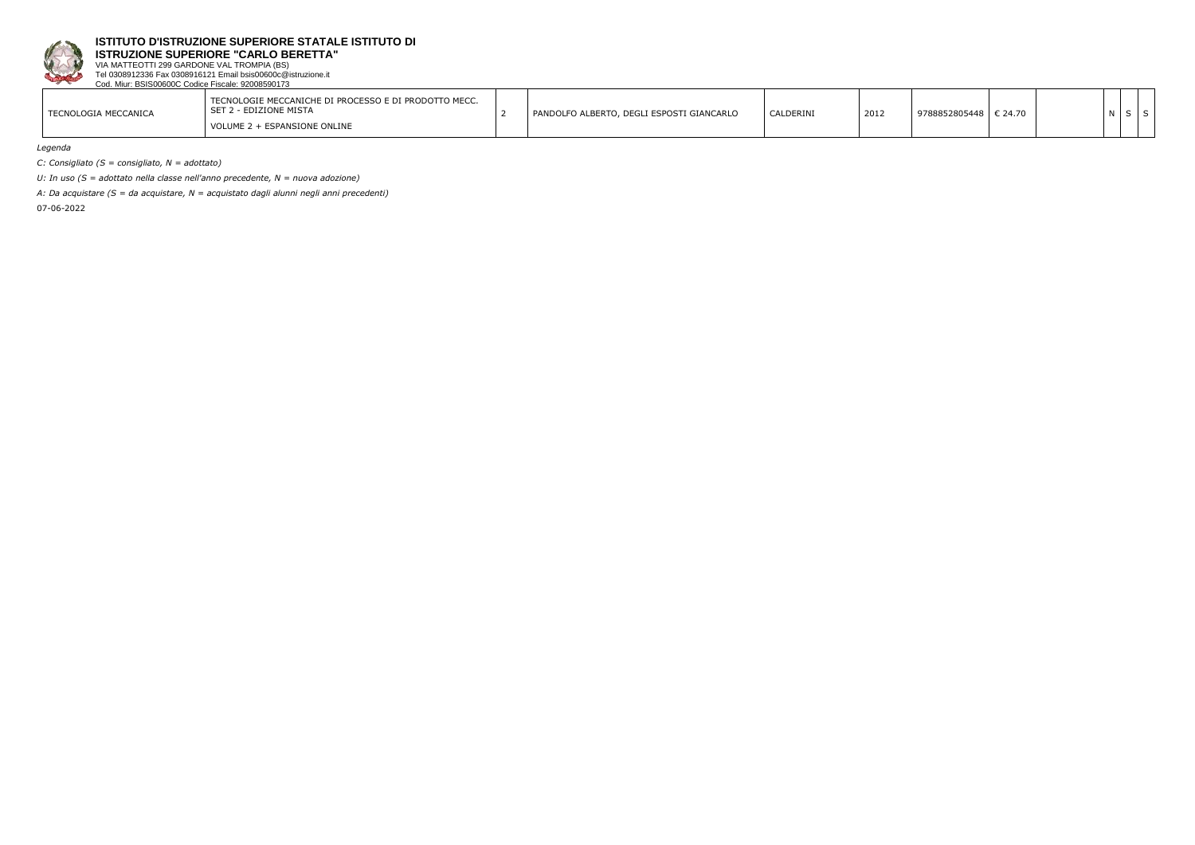**ISTITUTO D'ISTRUZIONE SUPERIORE STATALE ISTITUTO DI ISTRUZIONE SUPERIORE "CARLO BERETTA"**
VIA MATTEOTTI 299 GARDONE VAL TROMPIA (BS)
Tel 0308912336 Fax 0308916121 Email bsis00600c@istruzione.it
Cod. Miur: BSIS00600C Codice Fiscale: 92008590173

| | | | | | | | | | | | |
|---|---|---|---|---|---|---|---|---|---|---|---|
| TECNOLOGIA MECCANICA | TECNOLOGIE MECCANICHE DI PROCESSO E DI PRODOTTO MECC. SET 2 - EDIZIONE MISTA<br>VOLUME 2 + ESPANSIONE ONLINE | 2 | PANDOLFO ALBERTO, DEGLI ESPOSTI GIANCARLO | CALDERINI | 2012 | 9788852805448 | € 24.70 | | N | S | S |

*Legenda*

*C: Consigliato (S = consigliato, N = adottato)*

*U: In uso (S = adottato nella classe nell'anno precedente, N = nuova adozione)*

*A: Da acquistare (S = da acquistare, N = acquistato dagli alunni negli anni precedenti)*

07-06-2022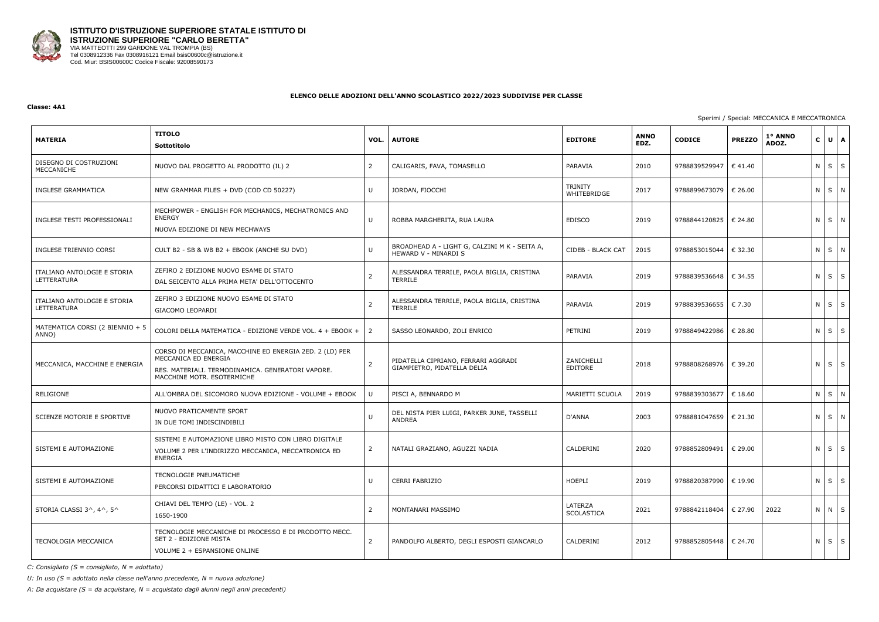**ISTITUTO D'ISTRUZIONE SUPERIORE STATALE ISTITUTO DI ISTRUZIONE SUPERIORE "CARLO BERETTA"**
VIA MATTEOTTI 299 GARDONE VAL TROMPIA (BS)
Tel 0308912336 Fax 0308916121 Email bsis00600c@istruzione.it
Cod. Miur: BSIS00600C Codice Fiscale: 92008590173

## ELENCO DELLE ADOZIONI DELL'ANNO SCOLASTICO 2022/2023 SUDDIVISE PER CLASSE

**Classe: 4A1**

Sperimi / Special: MECCANICA E MECCATRONICA

| MATERIA | TITOLO Sottotitolo | VOL. | AUTORE | EDITORE | ANNO EDZ. | CODICE | PREZZO | 1° ANNO ADOZ. | C | U | A |
|---|---|---|---|---|---|---|---|---|---|---|---|
| DISEGNO DI COSTRUZIONI MECCANICHE | NUOVO DAL PROGETTO AL PRODOTTO (IL) 2 | 2 | CALIGARIS, FAVA, TOMASELLO | PARAVIA | 2010 | 9788839529947 | € 41.40 | | N | S | S |
| INGLESE GRAMMATICA | NEW GRAMMAR FILES + DVD (COD CD 50227) | U | JORDAN, FIOCCHI | TRINITY WHITEBRIDGE | 2017 | 9788899673079 | € 26.00 | | N | S | N |
| INGLESE TESTI PROFESSIONALI | MECHPOWER - ENGLISH FOR MECHANICS, MECHATRONICS AND ENERGY<br>NUOVA EDIZIONE DI NEW MECHWAYS | U | ROBBA MARGHERITA, RUA LAURA | EDISCO | 2019 | 9788844120825 | € 24.80 | | N | S | N |
| INGLESE TRIENNIO CORSI | CULT B2 - SB & WB B2 + EBOOK (ANCHE SU DVD) | U | BROADHEAD A - LIGHT G, CALZINI M K - SEITA A, HEWARD V - MINARDI S | CIDEB - BLACK CAT | 2015 | 9788853015044 | € 32.30 | | N | S | N |
| ITALIANO ANTOLOGIE E STORIA LETTERATURA | ZEFIRO 2 EDIZIONE NUOVO ESAME DI STATO<br>DAL SEICENTO ALLA PRIMA META' DELL'OTTOCENTO | 2 | ALESSANDRA TERRILE, PAOLA BIGLIA, CRISTINA TERRILE | PARAVIA | 2019 | 9788839536648 | € 34.55 | | N | S | S |
| ITALIANO ANTOLOGIE E STORIA LETTERATURA | ZEFIRO 3 EDIZIONE NUOVO ESAME DI STATO<br>GIACOMO LEOPARDI | 2 | ALESSANDRA TERRILE, PAOLA BIGLIA, CRISTINA TERRILE | PARAVIA | 2019 | 9788839536655 | € 7.30 | | N | S | S |
| MATEMATICA CORSI (2 BIENNIO + 5 ANNO) | COLORI DELLA MATEMATICA - EDIZIONE VERDE VOL. 4 + EBOOK + | 2 | SASSO LEONARDO, ZOLI ENRICO | PETRINI | 2019 | 9788849422986 | € 28.80 | | N | S | S |
| MECCANICA, MACCHINE E ENERGIA | CORSO DI MECCANICA, MACCHINE ED ENERGIA 2ED. 2 (LD) PER MECCANICA ED ENERGIA<br>RES. MATERIALI. TERMODINAMICA. GENERATORI VAPORE. MACCHINE MOTR. ESOTERMICHE | 2 | PIDATELLA CIPRIANO, FERRARI AGGRADI GIAMPIETRO, PIDATELLA DELIA | ZANICHELLI EDITORE | 2018 | 9788808268976 | € 39.20 | | N | S | S |
| RELIGIONE | ALL'OMBRA DEL SICOMORO NUOVA EDIZIONE - VOLUME + EBOOK | U | PISCI A, BENNARDO M | MARIETTI SCUOLA | 2019 | 9788839303677 | € 18.60 | | N | S | N |
| SCIENZE MOTORIE E SPORTIVE | NUOVO PRATICAMENTE SPORT<br>IN DUE TOMI INDISCINDIBILI | U | DEL NISTA PIER LUIGI, PARKER JUNE, TASSELLI ANDREA | D'ANNA | 2003 | 9788881047659 | € 21.30 | | N | S | N |
| SISTEMI E AUTOMAZIONE | SISTEMI E AUTOMAZIONE LIBRO MISTO CON LIBRO DIGITALE<br>VOLUME 2 PER L'INDIRIZZO MECCANICA, MECCATRONICA ED ENERGIA | 2 | NATALI GRAZIANO, AGUZZI NADIA | CALDERINI | 2020 | 9788852809491 | € 29.00 | | N | S | S |
| SISTEMI E AUTOMAZIONE | TECNOLOGIE PNEUMATICHE<br>PERCORSI DIDATTICI E LABORATORIO | U | CERRI FABRIZIO | HOEPLI | 2019 | 9788820387990 | € 19.90 | | N | S | S |
| STORIA CLASSI 3^, 4^, 5^ | CHIAVI DEL TEMPO (LE) - VOL. 2<br>1650-1900 | 2 | MONTANARI MASSIMO | LATERZA SCOLASTICA | 2021 | 9788842118404 | € 27.90 | 2022 | N | N | S |
| TECNOLOGIA MECCANICA | TECNOLOGIE MECCANICHE DI PROCESSO E DI PRODOTTO MECC. SET 2 - EDIZIONE MISTA<br>VOLUME 2 + ESPANSIONE ONLINE | 2 | PANDOLFO ALBERTO, DEGLI ESPOSTI GIANCARLO | CALDERINI | 2012 | 9788852805448 | € 24.70 | | N | S | S |

*C: Consigliato (S = consigliato, N = adottato)*

*U: In uso (S = adottato nella classe nell'anno precedente, N = nuova adozione)*

*A: Da acquistare (S = da acquistare, N = acquistato dagli alunni negli anni precedenti)*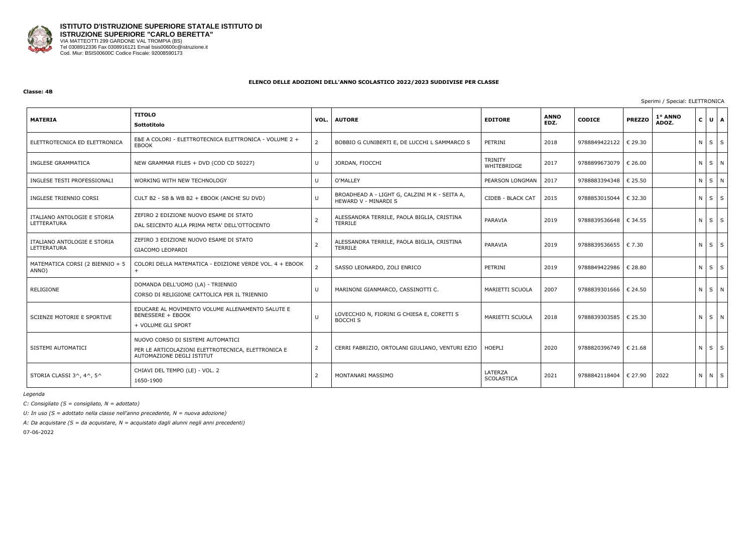**ISTITUTO D'ISTRUZIONE SUPERIORE STATALE ISTITUTO DI ISTRUZIONE SUPERIORE "CARLO BERETTA"**
VIA MATTEOTTI 299 GARDONE VAL TROMPIA (BS)
Tel 0308912336 Fax 0308916121 Email bsis00600c@istruzione.it
Cod. Miur: BSIS00600C Codice Fiscale: 92008590173

**ELENCO DELLE ADOZIONI DELL'ANNO SCOLASTICO 2022/2023 SUDDIVISE PER CLASSE**

**Classe: 4B**

Sperimi / Special: ELETTRONICA

| MATERIA | TITOLO Sottotitolo | VOL. | AUTORE | EDITORE | ANNO EDZ. | CODICE | PREZZO | 1° ANNO ADOZ. | C | U | A |
|---|---|---|---|---|---|---|---|---|---|---|---|
| ELETTROTECNICA ED ELETTRONICA | E&E A COLORI - ELETTROTECNICA ELETTRONICA - VOLUME 2 + EBOOK | 2 | BOBBIO G CUNIBERTI E, DE LUCCHI L SAMMARCO S | PETRINI | 2018 | 9788849422122 | € 29.30 | | N | S | S |
| INGLESE GRAMMATICA | NEW GRAMMAR FILES + DVD (COD CD 50227) | U | JORDAN, FIOCCHI | TRINITY WHITEBRIDGE | 2017 | 9788899673079 | € 26.00 | | N | S | N |
| INGLESE TESTI PROFESSIONALI | WORKING WITH NEW TECHNOLOGY | U | O'MALLEY | PEARSON LONGMAN | 2017 | 9788883394348 | € 25.50 | | N | S | N |
| INGLESE TRIENNIO CORSI | CULT B2 - SB & WB B2 + EBOOK (ANCHE SU DVD) | U | BROADHEAD A - LIGHT G, CALZINI M K - SEITA A, HEWARD V - MINARDI S | CIDEB - BLACK CAT | 2015 | 9788853015044 | € 32.30 | | N | S | S |
| ITALIANO ANTOLOGIE E STORIA LETTERATURA | ZEFIRO 2 EDIZIONE NUOVO ESAME DI STATO DAL SEICENTO ALLA PRIMA META' DELL'OTTOCENTO | 2 | ALESSANDRA TERRILE, PAOLA BIGLIA, CRISTINA TERRILE | PARAVIA | 2019 | 9788839536648 | € 34.55 | | N | S | S |
| ITALIANO ANTOLOGIE E STORIA LETTERATURA | ZEFIRO 3 EDIZIONE NUOVO ESAME DI STATO GIACOMO LEOPARDI | 2 | ALESSANDRA TERRILE, PAOLA BIGLIA, CRISTINA TERRILE | PARAVIA | 2019 | 9788839536655 | € 7.30 | | N | S | S |
| MATEMATICA CORSI (2 BIENNIO + 5 ANNO) | COLORI DELLA MATEMATICA - EDIZIONE VERDE VOL. 4 + EBOOK + | 2 | SASSO LEONARDO, ZOLI ENRICO | PETRINI | 2019 | 9788849422986 | € 28.80 | | N | S | S |
| RELIGIONE | DOMANDA DELL'UOMO (LA) - TRIENNIO CORSO DI RELIGIONE CATTOLICA PER IL TRIENNIO | U | MARINONI GIANMARCO, CASSINOTTI C. | MARIETTI SCUOLA | 2007 | 9788839301666 | € 24.50 | | N | S | N |
| SCIENZE MOTORIE E SPORTIVE | EDUCARE AL MOVIMENTO VOLUME ALLENAMENTO SALUTE E BENESSERE + EBOOK + VOLUME GLI SPORT | U | LOVECCHIO N, FIORINI G CHIESA E, CORETTI S BOCCHI S | MARIETTI SCUOLA | 2018 | 9788839303585 | € 25.30 | | N | S | N |
| SISTEMI AUTOMATICI | NUOVO CORSO DI SISTEMI AUTOMATICI PER LE ARTICOLAZIONI ELETTROTECNICA, ELETTRONICA E AUTOMAZIONE DEGLI ISTITUT | 2 | CERRI FABRIZIO, ORTOLANI GIULIANO, VENTURI EZIO | HOEPLI | 2020 | 9788820396749 | € 21.68 | | N | S | S |
| STORIA CLASSI 3^, 4^, 5^ | CHIAVI DEL TEMPO (LE) - VOL. 2 1650-1900 | 2 | MONTANARI MASSIMO | LATERZA SCOLASTICA | 2021 | 9788842118404 | € 27.90 | 2022 | N | N | S |

*Legenda*

*C: Consigliato (S = consigliato, N = adottato)*

*U: In uso (S = adottato nella classe nell'anno precedente, N = nuova adozione)*

*A: Da acquistare (S = da acquistare, N = acquistato dagli alunni negli anni precedenti)*

07-06-2022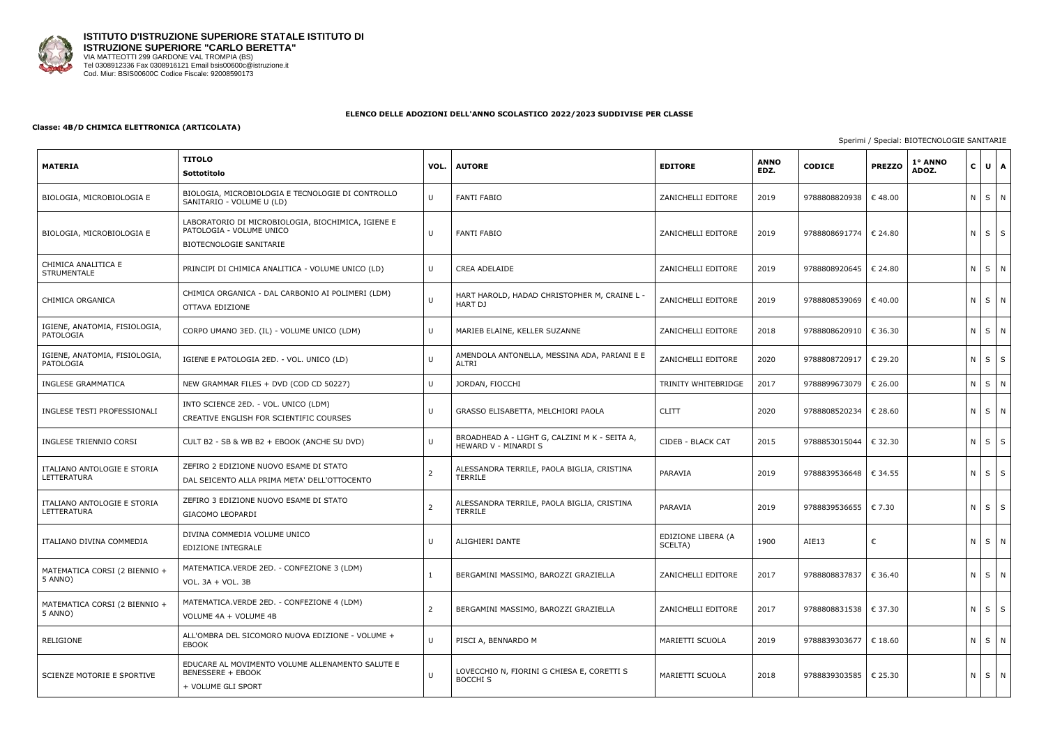**ISTITUTO D'ISTRUZIONE SUPERIORE STATALE ISTITUTO DI ISTRUZIONE SUPERIORE "CARLO BERETTA"**
VIA MATTEOTTI 299 GARDONE VAL TROMPIA (BS)
Tel 0308912336 Fax 0308916121 Email bsis00600c@istruzione.it
Cod. Miur: BSIS00600C Codice Fiscale: 92008590173

**ELENCO DELLE ADOZIONI DELL'ANNO SCOLASTICO 2022/2023 SUDDIVISE PER CLASSE**

**Classe: 4B/D CHIMICA ELETTRONICA (ARTICOLATA)**

Sperimi / Special: BIOTECNOLOGIE SANITARIE

| MATERIA | TITOLO Sottotitolo | VOL. | AUTORE | EDITORE | ANNO EDZ. | CODICE | PREZZO | 1° ANNO ADOZ. | C | U | A |
|---|---|---|---|---|---|---|---|---|---|---|---|
| BIOLOGIA, MICROBIOLOGIA E | BIOLOGIA, MICROBIOLOGIA E TECNOLOGIE DI CONTROLLO SANITARIO - VOLUME U (LD) | U | FANTI FABIO | ZANICHELLI EDITORE | 2019 | 9788808820938 | € 48.00 | | N | S | N |
| BIOLOGIA, MICROBIOLOGIA E | LABORATORIO DI MICROBIOLOGIA, BIOCHIMICA, IGIENE E PATOLOGIA - VOLUME UNICO<br>BIOTECNOLOGIE SANITARIE | U | FANTI FABIO | ZANICHELLI EDITORE | 2019 | 9788808691774 | € 24.80 | | N | S | S |
| CHIMICA ANALITICA E STRUMENTALE | PRINCIPI DI CHIMICA ANALITICA - VOLUME UNICO (LD) | U | CREA ADELAIDE | ZANICHELLI EDITORE | 2019 | 9788808920645 | € 24.80 | | N | S | N |
| CHIMICA ORGANICA | CHIMICA ORGANICA - DAL CARBONIO AI POLIMERI (LDM)<br>OTTAVA EDIZIONE | U | HART HAROLD, HADAD CHRISTOPHER M, CRAINE L - HART DJ | ZANICHELLI EDITORE | 2019 | 9788808539069 | € 40.00 | | N | S | N |
| IGIENE, ANATOMIA, FISIOLOGIA, PATOLOGIA | CORPO UMANO 3ED. (IL) - VOLUME UNICO (LDM) | U | MARIEB ELAINE, KELLER SUZANNE | ZANICHELLI EDITORE | 2018 | 9788808620910 | € 36.30 | | N | S | N |
| IGIENE, ANATOMIA, FISIOLOGIA, PATOLOGIA | IGIENE E PATOLOGIA 2ED. - VOL. UNICO (LD) | U | AMENDOLA ANTONELLA, MESSINA ADA, PARIANI E E ALTRI | ZANICHELLI EDITORE | 2020 | 9788808720917 | € 29.20 | | N | S | S |
| INGLESE GRAMMATICA | NEW GRAMMAR FILES + DVD (COD CD 50227) | U | JORDAN, FIOCCHI | TRINITY WHITEBRIDGE | 2017 | 9788899673079 | € 26.00 | | N | S | N |
| INGLESE TESTI PROFESSIONALI | INTO SCIENCE 2ED. - VOL. UNICO (LDM)<br>CREATIVE ENGLISH FOR SCIENTIFIC COURSES | U | GRASSO ELISABETTA, MELCHIORI PAOLA | CLITT | 2020 | 9788808520234 | € 28.60 | | N | S | N |
| INGLESE TRIENNIO CORSI | CULT B2 - SB & WB B2 + EBOOK (ANCHE SU DVD) | U | BROADHEAD A - LIGHT G, CALZINI M K - SEITA A, HEWARD V - MINARDI S | CIDEB - BLACK CAT | 2015 | 9788853015044 | € 32.30 | | N | S | S |
| ITALIANO ANTOLOGIE E STORIA LETTERATURA | ZEFIRO 2 EDIZIONE NUOVO ESAME DI STATO<br>DAL SEICENTO ALLA PRIMA META' DELL'OTTOCENTO | 2 | ALESSANDRA TERRILE, PAOLA BIGLIA, CRISTINA TERRILE | PARAVIA | 2019 | 9788839536648 | € 34.55 | | N | S | S |
| ITALIANO ANTOLOGIE E STORIA LETTERATURA | ZEFIRO 3 EDIZIONE NUOVO ESAME DI STATO<br>GIACOMO LEOPARDI | 2 | ALESSANDRA TERRILE, PAOLA BIGLIA, CRISTINA TERRILE | PARAVIA | 2019 | 9788839536655 | € 7.30 | | N | S | S |
| ITALIANO DIVINA COMMEDIA | DIVINA COMMEDIA VOLUME UNICO<br>EDIZIONE INTEGRALE | U | ALIGHIERI DANTE | EDIZIONE LIBERA (A SCELTA) | 1900 | AIE13 | € | | N | S | N |
| MATEMATICA CORSI (2 BIENNIO + 5 ANNO) | MATEMATICA.VERDE 2ED. - CONFEZIONE 3 (LDM)<br>VOL. 3A + VOL. 3B | 1 | BERGAMINI MASSIMO, BAROZZI GRAZIELLA | ZANICHELLI EDITORE | 2017 | 9788808837837 | € 36.40 | | N | S | N |
| MATEMATICA CORSI (2 BIENNIO + 5 ANNO) | MATEMATICA.VERDE 2ED. - CONFEZIONE 4 (LDM)<br>VOLUME 4A + VOLUME 4B | 2 | BERGAMINI MASSIMO, BAROZZI GRAZIELLA | ZANICHELLI EDITORE | 2017 | 9788808831538 | € 37.30 | | N | S | S |
| RELIGIONE | ALL'OMBRA DEL SICOMORO NUOVA EDIZIONE - VOLUME + EBOOK | U | PISCI A, BENNARDO M | MARIETTI SCUOLA | 2019 | 9788839303677 | € 18.60 | | N | S | N |
| SCIENZE MOTORIE E SPORTIVE | EDUCARE AL MOVIMENTO VOLUME ALLENAMENTO SALUTE E BENESSERE + EBOOK<br>+ VOLUME GLI SPORT | U | LOVECCHIO N, FIORINI G CHIESA E, CORETTI S BOCCHI S | MARIETTI SCUOLA | 2018 | 9788839303585 | € 25.30 | | N | S | N |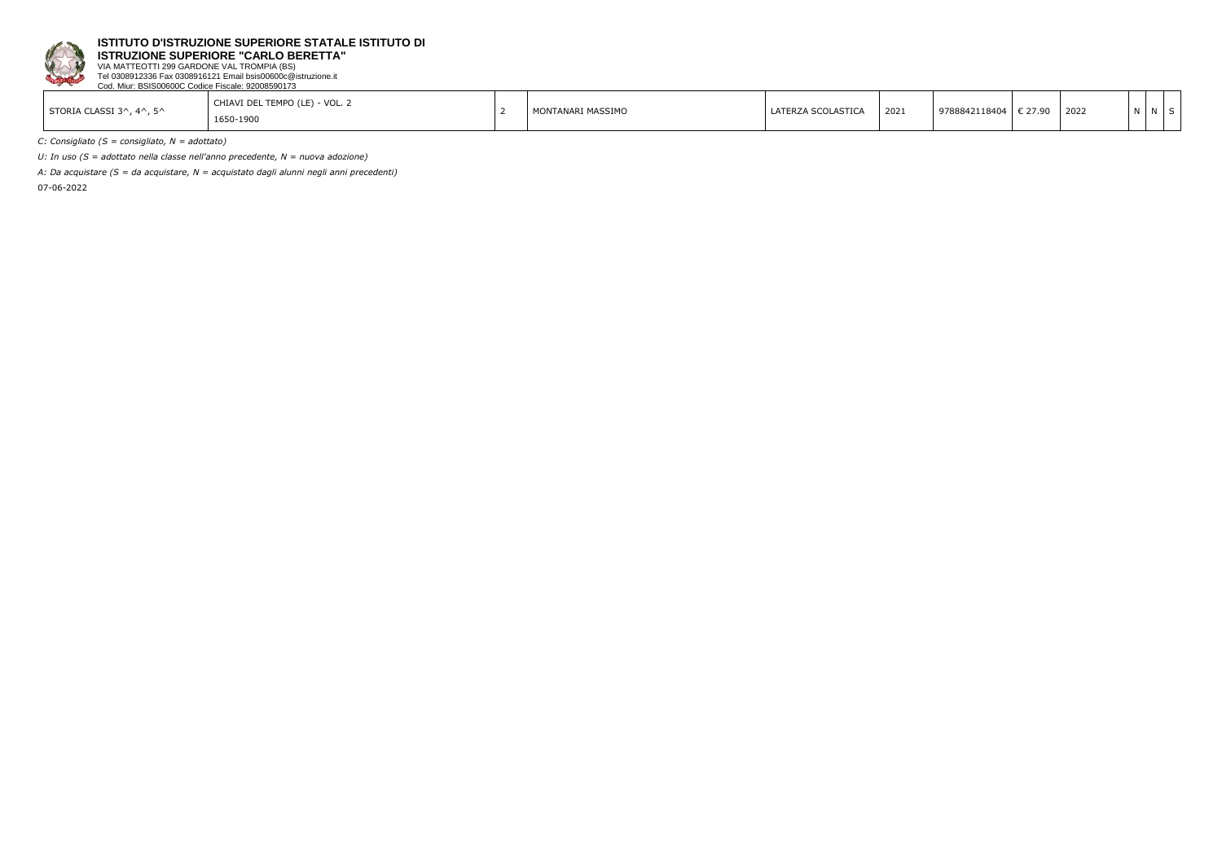**ISTITUTO D'ISTRUZIONE SUPERIORE STATALE ISTITUTO DI ISTRUZIONE SUPERIORE "CARLO BERETTA"**
VIA MATTEOTTI 299 GARDONE VAL TROMPIA (BS)
Tel 0308912336 Fax 0308916121 Email bsis00600c@istruzione.it
Cod. Miur: BSIS00600C Codice Fiscale: 92008590173

| | | | | | | | | | | | |
|---|---|---|---|---|---|---|---|---|---|---|---|
| STORIA CLASSI 3^, 4^, 5^ | CHIAVI DEL TEMPO (LE) - VOL. 2 1650-1900 | 2 | MONTANARI MASSIMO | LATERZA SCOLASTICA | 2021 | 9788842118404 | € 27.90 | 2022 | N | N | S |

*C: Consigliato (S = consigliato, N = adottato)*

*U: In uso (S = adottato nella classe nell'anno precedente, N = nuova adozione)*

*A: Da acquistare (S = da acquistare, N = acquistato dagli alunni negli anni precedenti)*

07-06-2022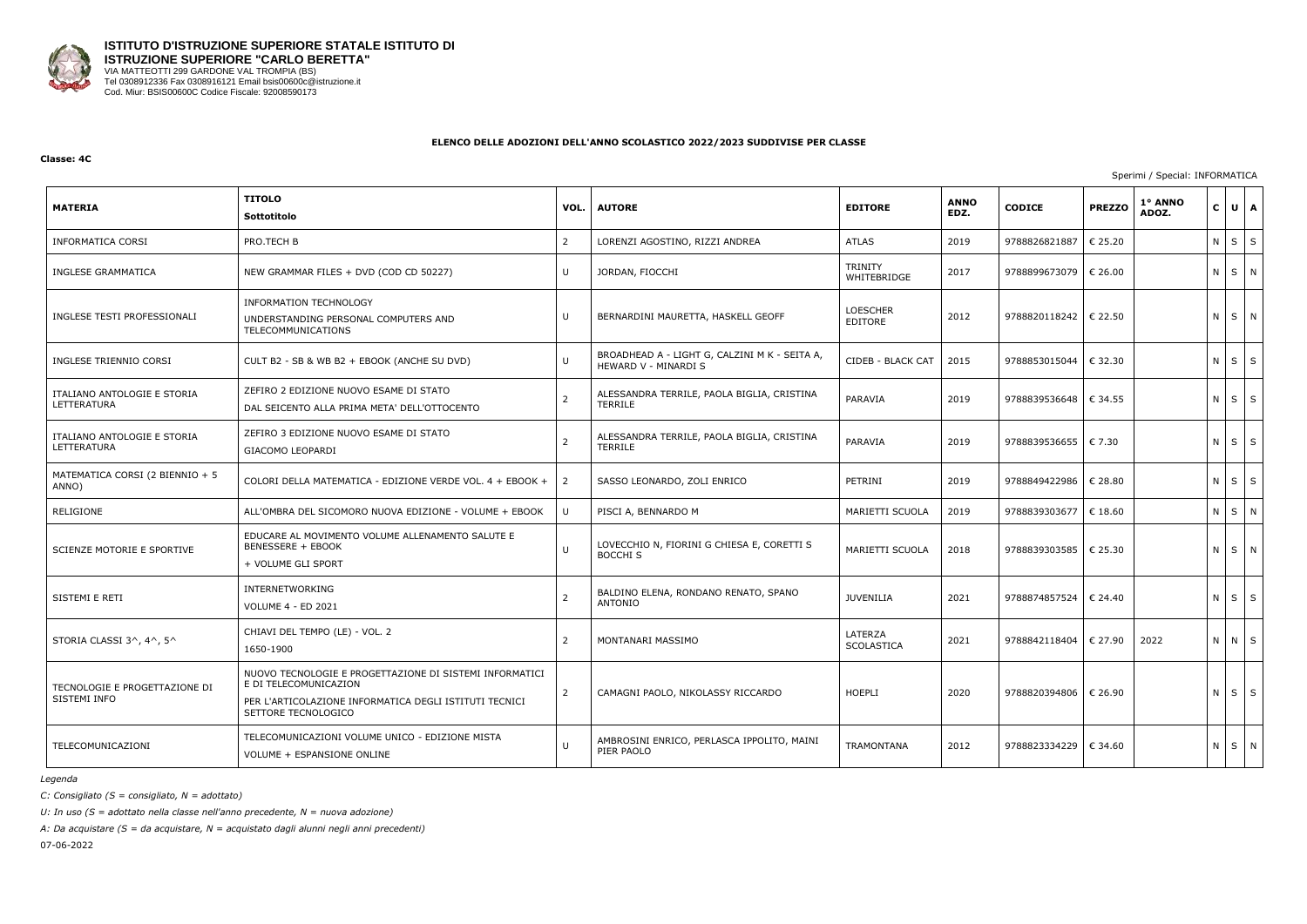**ISTITUTO D'ISTRUZIONE SUPERIORE STATALE ISTITUTO DI ISTRUZIONE SUPERIORE "CARLO BERETTA"**
VIA MATTEOTTI 299 GARDONE VAL TROMPIA (BS)
Tel 0308912336 Fax 0308916121 Email bsis00600c@istruzione.it
Cod. Miur: BSIS00600C Codice Fiscale: 92008590173

**ELENCO DELLE ADOZIONI DELL'ANNO SCOLASTICO 2022/2023 SUDDIVISE PER CLASSE**

**Classe: 4C**

Sperimi / Special: INFORMATICA

| MATERIA | TITOLO<br>Sottotitolo | VOL. | AUTORE | EDITORE | ANNO EDZ. | CODICE | PREZZO | 1° ANNO ADOZ. | C | U | A |
|---|---|---|---|---|---|---|---|---|---|---|---|
| INFORMATICA CORSI | PRO.TECH B | 2 | LORENZI AGOSTINO, RIZZI ANDREA | ATLAS | 2019 | 9788826821887 | € 25.20 | | N | S | S |
| INGLESE GRAMMATICA | NEW GRAMMAR FILES + DVD (COD CD 50227) | U | JORDAN, FIOCCHI | TRINITY WHITEBRIDGE | 2017 | 9788899673079 | € 26.00 | | N | S | N |
| INGLESE TESTI PROFESSIONALI | INFORMATION TECHNOLOGY<br>UNDERSTANDING PERSONAL COMPUTERS AND TELECOMMUNICATIONS | U | BERNARDINI MAURETTA, HASKELL GEOFF | LOESCHER EDITORE | 2012 | 9788820118242 | € 22.50 | | N | S | N |
| INGLESE TRIENNIO CORSI | CULT B2 - SB & WB B2 + EBOOK (ANCHE SU DVD) | U | BROADHEAD A - LIGHT G, CALZINI M K - SEITA A, HEWARD V - MINARDI S | CIDEB - BLACK CAT | 2015 | 9788853015044 | € 32.30 | | N | S | S |
| ITALIANO ANTOLOGIE E STORIA LETTERATURA | ZEFIRO 2 EDIZIONE NUOVO ESAME DI STATO<br>DAL SEICENTO ALLA PRIMA META' DELL'OTTOCENTO | 2 | ALESSANDRA TERRILE, PAOLA BIGLIA, CRISTINA TERRILE | PARAVIA | 2019 | 9788839536648 | € 34.55 | | N | S | S |
| ITALIANO ANTOLOGIE E STORIA LETTERATURA | ZEFIRO 3 EDIZIONE NUOVO ESAME DI STATO<br>GIACOMO LEOPARDI | 2 | ALESSANDRA TERRILE, PAOLA BIGLIA, CRISTINA TERRILE | PARAVIA | 2019 | 9788839536655 | € 7.30 | | N | S | S |
| MATEMATICA CORSI (2 BIENNIO + 5 ANNO) | COLORI DELLA MATEMATICA - EDIZIONE VERDE VOL. 4 + EBOOK + | 2 | SASSO LEONARDO, ZOLI ENRICO | PETRINI | 2019 | 9788849422986 | € 28.80 | | N | S | S |
| RELIGIONE | ALL'OMBRA DEL SICOMORO NUOVA EDIZIONE - VOLUME + EBOOK | U | PISCI A, BENNARDO M | MARIETTI SCUOLA | 2019 | 9788839303677 | € 18.60 | | N | S | N |
| SCIENZE MOTORIE E SPORTIVE | EDUCARE AL MOVIMENTO VOLUME ALLENAMENTO SALUTE E BENESSERE + EBOOK<br>+ VOLUME GLI SPORT | U | LOVECCHIO N, FIORINI G CHIESA E, CORETTI S BOCCHI S | MARIETTI SCUOLA | 2018 | 9788839303585 | € 25.30 | | N | S | N |
| SISTEMI E RETI | INTERNETWORKING<br>VOLUME 4 - ED 2021 | 2 | BALDINO ELENA, RONDANO RENATO, SPANO ANTONIO | JUVENILIA | 2021 | 9788874857524 | € 24.40 | | N | S | S |
| STORIA CLASSI 3^, 4^, 5^ | CHIAVI DEL TEMPO (LE) - VOL. 2<br>1650-1900 | 2 | MONTANARI MASSIMO | LATERZA SCOLASTICA | 2021 | 9788842118404 | € 27.90 | 2022 | N | N | S |
| TECNOLOGIE E PROGETTAZIONE DI SISTEMI INFO | NUOVO TECNOLOGIE E PROGETTAZIONE DI SISTEMI INFORMATICI E DI TELECOMUNICAZION<br>PER L'ARTICOLAZIONE INFORMATICA DEGLI ISTITUTI TECNICI SETTORE TECNOLOGICO | 2 | CAMAGNI PAOLO, NIKOLASSY RICCARDO | HOEPLI | 2020 | 9788820394806 | € 26.90 | | N | S | S |
| TELECOMUNICAZIONI | TELECOMUNICAZIONI VOLUME UNICO - EDIZIONE MISTA<br>VOLUME + ESPANSIONE ONLINE | U | AMBROSINI ENRICO, PERLASCA IPPOLITO, MAINI PIER PAOLO | TRAMONTANA | 2012 | 9788823334229 | € 34.60 | | N | S | N |

*Legenda*

*C: Consigliato (S = consigliato, N = adottato)*

*U: In uso (S = adottato nella classe nell'anno precedente, N = nuova adozione)*

*A: Da acquistare (S = da acquistare, N = acquistato dagli alunni negli anni precedenti)*

07-06-2022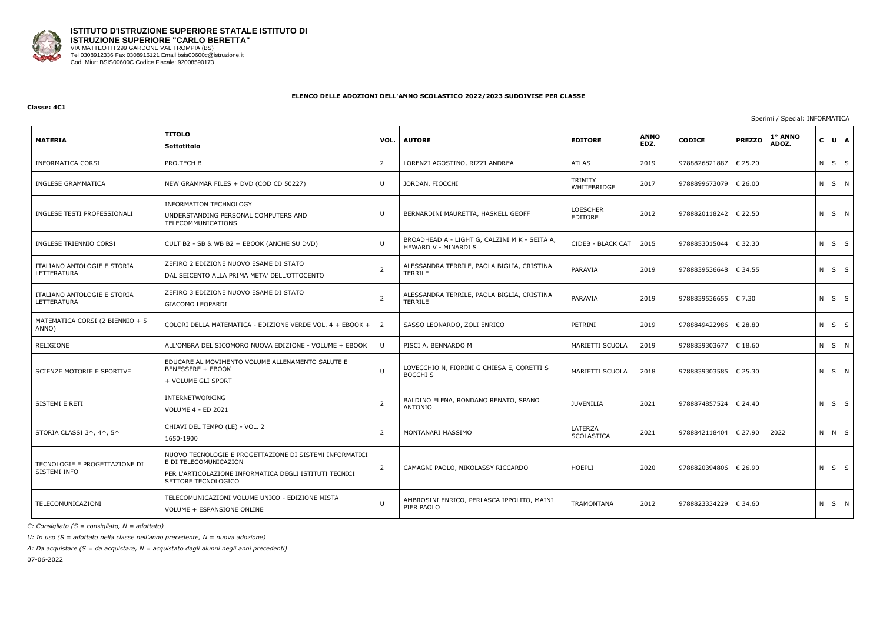**ISTITUTO D'ISTRUZIONE SUPERIORE STATALE ISTITUTO DI ISTRUZIONE SUPERIORE "CARLO BERETTA"**
VIA MATTEOTTI 299 GARDONE VAL TROMPIA (BS)
Tel 0308912336 Fax 0308916121 Email bsis00600c@istruzione.it
Cod. Miur: BSIS00600C Codice Fiscale: 92008590173

**ELENCO DELLE ADOZIONI DELL'ANNO SCOLASTICO 2022/2023 SUDDIVISE PER CLASSE**

**Classe: 4C1**

Sperimi / Special: INFORMATICA

| MATERIA | TITOLO Sottotitolo | VOL. | AUTORE | EDITORE | ANNO EDZ. | CODICE | PREZZO | 1° ANNO ADOZ. | C | U | A |
|---|---|---|---|---|---|---|---|---|---|---|---|
| INFORMATICA CORSI | PRO.TECH B | 2 | LORENZI AGOSTINO, RIZZI ANDREA | ATLAS | 2019 | 9788826821887 | € 25.20 | | N | S | S |
| INGLESE GRAMMATICA | NEW GRAMMAR FILES + DVD (COD CD 50227) | U | JORDAN, FIOCCHI | TRINITY WHITEBRIDGE | 2017 | 9788899673079 | € 26.00 | | N | S | N |
| INGLESE TESTI PROFESSIONALI | INFORMATION TECHNOLOGY<br>UNDERSTANDING PERSONAL COMPUTERS AND TELECOMMUNICATIONS | U | BERNARDINI MAURETTA, HASKELL GEOFF | LOESCHER EDITORE | 2012 | 9788820118242 | € 22.50 | | N | S | N |
| INGLESE TRIENNIO CORSI | CULT B2 - SB & WB B2 + EBOOK (ANCHE SU DVD) | U | BROADHEAD A - LIGHT G, CALZINI M K - SEITA A, HEWARD V - MINARDI S | CIDEB - BLACK CAT | 2015 | 9788853015044 | € 32.30 | | N | S | S |
| ITALIANO ANTOLOGIE E STORIA LETTERATURA | ZEFIRO 2 EDIZIONE NUOVO ESAME DI STATO<br>DAL SEICENTO ALLA PRIMA META' DELL'OTTOCENTO | 2 | ALESSANDRA TERRILE, PAOLA BIGLIA, CRISTINA TERRILE | PARAVIA | 2019 | 9788839536648 | € 34.55 | | N | S | S |
| ITALIANO ANTOLOGIE E STORIA LETTERATURA | ZEFIRO 3 EDIZIONE NUOVO ESAME DI STATO<br>GIACOMO LEOPARDI | 2 | ALESSANDRA TERRILE, PAOLA BIGLIA, CRISTINA TERRILE | PARAVIA | 2019 | 9788839536655 | € 7.30 | | N | S | S |
| MATEMATICA CORSI (2 BIENNIO + 5 ANNO) | COLORI DELLA MATEMATICA - EDIZIONE VERDE VOL. 4 + EBOOK + | 2 | SASSO LEONARDO, ZOLI ENRICO | PETRINI | 2019 | 9788849422986 | € 28.80 | | N | S | S |
| RELIGIONE | ALL'OMBRA DEL SICOMORO NUOVA EDIZIONE - VOLUME + EBOOK | U | PISCI A, BENNARDO M | MARIETTI SCUOLA | 2019 | 9788839303677 | € 18.60 | | N | S | N |
| SCIENZE MOTORIE E SPORTIVE | EDUCARE AL MOVIMENTO VOLUME ALLENAMENTO SALUTE E BENESSERE + EBOOK<br>+ VOLUME GLI SPORT | U | LOVECCHIO N, FIORINI G CHIESA E, CORETTI S BOCCHI S | MARIETTI SCUOLA | 2018 | 9788839303585 | € 25.30 | | N | S | N |
| SISTEMI E RETI | INTERNETWORKING<br>VOLUME 4 - ED 2021 | 2 | BALDINO ELENA, RONDANO RENATO, SPANO ANTONIO | JUVENILIA | 2021 | 9788874857524 | € 24.40 | | N | S | S |
| STORIA CLASSI 3^, 4^, 5^ | CHIAVI DEL TEMPO (LE) - VOL. 2<br>1650-1900 | 2 | MONTANARI MASSIMO | LATERZA SCOLASTICA | 2021 | 9788842118404 | € 27.90 | 2022 | N | N | S |
| TECNOLOGIE E PROGETTAZIONE DI SISTEMI INFO | NUOVO TECNOLOGIE E PROGETTAZIONE DI SISTEMI INFORMATICI E DI TELECOMUNICAZION<br>PER L'ARTICOLAZIONE INFORMATICA DEGLI ISTITUTI TECNICI SETTORE TECNOLOGICO | 2 | CAMAGNI PAOLO, NIKOLASSY RICCARDO | HOEPLI | 2020 | 9788820394806 | € 26.90 | | N | S | S |
| TELECOMUNICAZIONI | TELECOMUNICAZIONI VOLUME UNICO - EDIZIONE MISTA<br>VOLUME + ESPANSIONE ONLINE | U | AMBROSINI ENRICO, PERLASCA IPPOLITO, MAINI PIER PAOLO | TRAMONTANA | 2012 | 9788823334229 | € 34.60 | | N | S | N |

*C: Consigliato (S = consigliato, N = adottato)*

*U: In uso (S = adottato nella classe nell'anno precedente, N = nuova adozione)*

*A: Da acquistare (S = da acquistare, N = acquistato dagli alunni negli anni precedenti)*

07-06-2022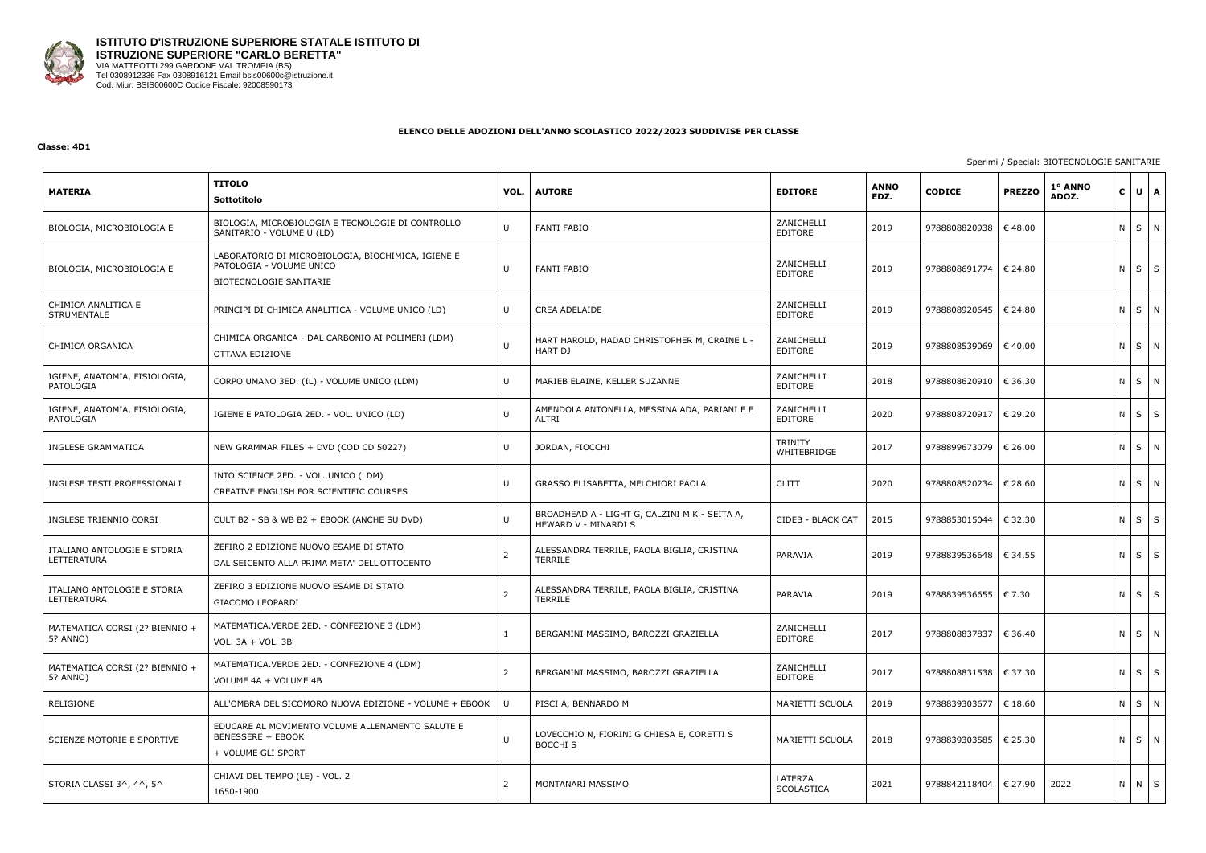**ISTITUTO D'ISTRUZIONE SUPERIORE STATALE ISTITUTO DI ISTRUZIONE SUPERIORE "CARLO BERETTA"**
VIA MATTEOTTI 299 GARDONE VAL TROMPIA (BS)
Tel 0308912336 Fax 0308916121 Email bsis00600c@istruzione.it
Cod. Miur: BSIS00600C Codice Fiscale: 92008590173

**ELENCO DELLE ADOZIONI DELL'ANNO SCOLASTICO 2022/2023 SUDDIVISE PER CLASSE**

**Classe: 4D1**

Sperimi / Special: BIOTECNOLOGIE SANITARIE

| MATERIA | TITOLO Sottotitolo | VOL. | AUTORE | EDITORE | ANNO EDZ. | CODICE | PREZZO | 1° ANNO ADOZ. | C | U | A |
|---|---|---|---|---|---|---|---|---|---|---|---|
| BIOLOGIA, MICROBIOLOGIA E | BIOLOGIA, MICROBIOLOGIA E TECNOLOGIE DI CONTROLLO SANITARIO - VOLUME U (LD) | U | FANTI FABIO | ZANICHELLI EDITORE | 2019 | 9788808820938 | € 48.00 | | N | S | N |
| BIOLOGIA, MICROBIOLOGIA E | LABORATORIO DI MICROBIOLOGIA, BIOCHIMICA, IGIENE E PATOLOGIA - VOLUME UNICO BIOTECNOLOGIE SANITARIE | U | FANTI FABIO | ZANICHELLI EDITORE | 2019 | 9788808691774 | € 24.80 | | N | S | S |
| CHIMICA ANALITICA E STRUMENTALE | PRINCIPI DI CHIMICA ANALITICA - VOLUME UNICO (LD) | U | CREA ADELAIDE | ZANICHELLI EDITORE | 2019 | 9788808920645 | € 24.80 | | N | S | N |
| CHIMICA ORGANICA | CHIMICA ORGANICA - DAL CARBONIO AI POLIMERI (LDM) OTTAVA EDIZIONE | U | HART HAROLD, HADAD CHRISTOPHER M, CRAINE L - HART DJ | ZANICHELLI EDITORE | 2019 | 9788808539069 | € 40.00 | | N | S | N |
| IGIENE, ANATOMIA, FISIOLOGIA, PATOLOGIA | CORPO UMANO 3ED. (IL) - VOLUME UNICO (LDM) | U | MARIEB ELAINE, KELLER SUZANNE | ZANICHELLI EDITORE | 2018 | 9788808620910 | € 36.30 | | N | S | N |
| IGIENE, ANATOMIA, FISIOLOGIA, PATOLOGIA | IGIENE E PATOLOGIA 2ED. - VOL. UNICO (LD) | U | AMENDOLA ANTONELLA, MESSINA ADA, PARIANI E E ALTRI | ZANICHELLI EDITORE | 2020 | 9788808720917 | € 29.20 | | N | S | S |
| INGLESE GRAMMATICA | NEW GRAMMAR FILES + DVD (COD CD 50227) | U | JORDAN, FIOCCHI | TRINITY WHITEBRIDGE | 2017 | 9788899673079 | € 26.00 | | N | S | N |
| INGLESE TESTI PROFESSIONALI | INTO SCIENCE 2ED. - VOL. UNICO (LDM) CREATIVE ENGLISH FOR SCIENTIFIC COURSES | U | GRASSO ELISABETTA, MELCHIORI PAOLA | CLITT | 2020 | 9788808520234 | € 28.60 | | N | S | N |
| INGLESE TRIENNIO CORSI | CULT B2 - SB & WB B2 + EBOOK (ANCHE SU DVD) | U | BROADHEAD A - LIGHT G, CALZINI M K - SEITA A, HEWARD V - MINARDI S | CIDEB - BLACK CAT | 2015 | 9788853015044 | € 32.30 | | N | S | S |
| ITALIANO ANTOLOGIE E STORIA LETTERATURA | ZEFIRO 2 EDIZIONE NUOVO ESAME DI STATO DAL SEICENTO ALLA PRIMA META' DELL'OTTOCENTO | 2 | ALESSANDRA TERRILE, PAOLA BIGLIA, CRISTINA TERRILE | PARAVIA | 2019 | 9788839536648 | € 34.55 | | N | S | S |
| ITALIANO ANTOLOGIE E STORIA LETTERATURA | ZEFIRO 3 EDIZIONE NUOVO ESAME DI STATO GIACOMO LEOPARDI | 2 | ALESSANDRA TERRILE, PAOLA BIGLIA, CRISTINA TERRILE | PARAVIA | 2019 | 9788839536655 | € 7.30 | | N | S | S |
| MATEMATICA CORSI (2? BIENNIO + 5? ANNO) | MATEMATICA.VERDE 2ED. - CONFEZIONE 3 (LDM) VOL. 3A + VOL. 3B | 1 | BERGAMINI MASSIMO, BAROZZI GRAZIELLA | ZANICHELLI EDITORE | 2017 | 9788808837837 | € 36.40 | | N | S | N |
| MATEMATICA CORSI (2? BIENNIO + 5? ANNO) | MATEMATICA.VERDE 2ED. - CONFEZIONE 4 (LDM) VOLUME 4A + VOLUME 4B | 2 | BERGAMINI MASSIMO, BAROZZI GRAZIELLA | ZANICHELLI EDITORE | 2017 | 9788808831538 | € 37.30 | | N | S | S |
| RELIGIONE | ALL'OMBRA DEL SICOMORO NUOVA EDIZIONE - VOLUME + EBOOK | U | PISCI A, BENNARDO M | MARIETTI SCUOLA | 2019 | 9788839303677 | € 18.60 | | N | S | N |
| SCIENZE MOTORIE E SPORTIVE | EDUCARE AL MOVIMENTO VOLUME ALLENAMENTO SALUTE E BENESSERE + EBOOK + VOLUME GLI SPORT | U | LOVECCHIO N, FIORINI G CHIESA E, CORETTI S BOCCHI S | MARIETTI SCUOLA | 2018 | 9788839303585 | € 25.30 | | N | S | N |
| STORIA CLASSI 3^, 4^, 5^ | CHIAVI DEL TEMPO (LE) - VOL. 2 1650-1900 | 2 | MONTANARI MASSIMO | LATERZA SCOLASTICA | 2021 | 9788842118404 | € 27.90 | 2022 | N | N | S |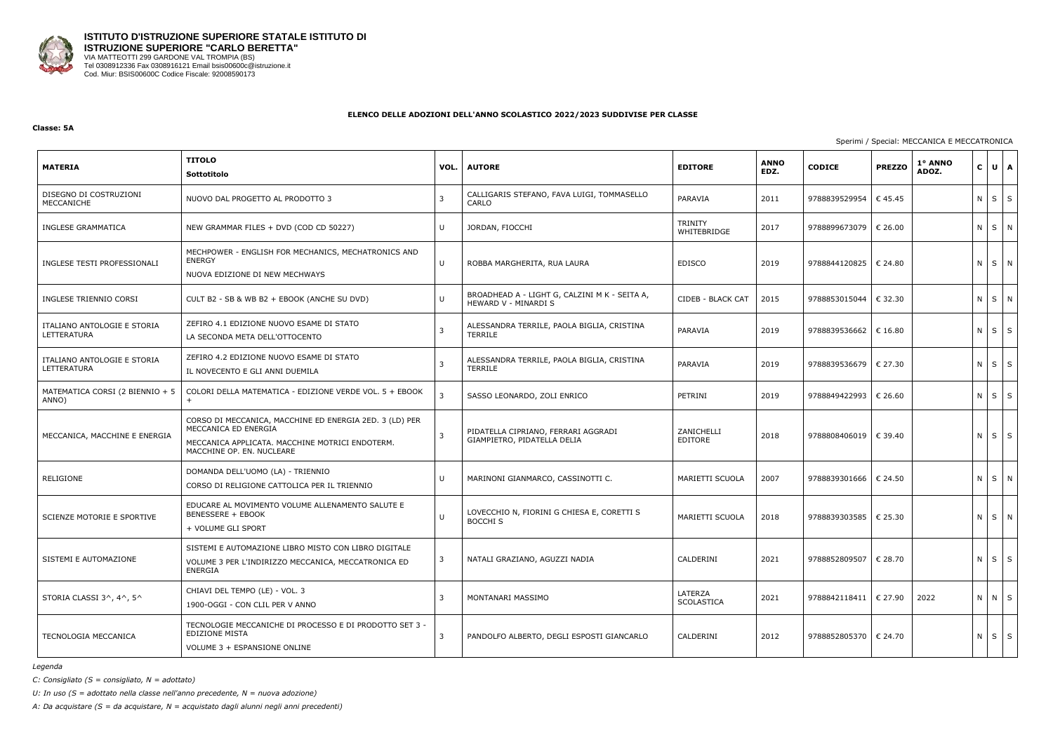**ISTITUTO D'ISTRUZIONE SUPERIORE STATALE ISTITUTO DI ISTRUZIONE SUPERIORE "CARLO BERETTA"**
VIA MATTEOTTI 299 GARDONE VAL TROMPIA (BS)
Tel 0308912336 Fax 0308916121 Email bsis00600c@istruzione.it
Cod. Miur: BSIS00600C Codice Fiscale: 92008590173

**ELENCO DELLE ADOZIONI DELL'ANNO SCOLASTICO 2022/2023 SUDDIVISE PER CLASSE**

**Classe: 5A**

Sperimi / Special: MECCANICA E MECCATRONICA

| MATERIA | TITOLO<br>Sottotitolo | VOL. | AUTORE | EDITORE | ANNO EDZ. | CODICE | PREZZO | 1° ANNO ADOZ. | C | U | A |
|---|---|---|---|---|---|---|---|---|---|---|---|
| DISEGNO DI COSTRUZIONI MECCANICHE | NUOVO DAL PROGETTO AL PRODOTTO 3 | 3 | CALLIGARIS STEFANO, FAVA LUIGI, TOMMASELLO CARLO | PARAVIA | 2011 | 9788839529954 | € 45.45 | | N | S | S |
| INGLESE GRAMMATICA | NEW GRAMMAR FILES + DVD (COD CD 50227) | U | JORDAN, FIOCCHI | TRINITY WHITEBRIDGE | 2017 | 9788899673079 | € 26.00 | | N | S | N |
| INGLESE TESTI PROFESSIONALI | MECHPOWER - ENGLISH FOR MECHANICS, MECHATRONICS AND ENERGY<br>NUOVA EDIZIONE DI NEW MECHWAYS | U | ROBBA MARGHERITA, RUA LAURA | EDISCO | 2019 | 9788844120825 | € 24.80 | | N | S | N |
| INGLESE TRIENNIO CORSI | CULT B2 - SB & WB B2 + EBOOK (ANCHE SU DVD) | U | BROADHEAD A - LIGHT G, CALZINI M K - SEITA A, HEWARD V - MINARDI S | CIDEB - BLACK CAT | 2015 | 9788853015044 | € 32.30 | | N | S | N |
| ITALIANO ANTOLOGIE E STORIA LETTERATURA | ZEFIRO 4.1 EDIZIONE NUOVO ESAME DI STATO<br>LA SECONDA META DELL'OTTOCENTO | 3 | ALESSANDRA TERRILE, PAOLA BIGLIA, CRISTINA TERRILE | PARAVIA | 2019 | 9788839536662 | € 16.80 | | N | S | S |
| ITALIANO ANTOLOGIE E STORIA LETTERATURA | ZEFIRO 4.2 EDIZIONE NUOVO ESAME DI STATO<br>IL NOVECENTO E GLI ANNI DUEMILA | 3 | ALESSANDRA TERRILE, PAOLA BIGLIA, CRISTINA TERRILE | PARAVIA | 2019 | 9788839536679 | € 27.30 | | N | S | S |
| MATEMATICA CORSI (2 BIENNIO + 5 ANNO) | COLORI DELLA MATEMATICA - EDIZIONE VERDE VOL. 5 + EBOOK + | 3 | SASSO LEONARDO, ZOLI ENRICO | PETRINI | 2019 | 9788849422993 | € 26.60 | | N | S | S |
| MECCANICA, MACCHINE E ENERGIA | CORSO DI MECCANICA, MACCHINE ED ENERGIA 2ED. 3 (LD) PER MECCANICA ED ENERGIA<br>MECCANICA APPLICATA. MACCHINE MOTRICI ENDOTERM. MACCHINE OP. EN. NUCLEARE | 3 | PIDATELLA CIPRIANO, FERRARI AGGRADI GIAMPIETRO, PIDATELLA DELIA | ZANICHELLI EDITORE | 2018 | 9788808406019 | € 39.40 | | N | S | S |
| RELIGIONE | DOMANDA DELL'UOMO (LA) - TRIENNIO<br>CORSO DI RELIGIONE CATTOLICA PER IL TRIENNIO | U | MARINONI GIANMARCO, CASSINOTTI C. | MARIETTI SCUOLA | 2007 | 9788839301666 | € 24.50 | | N | S | N |
| SCIENZE MOTORIE E SPORTIVE | EDUCARE AL MOVIMENTO VOLUME ALLENAMENTO SALUTE E BENESSERE + EBOOK<br>+ VOLUME GLI SPORT | U | LOVECCHIO N, FIORINI G CHIESA E, CORETTI S BOCCHI S | MARIETTI SCUOLA | 2018 | 9788839303585 | € 25.30 | | N | S | N |
| SISTEMI E AUTOMAZIONE | SISTEMI E AUTOMAZIONE LIBRO MISTO CON LIBRO DIGITALE<br>VOLUME 3 PER L'INDIRIZZO MECCANICA, MECCATRONICA ED ENERGIA | 3 | NATALI GRAZIANO, AGUZZI NADIA | CALDERINI | 2021 | 9788852809507 | € 28.70 | | N | S | S |
| STORIA CLASSI 3^, 4^, 5^ | CHIAVI DEL TEMPO (LE) - VOL. 3<br>1900-OGGI - CON CLIL PER V ANNO | 3 | MONTANARI MASSIMO | LATERZA SCOLASTICA | 2021 | 9788842118411 | € 27.90 | 2022 | N | N | S |
| TECNOLOGIA MECCANICA | TECNOLOGIE MECCANICHE DI PROCESSO E DI PRODOTTO SET 3 - EDIZIONE MISTA<br>VOLUME 3 + ESPANSIONE ONLINE | 3 | PANDOLFO ALBERTO, DEGLI ESPOSTI GIANCARLO | CALDERINI | 2012 | 9788852805370 | € 24.70 | | N | S | S |

*Legenda*

*C: Consigliato (S = consigliato, N = adottato)*

*U: In uso (S = adottato nella classe nell'anno precedente, N = nuova adozione)*

*A: Da acquistare (S = da acquistare, N = acquistato dagli alunni negli anni precedenti)*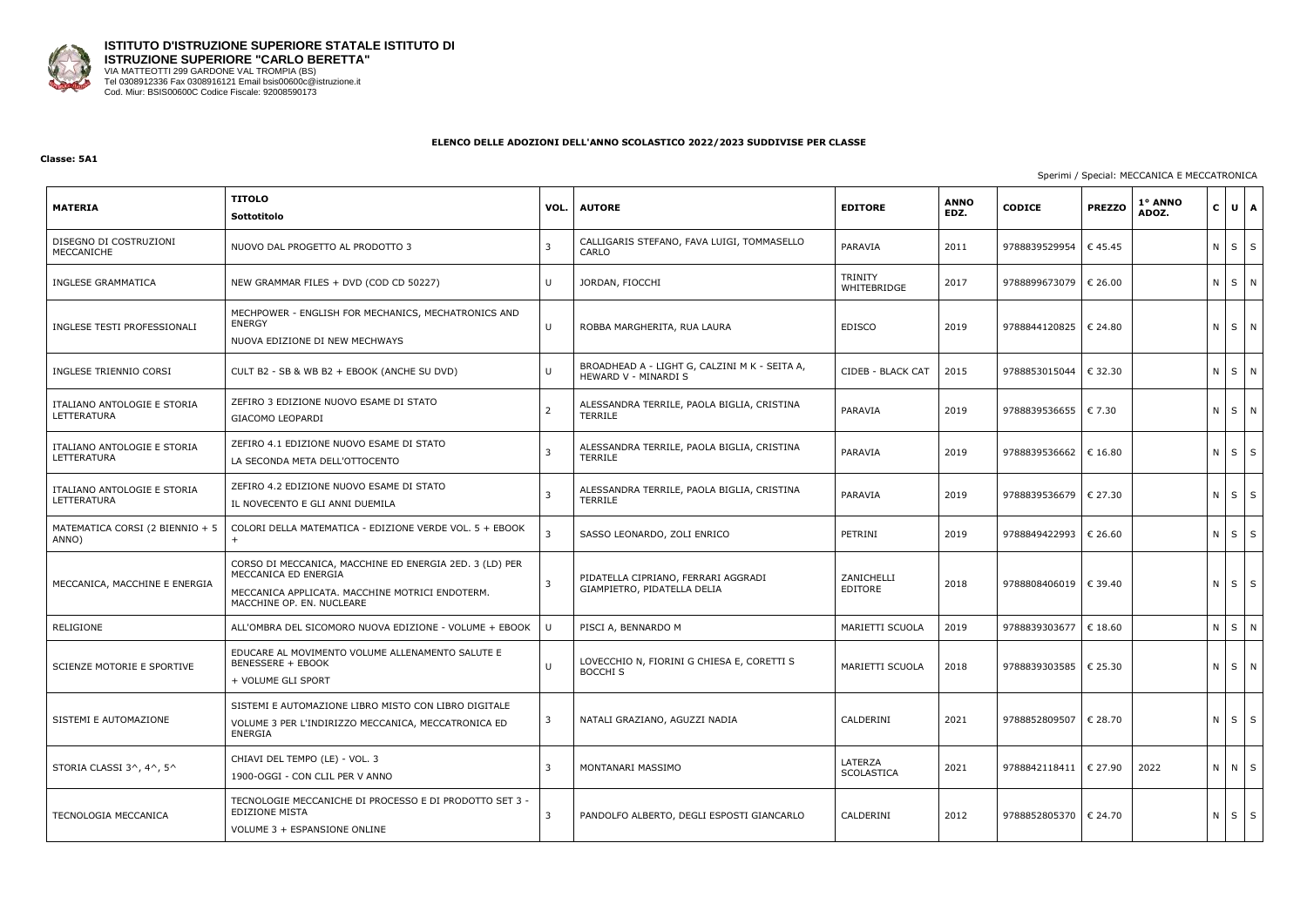**ISTITUTO D'ISTRUZIONE SUPERIORE STATALE ISTITUTO DI ISTRUZIONE SUPERIORE "CARLO BERETTA"**
VIA MATTEOTTI 299 GARDONE VAL TROMPIA (BS)
Tel 0308912336 Fax 0308916121 Email bsis00600c@istruzione.it
Cod. Miur: BSIS00600C Codice Fiscale: 92008590173

## ELENCO DELLE ADOZIONI DELL'ANNO SCOLASTICO 2022/2023 SUDDIVISE PER CLASSE

**Classe: 5A1**

Sperimi / Special: MECCANICA E MECCATRONICA

| MATERIA | TITOLO<br>Sottotitolo | VOL. | AUTORE | EDITORE | ANNO EDZ. | CODICE | PREZZO | 1° ANNO ADOZ. | C | U | A |
|---|---|---|---|---|---|---|---|---|---|---|---|
| DISEGNO DI COSTRUZIONI MECCANICHE | NUOVO DAL PROGETTO AL PRODOTTO 3 | 3 | CALLIGARIS STEFANO, FAVA LUIGI, TOMMASELLO CARLO | PARAVIA | 2011 | 9788839529954 | € 45.45 | | N | S | S |
| INGLESE GRAMMATICA | NEW GRAMMAR FILES + DVD (COD CD 50227) | U | JORDAN, FIOCCHI | TRINITY WHITEBRIDGE | 2017 | 9788899673079 | € 26.00 | | N | S | N |
| INGLESE TESTI PROFESSIONALI | MECHPOWER - ENGLISH FOR MECHANICS, MECHATRONICS AND ENERGY<br>NUOVA EDIZIONE DI NEW MECHWAYS | U | ROBBA MARGHERITA, RUA LAURA | EDISCO | 2019 | 9788844120825 | € 24.80 | | N | S | N |
| INGLESE TRIENNIO CORSI | CULT B2 - SB & WB B2 + EBOOK (ANCHE SU DVD) | U | BROADHEAD A - LIGHT G, CALZINI M K - SEITA A, HEWARD V - MINARDI S | CIDEB - BLACK CAT | 2015 | 9788853015044 | € 32.30 | | N | S | N |
| ITALIANO ANTOLOGIE E STORIA LETTERATURA | ZEFIRO 3 EDIZIONE NUOVO ESAME DI STATO<br>GIACOMO LEOPARDI | 2 | ALESSANDRA TERRILE, PAOLA BIGLIA, CRISTINA TERRILE | PARAVIA | 2019 | 9788839536655 | € 7.30 | | N | S | N |
| ITALIANO ANTOLOGIE E STORIA LETTERATURA | ZEFIRO 4.1 EDIZIONE NUOVO ESAME DI STATO<br>LA SECONDA META DELL'OTTOCENTO | 3 | ALESSANDRA TERRILE, PAOLA BIGLIA, CRISTINA TERRILE | PARAVIA | 2019 | 9788839536662 | € 16.80 | | N | S | S |
| ITALIANO ANTOLOGIE E STORIA LETTERATURA | ZEFIRO 4.2 EDIZIONE NUOVO ESAME DI STATO<br>IL NOVECENTO E GLI ANNI DUEMILA | 3 | ALESSANDRA TERRILE, PAOLA BIGLIA, CRISTINA TERRILE | PARAVIA | 2019 | 9788839536679 | € 27.30 | | N | S | S |
| MATEMATICA CORSI (2 BIENNIO + 5 ANNO) | COLORI DELLA MATEMATICA - EDIZIONE VERDE VOL. 5 + EBOOK + | 3 | SASSO LEONARDO, ZOLI ENRICO | PETRINI | 2019 | 9788849422993 | € 26.60 | | N | S | S |
| MECCANICA, MACCHINE E ENERGIA | CORSO DI MECCANICA, MACCHINE ED ENERGIA 2ED. 3 (LD) PER MECCANICA ED ENERGIA<br>MECCANICA APPLICATA. MACCHINE MOTRICI ENDOTERM. MACCHINE OP. EN. NUCLEARE | 3 | PIDATELLA CIPRIANO, FERRARI AGGRADI GIAMPIETRO, PIDATELLA DELIA | ZANICHELLI EDITORE | 2018 | 9788808406019 | € 39.40 | | N | S | S |
| RELIGIONE | ALL'OMBRA DEL SICOMORO NUOVA EDIZIONE - VOLUME + EBOOK | U | PISCI A, BENNARDO M | MARIETTI SCUOLA | 2019 | 9788839303677 | € 18.60 | | N | S | N |
| SCIENZE MOTORIE E SPORTIVE | EDUCARE AL MOVIMENTO VOLUME ALLENAMENTO SALUTE E BENESSERE + EBOOK<br>+ VOLUME GLI SPORT | U | LOVECCHIO N, FIORINI G CHIESA E, CORETTI S BOCCHI S | MARIETTI SCUOLA | 2018 | 9788839303585 | € 25.30 | | N | S | N |
| SISTEMI E AUTOMAZIONE | SISTEMI E AUTOMAZIONE LIBRO MISTO CON LIBRO DIGITALE<br>VOLUME 3 PER L'INDIRIZZO MECCANICA, MECCATRONICA ED ENERGIA | 3 | NATALI GRAZIANO, AGUZZI NADIA | CALDERINI | 2021 | 9788852809507 | € 28.70 | | N | S | S |
| STORIA CLASSI 3^, 4^, 5^ | CHIAVI DEL TEMPO (LE) - VOL. 3<br>1900-OGGI - CON CLIL PER V ANNO | 3 | MONTANARI MASSIMO | LATERZA SCOLASTICA | 2021 | 9788842118411 | € 27.90 | 2022 | N | N | S |
| TECNOLOGIA MECCANICA | TECNOLOGIE MECCANICHE DI PROCESSO E DI PRODOTTO SET 3 - EDIZIONE MISTA<br>VOLUME 3 + ESPANSIONE ONLINE | 3 | PANDOLFO ALBERTO, DEGLI ESPOSTI GIANCARLO | CALDERINI | 2012 | 9788852805370 | € 24.70 | | N | S | S |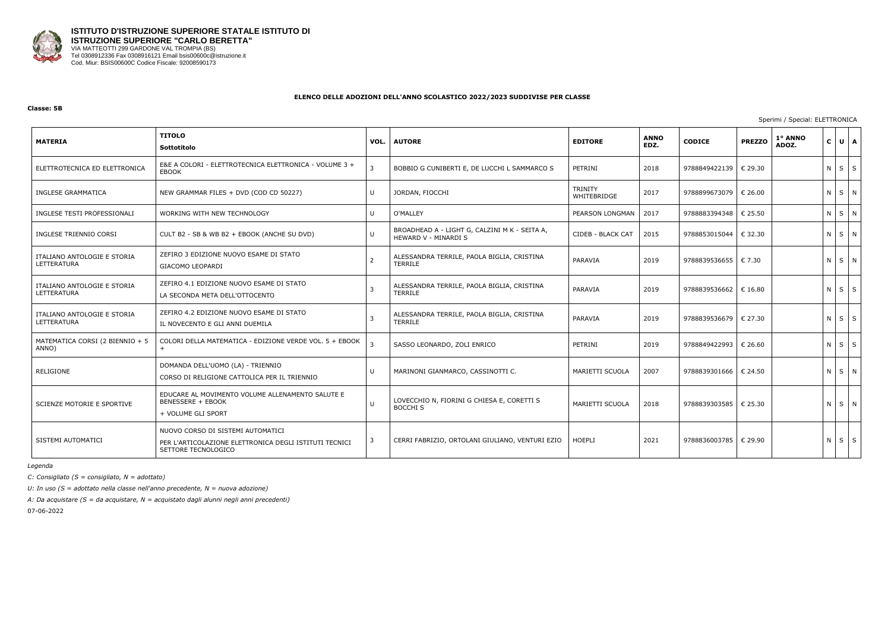**ISTITUTO D'ISTRUZIONE SUPERIORE STATALE ISTITUTO DI ISTRUZIONE SUPERIORE "CARLO BERETTA"**
VIA MATTEOTTI 299 GARDONE VAL TROMPIA (BS)
Tel 0308912336 Fax 0308916121 Email bsis00600c@istruzione.it
Cod. Miur: BSIS00600C Codice Fiscale: 92008590173

**ELENCO DELLE ADOZIONI DELL'ANNO SCOLASTICO 2022/2023 SUDDIVISE PER CLASSE**

**Classe: 5B**

Sperimi / Special: ELETTRONICA

| MATERIA | TITOLO Sottotitolo | VOL. | AUTORE | EDITORE | ANNO EDZ. | CODICE | PREZZO | 1° ANNO ADOZ. | C | U | A |
|---|---|---|---|---|---|---|---|---|---|---|---|
| ELETTROTECNICA ED ELETTRONICA | E&E A COLORI - ELETTROTECNICA ELETTRONICA - VOLUME 3 + EBOOK | 3 | BOBBIO G CUNIBERTI E, DE LUCCHI L SAMMARCO S | PETRINI | 2018 | 9788849422139 | € 29.30 | | N | S | S |
| INGLESE GRAMMATICA | NEW GRAMMAR FILES + DVD (COD CD 50227) | U | JORDAN, FIOCCHI | TRINITY WHITEBRIDGE | 2017 | 9788899673079 | € 26.00 | | N | S | N |
| INGLESE TESTI PROFESSIONALI | WORKING WITH NEW TECHNOLOGY | U | O'MALLEY | PEARSON LONGMAN | 2017 | 9788883394348 | € 25.50 | | N | S | N |
| INGLESE TRIENNIO CORSI | CULT B2 - SB & WB B2 + EBOOK (ANCHE SU DVD) | U | BROADHEAD A - LIGHT G, CALZINI M K - SEITA A, HEWARD V - MINARDI S | CIDEB - BLACK CAT | 2015 | 9788853015044 | € 32.30 | | N | S | N |
| ITALIANO ANTOLOGIE E STORIA LETTERATURA | ZEFIRO 3 EDIZIONE NUOVO ESAME DI STATO<br>GIACOMO LEOPARDI | 2 | ALESSANDRA TERRILE, PAOLA BIGLIA, CRISTINA TERRILE | PARAVIA | 2019 | 9788839536655 | € 7.30 | | N | S | N |
| ITALIANO ANTOLOGIE E STORIA LETTERATURA | ZEFIRO 4.1 EDIZIONE NUOVO ESAME DI STATO<br>LA SECONDA META DELL'OTTOCENTO | 3 | ALESSANDRA TERRILE, PAOLA BIGLIA, CRISTINA TERRILE | PARAVIA | 2019 | 9788839536662 | € 16.80 | | N | S | S |
| ITALIANO ANTOLOGIE E STORIA LETTERATURA | ZEFIRO 4.2 EDIZIONE NUOVO ESAME DI STATO<br>IL NOVECENTO E GLI ANNI DUEMILA | 3 | ALESSANDRA TERRILE, PAOLA BIGLIA, CRISTINA TERRILE | PARAVIA | 2019 | 9788839536679 | € 27.30 | | N | S | S |
| MATEMATICA CORSI (2 BIENNIO + 5 ANNO) | COLORI DELLA MATEMATICA - EDIZIONE VERDE VOL. 5 + EBOOK + | 3 | SASSO LEONARDO, ZOLI ENRICO | PETRINI | 2019 | 9788849422993 | € 26.60 | | N | S | S |
| RELIGIONE | DOMANDA DELL'UOMO (LA) - TRIENNIO<br>CORSO DI RELIGIONE CATTOLICA PER IL TRIENNIO | U | MARINONI GIANMARCO, CASSINOTTI C. | MARIETTI SCUOLA | 2007 | 9788839301666 | € 24.50 | | N | S | N |
| SCIENZE MOTORIE E SPORTIVE | EDUCARE AL MOVIMENTO VOLUME ALLENAMENTO SALUTE E BENESSERE + EBOOK<br>+ VOLUME GLI SPORT | U | LOVECCHIO N, FIORINI G CHIESA E, CORETTI S BOCCHI S | MARIETTI SCUOLA | 2018 | 9788839303585 | € 25.30 | | N | S | N |
| SISTEMI AUTOMATICI | NUOVO CORSO DI SISTEMI AUTOMATICI<br>PER L'ARTICOLAZIONE ELETTRONICA DEGLI ISTITUTI TECNICI SETTORE TECNOLOGICO | 3 | CERRI FABRIZIO, ORTOLANI GIULIANO, VENTURI EZIO | HOEPLI | 2021 | 9788836003785 | € 29.90 | | N | S | S |

*Legenda*

*C: Consigliato (S = consigliato, N = adottato)*

*U: In uso (S = adottato nella classe nell'anno precedente, N = nuova adozione)*

*A: Da acquistare (S = da acquistare, N = acquistato dagli alunni negli anni precedenti)*

07-06-2022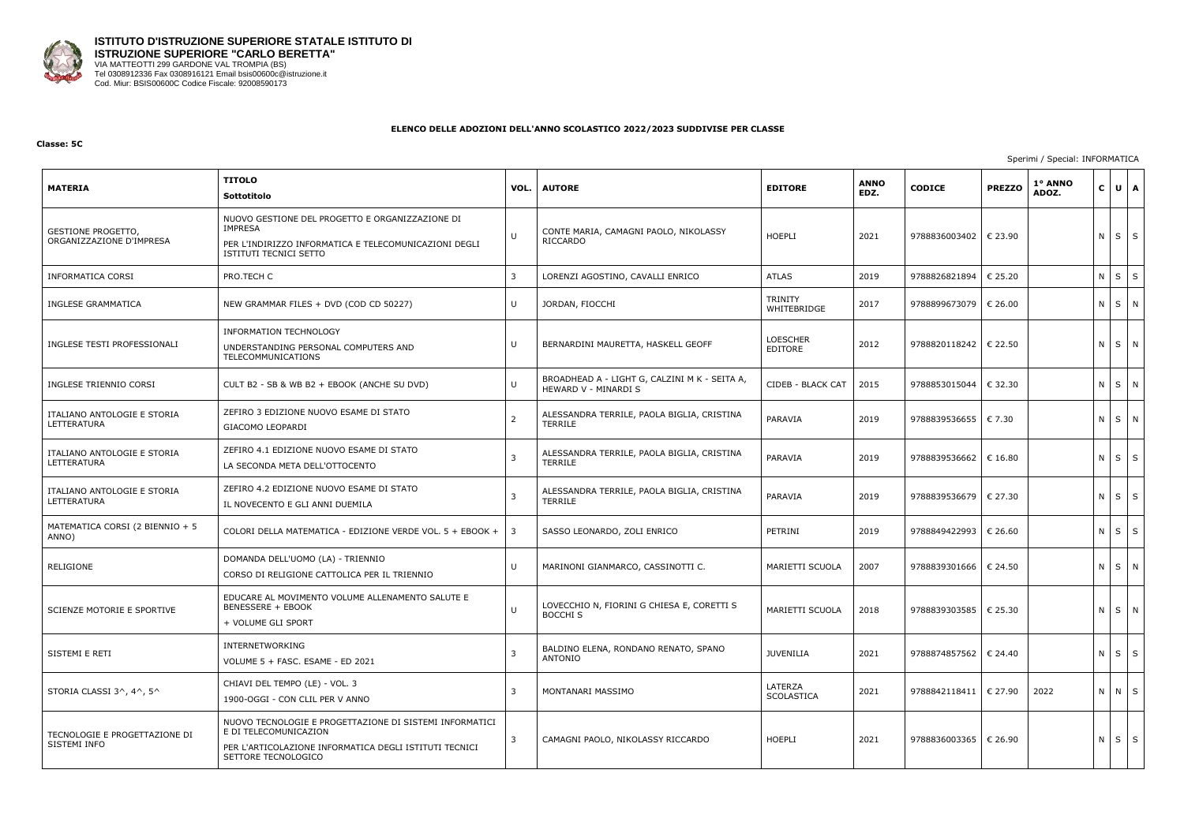**ISTITUTO D'ISTRUZIONE SUPERIORE STATALE ISTITUTO DI ISTRUZIONE SUPERIORE "CARLO BERETTA"**
VIA MATTEOTTI 299 GARDONE VAL TROMPIA (BS)
Tel 0308912336 Fax 0308916121 Email bsis00600c@istruzione.it
Cod. Miur: BSIS00600C Codice Fiscale: 92008590173

**ELENCO DELLE ADOZIONI DELL'ANNO SCOLASTICO 2022/2023 SUDDIVISE PER CLASSE**

**Classe: 5C**

Sperimi / Special: INFORMATICA

| MATERIA | TITOLO<br>Sottotitolo | VOL. | AUTORE | EDITORE | ANNO EDZ. | CODICE | PREZZO | 1° ANNO ADOZ. | C | U | A |
|---|---|---|---|---|---|---|---|---|---|---|---|
| GESTIONE PROGETTO, ORGANIZZAZIONE D'IMPRESA | NUOVO GESTIONE DEL PROGETTO E ORGANIZZAZIONE DI IMPRESA<br>PER L'INDIRIZZO INFORMATICA E TELECOMUNICAZIONI DEGLI ISTITUTI TECNICI SETTO | U | CONTE MARIA, CAMAGNI PAOLO, NIKOLASSY RICCARDO | HOEPLI | 2021 | 9788836003402 | € 23.90 | | N | S | S |
| INFORMATICA CORSI | PRO.TECH C | 3 | LORENZI AGOSTINO, CAVALLI ENRICO | ATLAS | 2019 | 9788826821894 | € 25.20 | | N | S | S |
| INGLESE GRAMMATICA | NEW GRAMMAR FILES + DVD (COD CD 50227) | U | JORDAN, FIOCCHI | TRINITY WHITEBRIDGE | 2017 | 9788899673079 | € 26.00 | | N | S | N |
| INGLESE TESTI PROFESSIONALI | INFORMATION TECHNOLOGY<br>UNDERSTANDING PERSONAL COMPUTERS AND TELECOMMUNICATIONS | U | BERNARDINI MAURETTA, HASKELL GEOFF | LOESCHER EDITORE | 2012 | 9788820118242 | € 22.50 | | N | S | N |
| INGLESE TRIENNIO CORSI | CULT B2 - SB & WB B2 + EBOOK (ANCHE SU DVD) | U | BROADHEAD A - LIGHT G, CALZINI M K - SEITA A, HEWARD V - MINARDI S | CIDEB - BLACK CAT | 2015 | 9788853015044 | € 32.30 | | N | S | N |
| ITALIANO ANTOLOGIE E STORIA LETTERATURA | ZEFIRO 3 EDIZIONE NUOVO ESAME DI STATO<br>GIACOMO LEOPARDI | 2 | ALESSANDRA TERRILE, PAOLA BIGLIA, CRISTINA TERRILE | PARAVIA | 2019 | 9788839536655 | € 7.30 | | N | S | N |
| ITALIANO ANTOLOGIE E STORIA LETTERATURA | ZEFIRO 4.1 EDIZIONE NUOVO ESAME DI STATO<br>LA SECONDA META DELL'OTTOCENTO | 3 | ALESSANDRA TERRILE, PAOLA BIGLIA, CRISTINA TERRILE | PARAVIA | 2019 | 9788839536662 | € 16.80 | | N | S | S |
| ITALIANO ANTOLOGIE E STORIA LETTERATURA | ZEFIRO 4.2 EDIZIONE NUOVO ESAME DI STATO<br>IL NOVECENTO E GLI ANNI DUEMILA | 3 | ALESSANDRA TERRILE, PAOLA BIGLIA, CRISTINA TERRILE | PARAVIA | 2019 | 9788839536679 | € 27.30 | | N | S | S |
| MATEMATICA CORSI (2 BIENNIO + 5 ANNO) | COLORI DELLA MATEMATICA - EDIZIONE VERDE VOL. 5 + EBOOK + | 3 | SASSO LEONARDO, ZOLI ENRICO | PETRINI | 2019 | 9788849422993 | € 26.60 | | N | S | S |
| RELIGIONE | DOMANDA DELL'UOMO (LA) - TRIENNIO<br>CORSO DI RELIGIONE CATTOLICA PER IL TRIENNIO | U | MARINONI GIANMARCO, CASSINOTTI C. | MARIETTI SCUOLA | 2007 | 9788839301666 | € 24.50 | | N | S | N |
| SCIENZE MOTORIE E SPORTIVE | EDUCARE AL MOVIMENTO VOLUME ALLENAMENTO SALUTE E BENESSERE + EBOOK<br>+ VOLUME GLI SPORT | U | LOVECCHIO N, FIORINI G CHIESA E, CORETTI S BOCCHI S | MARIETTI SCUOLA | 2018 | 9788839303585 | € 25.30 | | N | S | N |
| SISTEMI E RETI | INTERNETWORKING<br>VOLUME 5 + FASC. ESAME - ED 2021 | 3 | BALDINO ELENA, RONDANO RENATO, SPANO ANTONIO | JUVENILIA | 2021 | 9788874857562 | € 24.40 | | N | S | S |
| STORIA CLASSI 3^, 4^, 5^ | CHIAVI DEL TEMPO (LE) - VOL. 3<br>1900-OGGI - CON CLIL PER V ANNO | 3 | MONTANARI MASSIMO | LATERZA SCOLASTICA | 2021 | 9788842118411 | € 27.90 | 2022 | N | N | S |
| TECNOLOGIE E PROGETTAZIONE DI SISTEMI INFO | NUOVO TECNOLOGIE E PROGETTAZIONE DI SISTEMI INFORMATICI E DI TELECOMUNICAZION<br>PER L'ARTICOLAZIONE INFORMATICA DEGLI ISTITUTI TECNICI SETTORE TECNOLOGICO | 3 | CAMAGNI PAOLO, NIKOLASSY RICCARDO | HOEPLI | 2021 | 9788836003365 | € 26.90 | | N | S | S |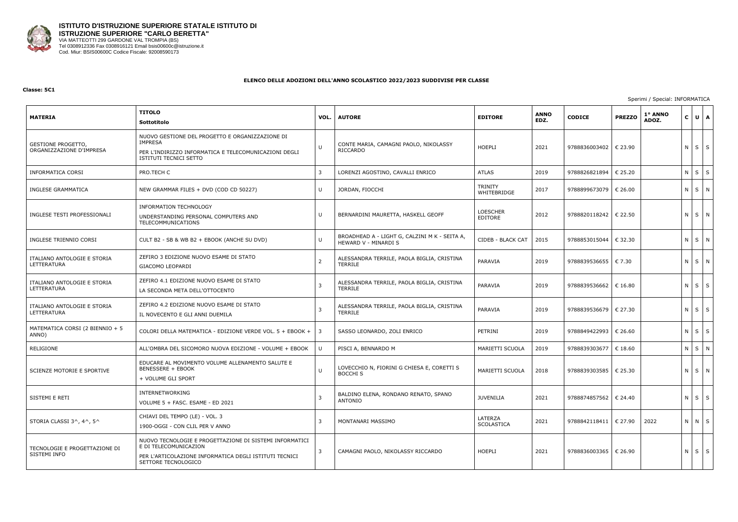**ISTITUTO D'ISTRUZIONE SUPERIORE STATALE ISTITUTO DI ISTRUZIONE SUPERIORE "CARLO BERETTA"**
VIA MATTEOTTI 299 GARDONE VAL TROMPIA (BS)
Tel 0308912336 Fax 0308916121 Email bsis00600c@istruzione.it
Cod. Miur: BSIS00600C Codice Fiscale: 92008590173

**ELENCO DELLE ADOZIONI DELL'ANNO SCOLASTICO 2022/2023 SUDDIVISE PER CLASSE**

**Classe: 5C1**

Sperimi / Special: INFORMATICA

| MATERIA | TITOLO<br>Sottotitolo | VOL. | AUTORE | EDITORE | ANNO EDZ. | CODICE | PREZZO | 1° ANNO ADOZ. | C | U | A |
|---|---|---|---|---|---|---|---|---|---|---|---|
| GESTIONE PROGETTO, ORGANIZZAZIONE D'IMPRESA | NUOVO GESTIONE DEL PROGETTO E ORGANIZZAZIONE DI IMPRESA<br>PER L'INDIRIZZO INFORMATICA E TELECOMUNICAZIONI DEGLI ISTITUTI TECNICI SETTO | U | CONTE MARIA, CAMAGNI PAOLO, NIKOLASSY RICCARDO | HOEPLI | 2021 | 9788836003402 | € 23.90 | | N | S | S |
| INFORMATICA CORSI | PRO.TECH C | 3 | LORENZI AGOSTINO, CAVALLI ENRICO | ATLAS | 2019 | 9788826821894 | € 25.20 | | N | S | S |
| INGLESE GRAMMATICA | NEW GRAMMAR FILES + DVD (COD CD 50227) | U | JORDAN, FIOCCHI | TRINITY WHITEBRIDGE | 2017 | 9788899673079 | € 26.00 | | N | S | N |
| INGLESE TESTI PROFESSIONALI | INFORMATION TECHNOLOGY<br>UNDERSTANDING PERSONAL COMPUTERS AND TELECOMMUNICATIONS | U | BERNARDINI MAURETTA, HASKELL GEOFF | LOESCHER EDITORE | 2012 | 9788820118242 | € 22.50 | | N | S | N |
| INGLESE TRIENNIO CORSI | CULT B2 - SB & WB B2 + EBOOK (ANCHE SU DVD) | U | BROADHEAD A - LIGHT G, CALZINI M K - SEITA A, HEWARD V - MINARDI S | CIDEB - BLACK CAT | 2015 | 9788853015044 | € 32.30 | | N | S | N |
| ITALIANO ANTOLOGIE E STORIA LETTERATURA | ZEFIRO 3 EDIZIONE NUOVO ESAME DI STATO<br>GIACOMO LEOPARDI | 2 | ALESSANDRA TERRILE, PAOLA BIGLIA, CRISTINA TERRILE | PARAVIA | 2019 | 9788839536655 | € 7.30 | | N | S | N |
| ITALIANO ANTOLOGIE E STORIA LETTERATURA | ZEFIRO 4.1 EDIZIONE NUOVO ESAME DI STATO<br>LA SECONDA META DELL'OTTOCENTO | 3 | ALESSANDRA TERRILE, PAOLA BIGLIA, CRISTINA TERRILE | PARAVIA | 2019 | 9788839536662 | € 16.80 | | N | S | S |
| ITALIANO ANTOLOGIE E STORIA LETTERATURA | ZEFIRO 4.2 EDIZIONE NUOVO ESAME DI STATO<br>IL NOVECENTO E GLI ANNI DUEMILA | 3 | ALESSANDRA TERRILE, PAOLA BIGLIA, CRISTINA TERRILE | PARAVIA | 2019 | 9788839536679 | € 27.30 | | N | S | S |
| MATEMATICA CORSI (2 BIENNIO + 5 ANNO) | COLORI DELLA MATEMATICA - EDIZIONE VERDE VOL. 5 + EBOOK + | 3 | SASSO LEONARDO, ZOLI ENRICO | PETRINI | 2019 | 9788849422993 | € 26.60 | | N | S | S |
| RELIGIONE | ALL'OMBRA DEL SICOMORO NUOVA EDIZIONE - VOLUME + EBOOK | U | PISCI A, BENNARDO M | MARIETTI SCUOLA | 2019 | 9788839303677 | € 18.60 | | N | S | N |
| SCIENZE MOTORIE E SPORTIVE | EDUCARE AL MOVIMENTO VOLUME ALLENAMENTO SALUTE E BENESSERE + EBOOK<br>+ VOLUME GLI SPORT | U | LOVECCHIO N, FIORINI G CHIESA E, CORETTI S BOCCHI S | MARIETTI SCUOLA | 2018 | 9788839303585 | € 25.30 | | N | S | N |
| SISTEMI E RETI | INTERNETWORKING<br>VOLUME 5 + FASC. ESAME - ED 2021 | 3 | BALDINO ELENA, RONDANO RENATO, SPANO ANTONIO | JUVENILIA | 2021 | 9788874857562 | € 24.40 | | N | S | S |
| STORIA CLASSI 3^, 4^, 5^ | CHIAVI DEL TEMPO (LE) - VOL. 3<br>1900-OGGI - CON CLIL PER V ANNO | 3 | MONTANARI MASSIMO | LATERZA SCOLASTICA | 2021 | 9788842118411 | € 27.90 | 2022 | N | N | S |
| TECNOLOGIE E PROGETTAZIONE DI SISTEMI INFO | NUOVO TECNOLOGIE E PROGETTAZIONE DI SISTEMI INFORMATICI E DI TELECOMUNICAZION<br>PER L'ARTICOLAZIONE INFORMATICA DEGLI ISTITUTI TECNICI SETTORE TECNOLOGICO | 3 | CAMAGNI PAOLO, NIKOLASSY RICCARDO | HOEPLI | 2021 | 9788836003365 | € 26.90 | | N | S | S |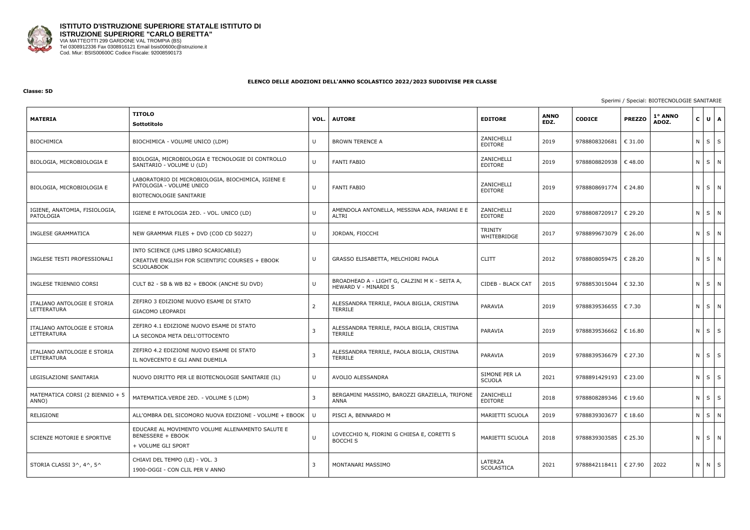**ISTITUTO D'ISTRUZIONE SUPERIORE STATALE ISTITUTO DI ISTRUZIONE SUPERIORE "CARLO BERETTA"**
VIA MATTEOTTI 299 GARDONE VAL TROMPIA (BS)
Tel 0308912336 Fax 0308916121 Email bsis00600c@istruzione.it
Cod. Miur: BSIS00600C Codice Fiscale: 92008590173

**ELENCO DELLE ADOZIONI DELL'ANNO SCOLASTICO 2022/2023 SUDDIVISE PER CLASSE**

**Classe: 5D**

Sperimi / Special: BIOTECNOLOGIE SANITARIE

| MATERIA | TITOLO Sottotitolo | VOL. | AUTORE | EDITORE | ANNO EDZ. | CODICE | PREZZO | 1° ANNO ADOZ. | C | U | A |
|---|---|---|---|---|---|---|---|---|---|---|---|
| BIOCHIMICA | BIOCHIMICA - VOLUME UNICO (LDM) | U | BROWN TERENCE A | ZANICHELLI EDITORE | 2019 | 9788808320681 | € 31.00 | | N | S | S |
| BIOLOGIA, MICROBIOLOGIA E | BIOLOGIA, MICROBIOLOGIA E TECNOLOGIE DI CONTROLLO SANITARIO - VOLUME U (LD) | U | FANTI FABIO | ZANICHELLI EDITORE | 2019 | 9788808820938 | € 48.00 | | N | S | N |
| BIOLOGIA, MICROBIOLOGIA E | LABORATORIO DI MICROBIOLOGIA, BIOCHIMICA, IGIENE E PATOLOGIA - VOLUME UNICO<br>BIOTECNOLOGIE SANITARIE | U | FANTI FABIO | ZANICHELLI EDITORE | 2019 | 9788808691774 | € 24.80 | | N | S | N |
| IGIENE, ANATOMIA, FISIOLOGIA, PATOLOGIA | IGIENE E PATOLOGIA 2ED. - VOL. UNICO (LD) | U | AMENDOLA ANTONELLA, MESSINA ADA, PARIANI E E ALTRI | ZANICHELLI EDITORE | 2020 | 9788808720917 | € 29.20 | | N | S | N |
| INGLESE GRAMMATICA | NEW GRAMMAR FILES + DVD (COD CD 50227) | U | JORDAN, FIOCCHI | TRINITY WHITEBRIDGE | 2017 | 9788899673079 | € 26.00 | | N | S | N |
| INGLESE TESTI PROFESSIONALI | INTO SCIENCE (LMS LIBRO SCARICABILE)<br>CREATIVE ENGLISH FOR SCIENTIFIC COURSES + EBOOK SCUOLABOOK | U | GRASSO ELISABETTA, MELCHIORI PAOLA | CLITT | 2012 | 9788808059475 | € 28.20 | | N | S | N |
| INGLESE TRIENNIO CORSI | CULT B2 - SB & WB B2 + EBOOK (ANCHE SU DVD) | U | BROADHEAD A - LIGHT G, CALZINI M K - SEITA A, HEWARD V - MINARDI S | CIDEB - BLACK CAT | 2015 | 9788853015044 | € 32.30 | | N | S | N |
| ITALIANO ANTOLOGIE E STORIA LETTERATURA | ZEFIRO 3 EDIZIONE NUOVO ESAME DI STATO<br>GIACOMO LEOPARDI | 2 | ALESSANDRA TERRILE, PAOLA BIGLIA, CRISTINA TERRILE | PARAVIA | 2019 | 9788839536655 | € 7.30 | | N | S | N |
| ITALIANO ANTOLOGIE E STORIA LETTERATURA | ZEFIRO 4.1 EDIZIONE NUOVO ESAME DI STATO<br>LA SECONDA META DELL'OTTOCENTO | 3 | ALESSANDRA TERRILE, PAOLA BIGLIA, CRISTINA TERRILE | PARAVIA | 2019 | 9788839536662 | € 16.80 | | N | S | S |
| ITALIANO ANTOLOGIE E STORIA LETTERATURA | ZEFIRO 4.2 EDIZIONE NUOVO ESAME DI STATO<br>IL NOVECENTO E GLI ANNI DUEMILA | 3 | ALESSANDRA TERRILE, PAOLA BIGLIA, CRISTINA TERRILE | PARAVIA | 2019 | 9788839536679 | € 27.30 | | N | S | S |
| LEGISLAZIONE SANITARIA | NUOVO DIRITTO PER LE BIOTECNOLOGIE SANITARIE (IL) | U | AVOLIO ALESSANDRA | SIMONE PER LA SCUOLA | 2021 | 9788891429193 | € 23.00 | | N | S | S |
| MATEMATICA CORSI (2 BIENNIO + 5 ANNO) | MATEMATICA.VERDE 2ED. - VOLUME 5 (LDM) | 3 | BERGAMINI MASSIMO, BAROZZI GRAZIELLA, TRIFONE ANNA | ZANICHELLI EDITORE | 2018 | 9788808289346 | € 19.60 | | N | S | S |
| RELIGIONE | ALL'OMBRA DEL SICOMORO NUOVA EDIZIONE - VOLUME + EBOOK | U | PISCI A, BENNARDO M | MARIETTI SCUOLA | 2019 | 9788839303677 | € 18.60 | | N | S | N |
| SCIENZE MOTORIE E SPORTIVE | EDUCARE AL MOVIMENTO VOLUME ALLENAMENTO SALUTE E BENESSERE + EBOOK<br>+ VOLUME GLI SPORT | U | LOVECCHIO N, FIORINI G CHIESA E, CORETTI S BOCCHI S | MARIETTI SCUOLA | 2018 | 9788839303585 | € 25.30 | | N | S | N |
| STORIA CLASSI 3^, 4^, 5^ | CHIAVI DEL TEMPO (LE) - VOL. 3<br>1900-OGGI - CON CLIL PER V ANNO | 3 | MONTANARI MASSIMO | LATERZA SCOLASTICA | 2021 | 9788842118411 | € 27.90 | 2022 | N | N | S |